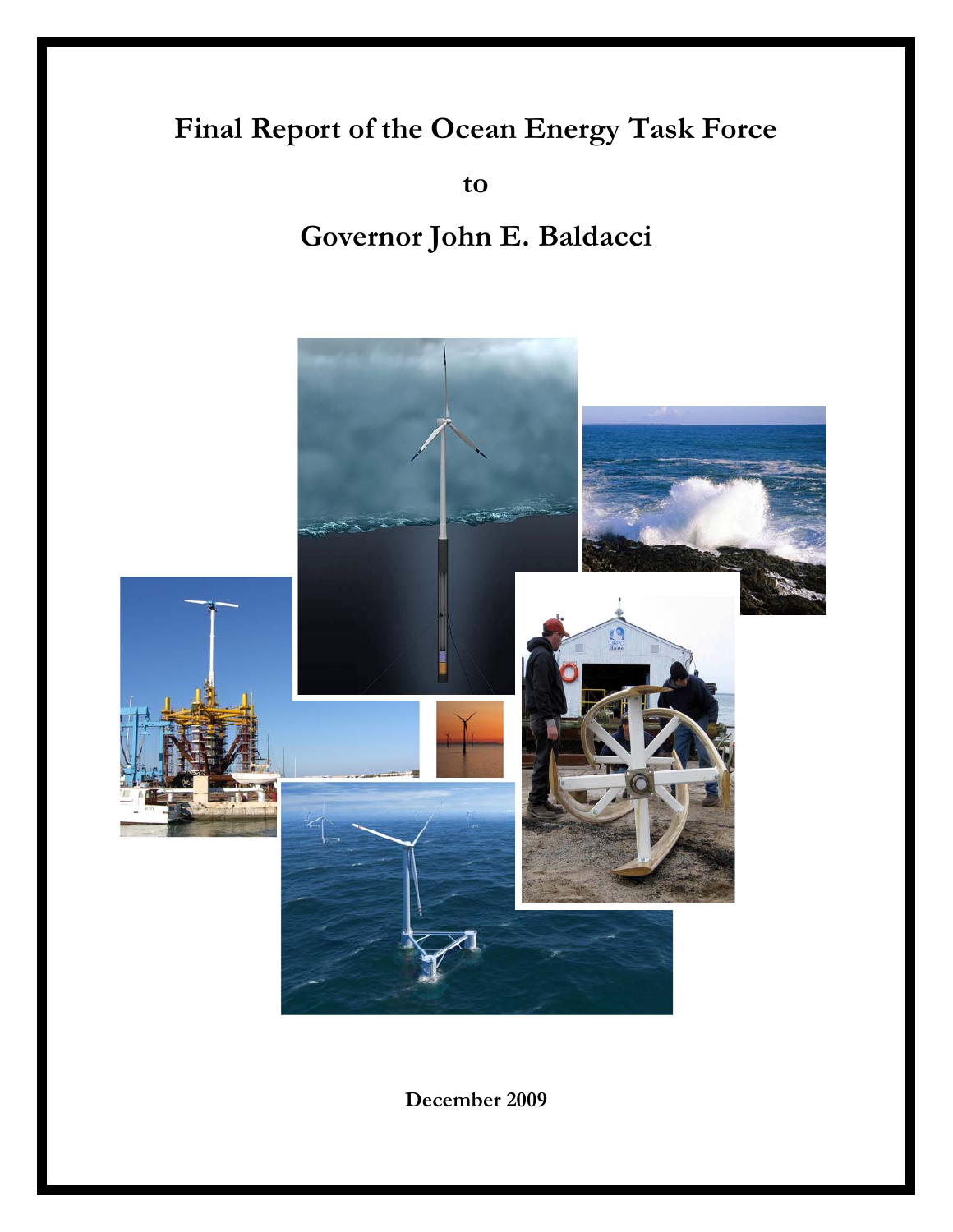# Final Report of the Ocean Energy Task Force

to

# Governor John E. Baldacci

December 2009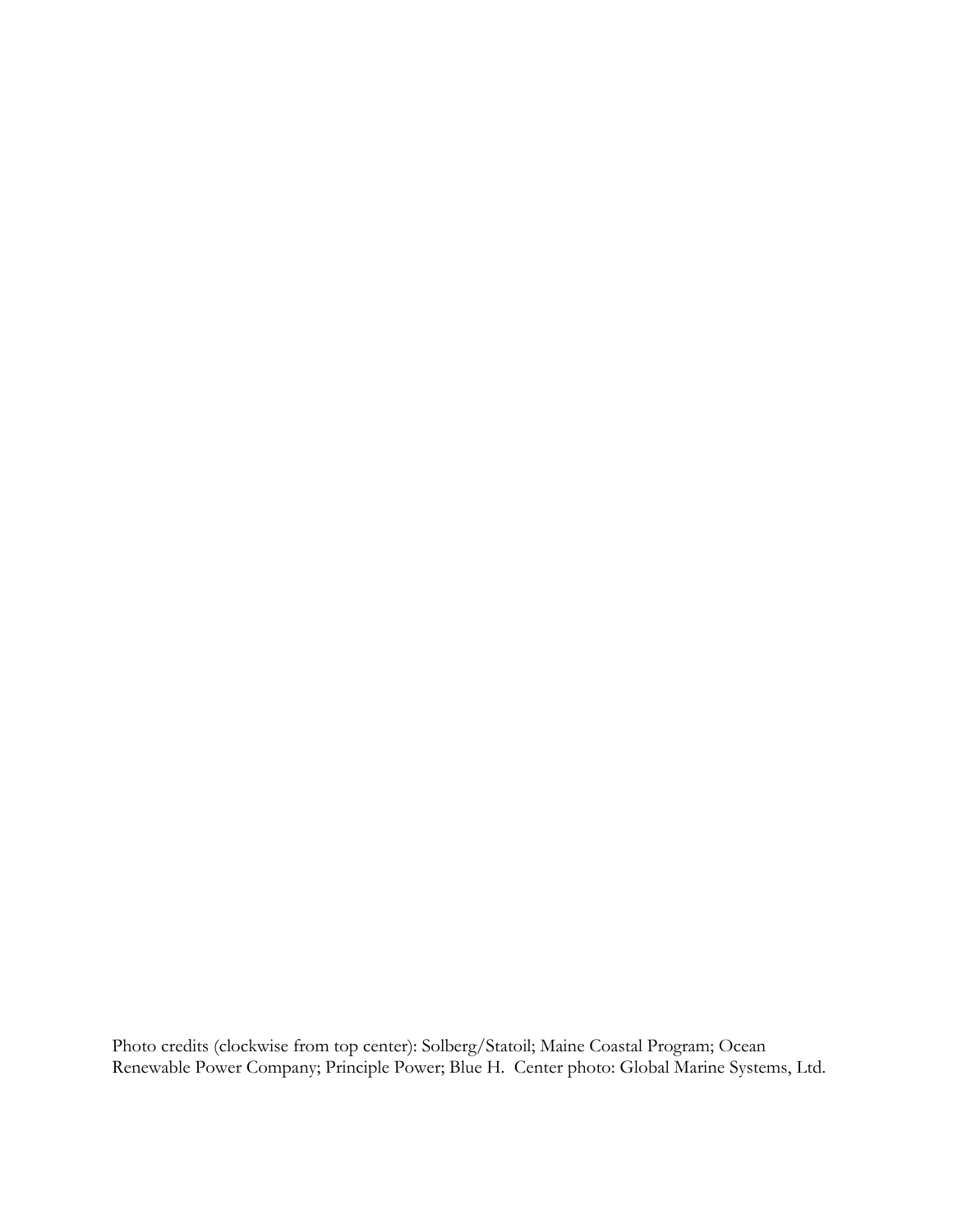Photo credits (clockwise from top center): Solberg/Statoil; Maine Coastal Program; Ocean Renewable Power Company; Principle Power; Blue H. Center photo: Global Marine Systems, Ltd.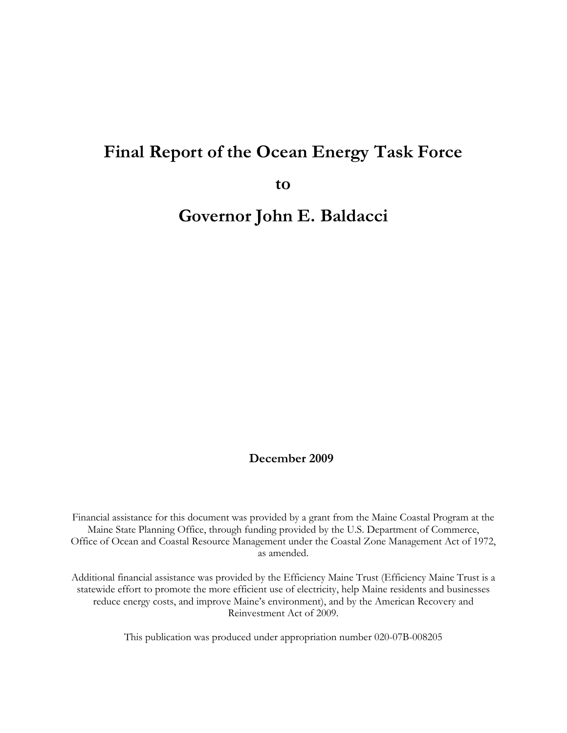# Final Report of the Ocean Energy Task Force

# to

# Governor John E. Baldacci

**December 2009**

Financial assistance for this document was provided by a grant from the Maine Coastal Program at the Maine State Planning Office, through funding provided by the U.S. Department of Commerce, Office of Ocean and Coastal Resource Management under the Coastal Zone Management Act of 1972, as amended.

Additional financial assistance was provided by the Efficiency Maine Trust (Efficiency Maine Trust is a statewide effort to promote the more efficient use of electricity, help Maine residents and businesses reduce energy costs, and improve Maine's environment), and by the American Recovery and Reinvestment Act of 2009.

This publication was produced under appropriation number 020-07B-008205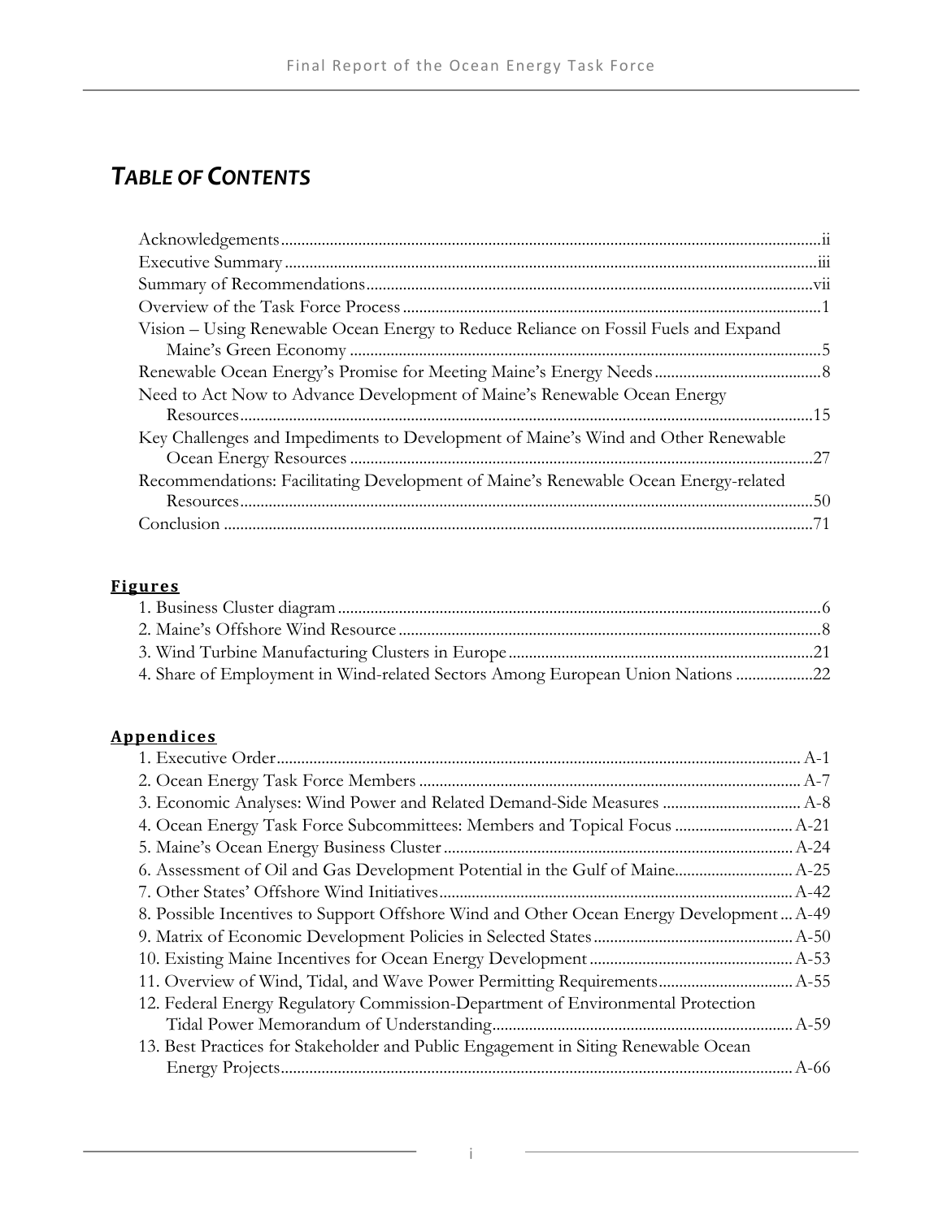# *TABLE OF CONTENTS*

Acknowledgements .......... ii
Executive Summary .......... iii
Summary of Recommendations .......... vii
Overview of the Task Force Process .......... 1
Vision – Using Renewable Ocean Energy to Reduce Reliance on Fossil Fuels and Expand Maine's Green Economy .......... 5
Renewable Ocean Energy's Promise for Meeting Maine's Energy Needs .......... 8
Need to Act Now to Advance Development of Maine's Renewable Ocean Energy Resources .......... 15
Key Challenges and Impediments to Development of Maine's Wind and Other Renewable Ocean Energy Resources .......... 27
Recommendations: Facilitating Development of Maine's Renewable Ocean Energy-related Resources .......... 50
Conclusion .......... 71

## Figures

1. Business Cluster diagram .......... 6
2. Maine's Offshore Wind Resource .......... 8
3. Wind Turbine Manufacturing Clusters in Europe .......... 21
4. Share of Employment in Wind-related Sectors Among European Union Nations .......... 22

## Appendices

1. Executive Order .......... A-1
2. Ocean Energy Task Force Members .......... A-7
3. Economic Analyses: Wind Power and Related Demand-Side Measures .......... A-8
4. Ocean Energy Task Force Subcommittees: Members and Topical Focus .......... A-21
5. Maine's Ocean Energy Business Cluster .......... A-24
6. Assessment of Oil and Gas Development Potential in the Gulf of Maine .......... A-25
7. Other States' Offshore Wind Initiatives .......... A-42
8. Possible Incentives to Support Offshore Wind and Other Ocean Energy Development .......... A-49
9. Matrix of Economic Development Policies in Selected States .......... A-50
10. Existing Maine Incentives for Ocean Energy Development .......... A-53
11. Overview of Wind, Tidal, and Wave Power Permitting Requirements .......... A-55
12. Federal Energy Regulatory Commission-Department of Environmental Protection Tidal Power Memorandum of Understanding .......... A-59
13. Best Practices for Stakeholder and Public Engagement in Siting Renewable Ocean Energy Projects .......... A-66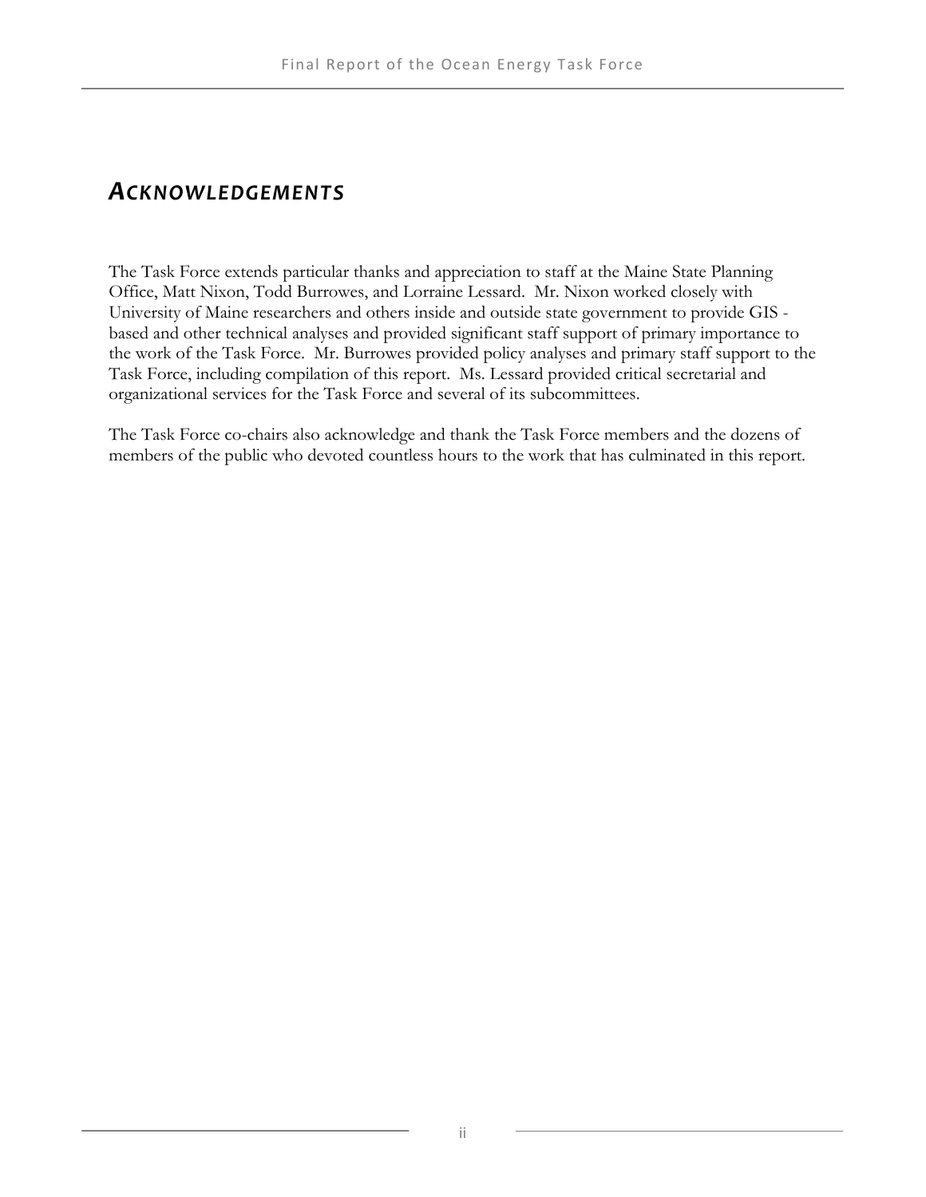# *ACKNOWLEDGEMENTS*

The Task Force extends particular thanks and appreciation to staff at the Maine State Planning Office, Matt Nixon, Todd Burrowes, and Lorraine Lessard. Mr. Nixon worked closely with University of Maine researchers and others inside and outside state government to provide GIS - based and other technical analyses and provided significant staff support of primary importance to the work of the Task Force. Mr. Burrowes provided policy analyses and primary staff support to the Task Force, including compilation of this report. Ms. Lessard provided critical secretarial and organizational services for the Task Force and several of its subcommittees.

The Task Force co-chairs also acknowledge and thank the Task Force members and the dozens of members of the public who devoted countless hours to the work that has culminated in this report.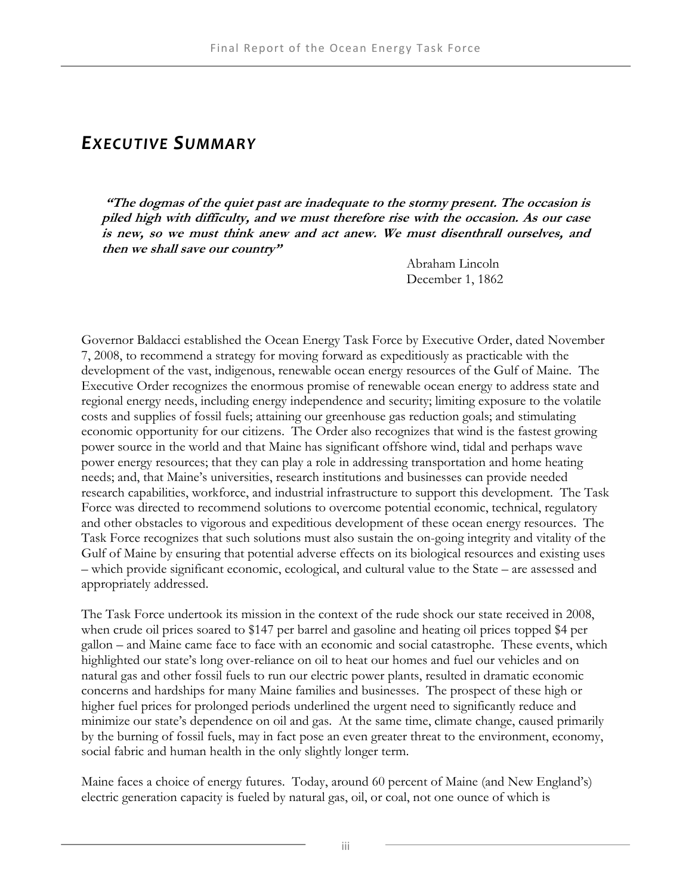# *EXECUTIVE SUMMARY*

***"The dogmas of the quiet past are inadequate to the stormy present. The occasion is piled high with difficulty, and we must therefore rise with the occasion. As our case is new, so we must think anew and act anew. We must disenthrall ourselves, and then we shall save our country"***

Abraham Lincoln
December 1, 1862

Governor Baldacci established the Ocean Energy Task Force by Executive Order, dated November 7, 2008, to recommend a strategy for moving forward as expeditiously as practicable with the development of the vast, indigenous, renewable ocean energy resources of the Gulf of Maine. The Executive Order recognizes the enormous promise of renewable ocean energy to address state and regional energy needs, including energy independence and security; limiting exposure to the volatile costs and supplies of fossil fuels; attaining our greenhouse gas reduction goals; and stimulating economic opportunity for our citizens. The Order also recognizes that wind is the fastest growing power source in the world and that Maine has significant offshore wind, tidal and perhaps wave power energy resources; that they can play a role in addressing transportation and home heating needs; and, that Maine's universities, research institutions and businesses can provide needed research capabilities, workforce, and industrial infrastructure to support this development. The Task Force was directed to recommend solutions to overcome potential economic, technical, regulatory and other obstacles to vigorous and expeditious development of these ocean energy resources. The Task Force recognizes that such solutions must also sustain the on-going integrity and vitality of the Gulf of Maine by ensuring that potential adverse effects on its biological resources and existing uses – which provide significant economic, ecological, and cultural value to the State – are assessed and appropriately addressed.

The Task Force undertook its mission in the context of the rude shock our state received in 2008, when crude oil prices soared to $147 per barrel and gasoline and heating oil prices topped $4 per gallon – and Maine came face to face with an economic and social catastrophe. These events, which highlighted our state's long over-reliance on oil to heat our homes and fuel our vehicles and on natural gas and other fossil fuels to run our electric power plants, resulted in dramatic economic concerns and hardships for many Maine families and businesses. The prospect of these high or higher fuel prices for prolonged periods underlined the urgent need to significantly reduce and minimize our state's dependence on oil and gas. At the same time, climate change, caused primarily by the burning of fossil fuels, may in fact pose an even greater threat to the environment, economy, social fabric and human health in the only slightly longer term.

Maine faces a choice of energy futures. Today, around 60 percent of Maine (and New England's) electric generation capacity is fueled by natural gas, oil, or coal, not one ounce of which is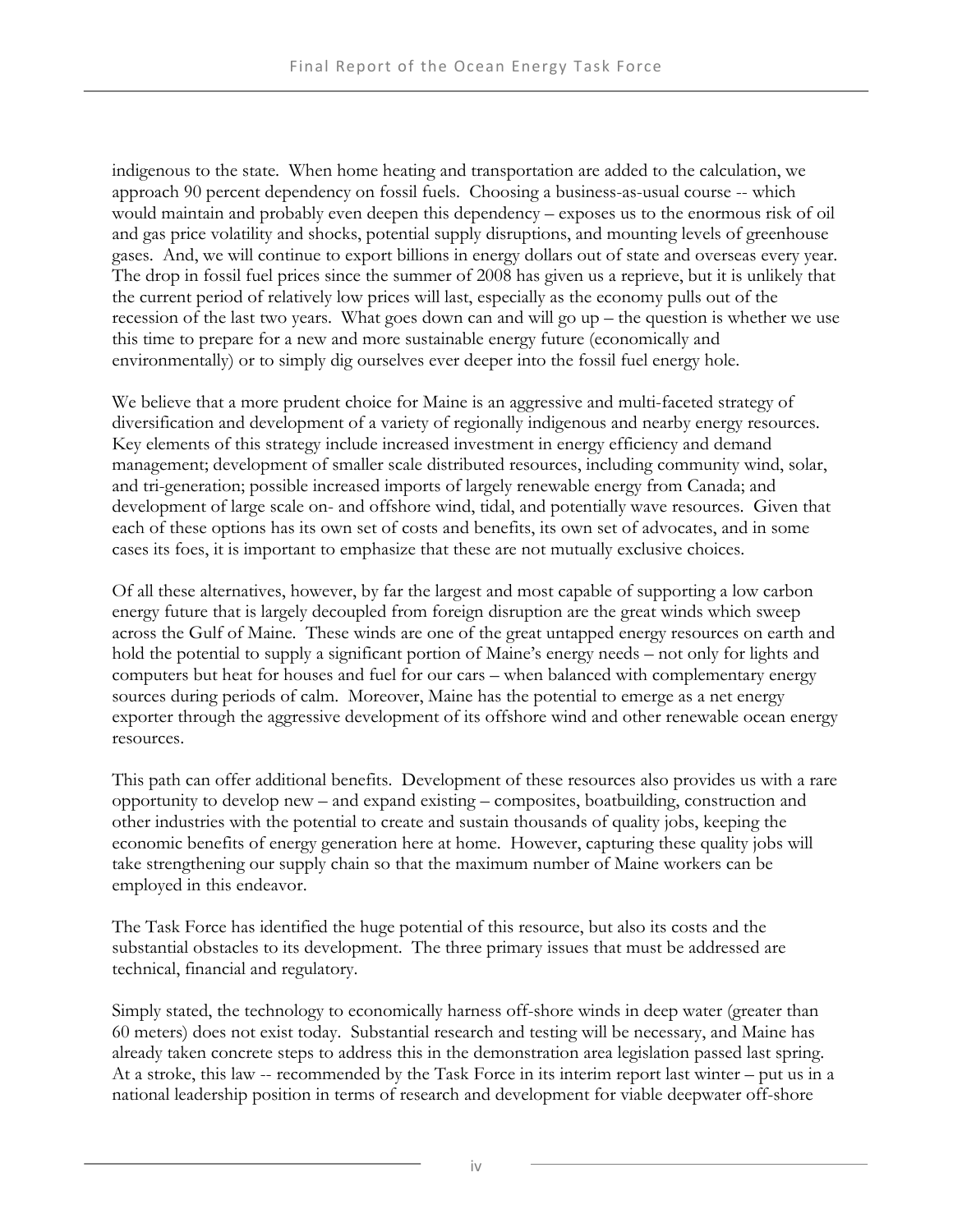indigenous to the state. When home heating and transportation are added to the calculation, we approach 90 percent dependency on fossil fuels. Choosing a business-as-usual course -- which would maintain and probably even deepen this dependency – exposes us to the enormous risk of oil and gas price volatility and shocks, potential supply disruptions, and mounting levels of greenhouse gases. And, we will continue to export billions in energy dollars out of state and overseas every year. The drop in fossil fuel prices since the summer of 2008 has given us a reprieve, but it is unlikely that the current period of relatively low prices will last, especially as the economy pulls out of the recession of the last two years. What goes down can and will go up – the question is whether we use this time to prepare for a new and more sustainable energy future (economically and environmentally) or to simply dig ourselves ever deeper into the fossil fuel energy hole.

We believe that a more prudent choice for Maine is an aggressive and multi-faceted strategy of diversification and development of a variety of regionally indigenous and nearby energy resources. Key elements of this strategy include increased investment in energy efficiency and demand management; development of smaller scale distributed resources, including community wind, solar, and tri-generation; possible increased imports of largely renewable energy from Canada; and development of large scale on- and offshore wind, tidal, and potentially wave resources. Given that each of these options has its own set of costs and benefits, its own set of advocates, and in some cases its foes, it is important to emphasize that these are not mutually exclusive choices.

Of all these alternatives, however, by far the largest and most capable of supporting a low carbon energy future that is largely decoupled from foreign disruption are the great winds which sweep across the Gulf of Maine. These winds are one of the great untapped energy resources on earth and hold the potential to supply a significant portion of Maine's energy needs – not only for lights and computers but heat for houses and fuel for our cars – when balanced with complementary energy sources during periods of calm. Moreover, Maine has the potential to emerge as a net energy exporter through the aggressive development of its offshore wind and other renewable ocean energy resources.

This path can offer additional benefits. Development of these resources also provides us with a rare opportunity to develop new – and expand existing – composites, boatbuilding, construction and other industries with the potential to create and sustain thousands of quality jobs, keeping the economic benefits of energy generation here at home. However, capturing these quality jobs will take strengthening our supply chain so that the maximum number of Maine workers can be employed in this endeavor.

The Task Force has identified the huge potential of this resource, but also its costs and the substantial obstacles to its development. The three primary issues that must be addressed are technical, financial and regulatory.

Simply stated, the technology to economically harness off-shore winds in deep water (greater than 60 meters) does not exist today. Substantial research and testing will be necessary, and Maine has already taken concrete steps to address this in the demonstration area legislation passed last spring. At a stroke, this law -- recommended by the Task Force in its interim report last winter – put us in a national leadership position in terms of research and development for viable deepwater off-shore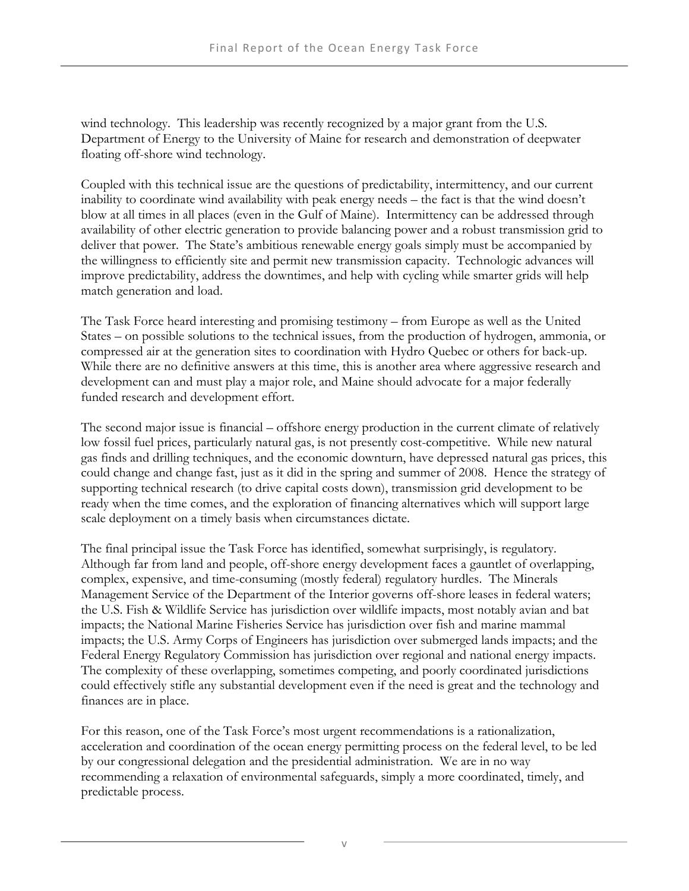wind technology. This leadership was recently recognized by a major grant from the U.S. Department of Energy to the University of Maine for research and demonstration of deepwater floating off-shore wind technology.

Coupled with this technical issue are the questions of predictability, intermittency, and our current inability to coordinate wind availability with peak energy needs – the fact is that the wind doesn't blow at all times in all places (even in the Gulf of Maine). Intermittency can be addressed through availability of other electric generation to provide balancing power and a robust transmission grid to deliver that power. The State's ambitious renewable energy goals simply must be accompanied by the willingness to efficiently site and permit new transmission capacity. Technologic advances will improve predictability, address the downtimes, and help with cycling while smarter grids will help match generation and load.

The Task Force heard interesting and promising testimony – from Europe as well as the United States – on possible solutions to the technical issues, from the production of hydrogen, ammonia, or compressed air at the generation sites to coordination with Hydro Quebec or others for back-up. While there are no definitive answers at this time, this is another area where aggressive research and development can and must play a major role, and Maine should advocate for a major federally funded research and development effort.

The second major issue is financial – offshore energy production in the current climate of relatively low fossil fuel prices, particularly natural gas, is not presently cost-competitive. While new natural gas finds and drilling techniques, and the economic downturn, have depressed natural gas prices, this could change and change fast, just as it did in the spring and summer of 2008. Hence the strategy of supporting technical research (to drive capital costs down), transmission grid development to be ready when the time comes, and the exploration of financing alternatives which will support large scale deployment on a timely basis when circumstances dictate.

The final principal issue the Task Force has identified, somewhat surprisingly, is regulatory. Although far from land and people, off-shore energy development faces a gauntlet of overlapping, complex, expensive, and time-consuming (mostly federal) regulatory hurdles. The Minerals Management Service of the Department of the Interior governs off-shore leases in federal waters; the U.S. Fish & Wildlife Service has jurisdiction over wildlife impacts, most notably avian and bat impacts; the National Marine Fisheries Service has jurisdiction over fish and marine mammal impacts; the U.S. Army Corps of Engineers has jurisdiction over submerged lands impacts; and the Federal Energy Regulatory Commission has jurisdiction over regional and national energy impacts. The complexity of these overlapping, sometimes competing, and poorly coordinated jurisdictions could effectively stifle any substantial development even if the need is great and the technology and finances are in place.

For this reason, one of the Task Force's most urgent recommendations is a rationalization, acceleration and coordination of the ocean energy permitting process on the federal level, to be led by our congressional delegation and the presidential administration. We are in no way recommending a relaxation of environmental safeguards, simply a more coordinated, timely, and predictable process.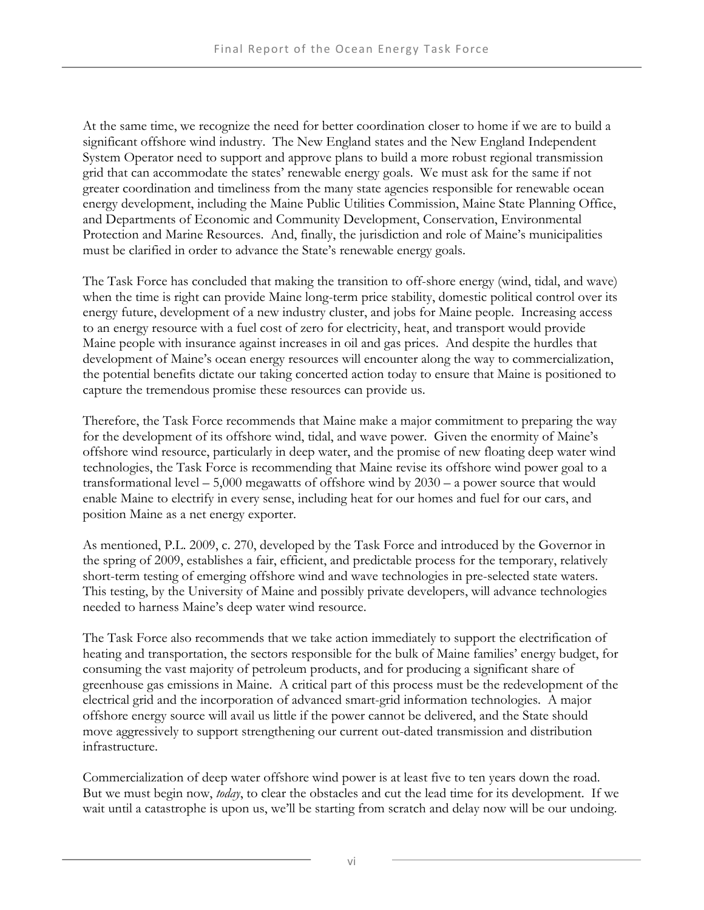At the same time, we recognize the need for better coordination closer to home if we are to build a significant offshore wind industry. The New England states and the New England Independent System Operator need to support and approve plans to build a more robust regional transmission grid that can accommodate the states' renewable energy goals. We must ask for the same if not greater coordination and timeliness from the many state agencies responsible for renewable ocean energy development, including the Maine Public Utilities Commission, Maine State Planning Office, and Departments of Economic and Community Development, Conservation, Environmental Protection and Marine Resources. And, finally, the jurisdiction and role of Maine's municipalities must be clarified in order to advance the State's renewable energy goals.

The Task Force has concluded that making the transition to off-shore energy (wind, tidal, and wave) when the time is right can provide Maine long-term price stability, domestic political control over its energy future, development of a new industry cluster, and jobs for Maine people. Increasing access to an energy resource with a fuel cost of zero for electricity, heat, and transport would provide Maine people with insurance against increases in oil and gas prices. And despite the hurdles that development of Maine's ocean energy resources will encounter along the way to commercialization, the potential benefits dictate our taking concerted action today to ensure that Maine is positioned to capture the tremendous promise these resources can provide us.

Therefore, the Task Force recommends that Maine make a major commitment to preparing the way for the development of its offshore wind, tidal, and wave power. Given the enormity of Maine's offshore wind resource, particularly in deep water, and the promise of new floating deep water wind technologies, the Task Force is recommending that Maine revise its offshore wind power goal to a transformational level – 5,000 megawatts of offshore wind by 2030 – a power source that would enable Maine to electrify in every sense, including heat for our homes and fuel for our cars, and position Maine as a net energy exporter.

As mentioned, P.L. 2009, c. 270, developed by the Task Force and introduced by the Governor in the spring of 2009, establishes a fair, efficient, and predictable process for the temporary, relatively short-term testing of emerging offshore wind and wave technologies in pre-selected state waters. This testing, by the University of Maine and possibly private developers, will advance technologies needed to harness Maine's deep water wind resource.

The Task Force also recommends that we take action immediately to support the electrification of heating and transportation, the sectors responsible for the bulk of Maine families' energy budget, for consuming the vast majority of petroleum products, and for producing a significant share of greenhouse gas emissions in Maine. A critical part of this process must be the redevelopment of the electrical grid and the incorporation of advanced smart-grid information technologies. A major offshore energy source will avail us little if the power cannot be delivered, and the State should move aggressively to support strengthening our current out-dated transmission and distribution infrastructure.

Commercialization of deep water offshore wind power is at least five to ten years down the road. But we must begin now, *today*, to clear the obstacles and cut the lead time for its development. If we wait until a catastrophe is upon us, we'll be starting from scratch and delay now will be our undoing.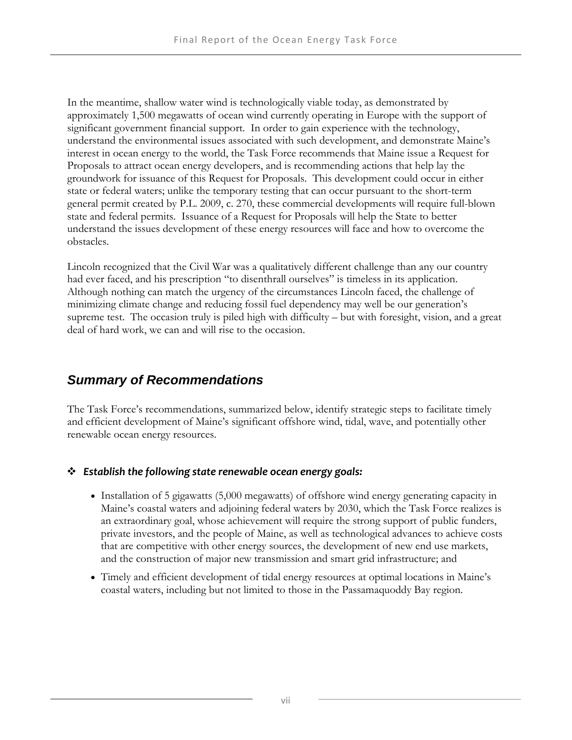In the meantime, shallow water wind is technologically viable today, as demonstrated by approximately 1,500 megawatts of ocean wind currently operating in Europe with the support of significant government financial support. In order to gain experience with the technology, understand the environmental issues associated with such development, and demonstrate Maine's interest in ocean energy to the world, the Task Force recommends that Maine issue a Request for Proposals to attract ocean energy developers, and is recommending actions that help lay the groundwork for issuance of this Request for Proposals. This development could occur in either state or federal waters; unlike the temporary testing that can occur pursuant to the short-term general permit created by P.L. 2009, c. 270, these commercial developments will require full-blown state and federal permits. Issuance of a Request for Proposals will help the State to better understand the issues development of these energy resources will face and how to overcome the obstacles.

Lincoln recognized that the Civil War was a qualitatively different challenge than any our country had ever faced, and his prescription "to disenthrall ourselves" is timeless in its application. Although nothing can match the urgency of the circumstances Lincoln faced, the challenge of minimizing climate change and reducing fossil fuel dependency may well be our generation's supreme test. The occasion truly is piled high with difficulty – but with foresight, vision, and a great deal of hard work, we can and will rise to the occasion.

## *Summary of Recommendations*

The Task Force's recommendations, summarized below, identify strategic steps to facilitate timely and efficient development of Maine's significant offshore wind, tidal, wave, and potentially other renewable ocean energy resources.

- ***Establish the following state renewable ocean energy goals:***
  - Installation of 5 gigawatts (5,000 megawatts) of offshore wind energy generating capacity in Maine's coastal waters and adjoining federal waters by 2030, which the Task Force realizes is an extraordinary goal, whose achievement will require the strong support of public funders, private investors, and the people of Maine, as well as technological advances to achieve costs that are competitive with other energy sources, the development of new end use markets, and the construction of major new transmission and smart grid infrastructure; and
  - Timely and efficient development of tidal energy resources at optimal locations in Maine's coastal waters, including but not limited to those in the Passamaquoddy Bay region.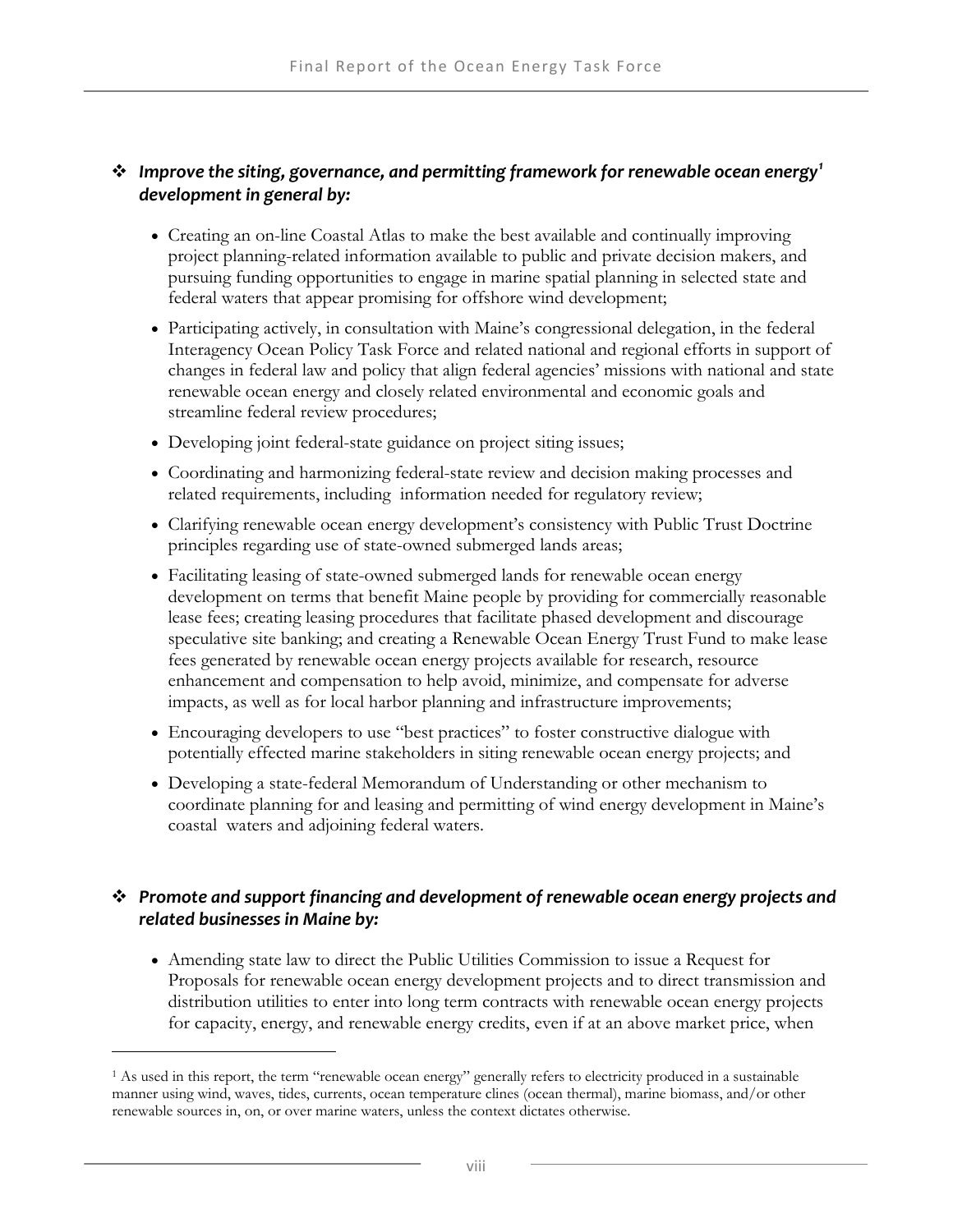- ***Improve the siting, governance, and permitting framework for renewable ocean energy[1] development in general by:***

  - Creating an on-line Coastal Atlas to make the best available and continually improving project planning-related information available to public and private decision makers, and pursuing funding opportunities to engage in marine spatial planning in selected state and federal waters that appear promising for offshore wind development;
  - Participating actively, in consultation with Maine's congressional delegation, in the federal Interagency Ocean Policy Task Force and related national and regional efforts in support of changes in federal law and policy that align federal agencies' missions with national and state renewable ocean energy and closely related environmental and economic goals and streamline federal review procedures;
  - Developing joint federal-state guidance on project siting issues;
  - Coordinating and harmonizing federal-state review and decision making processes and related requirements, including information needed for regulatory review;
  - Clarifying renewable ocean energy development's consistency with Public Trust Doctrine principles regarding use of state-owned submerged lands areas;
  - Facilitating leasing of state-owned submerged lands for renewable ocean energy development on terms that benefit Maine people by providing for commercially reasonable lease fees; creating leasing procedures that facilitate phased development and discourage speculative site banking; and creating a Renewable Ocean Energy Trust Fund to make lease fees generated by renewable ocean energy projects available for research, resource enhancement and compensation to help avoid, minimize, and compensate for adverse impacts, as well as for local harbor planning and infrastructure improvements;
  - Encouraging developers to use "best practices" to foster constructive dialogue with potentially effected marine stakeholders in siting renewable ocean energy projects; and
  - Developing a state-federal Memorandum of Understanding or other mechanism to coordinate planning for and leasing and permitting of wind energy development in Maine's coastal waters and adjoining federal waters.

- ***Promote and support financing and development of renewable ocean energy projects and related businesses in Maine by:***

  - Amending state law to direct the Public Utilities Commission to issue a Request for Proposals for renewable ocean energy development projects and to direct transmission and distribution utilities to enter into long term contracts with renewable ocean energy projects for capacity, energy, and renewable energy credits, even if at an above market price, when

[1] As used in this report, the term "renewable ocean energy" generally refers to electricity produced in a sustainable manner using wind, waves, tides, currents, ocean temperature clines (ocean thermal), marine biomass, and/or other renewable sources in, on, or over marine waters, unless the context dictates otherwise.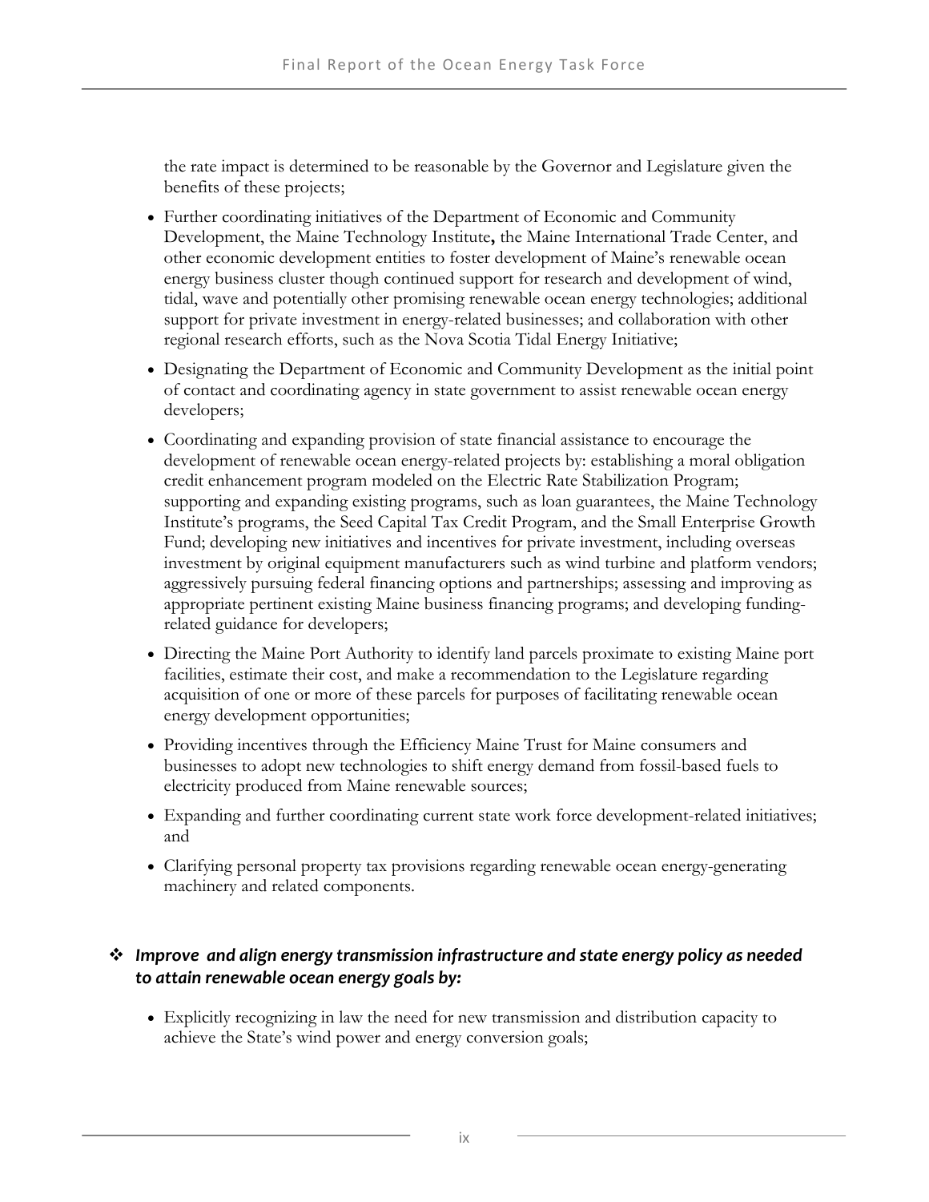the rate impact is determined to be reasonable by the Governor and Legislature given the benefits of these projects;

- Further coordinating initiatives of the Department of Economic and Community Development, the Maine Technology Institute**,** the Maine International Trade Center, and other economic development entities to foster development of Maine's renewable ocean energy business cluster though continued support for research and development of wind, tidal, wave and potentially other promising renewable ocean energy technologies; additional support for private investment in energy-related businesses; and collaboration with other regional research efforts, such as the Nova Scotia Tidal Energy Initiative;
- Designating the Department of Economic and Community Development as the initial point of contact and coordinating agency in state government to assist renewable ocean energy developers;
- Coordinating and expanding provision of state financial assistance to encourage the development of renewable ocean energy-related projects by: establishing a moral obligation credit enhancement program modeled on the Electric Rate Stabilization Program; supporting and expanding existing programs, such as loan guarantees, the Maine Technology Institute's programs, the Seed Capital Tax Credit Program, and the Small Enterprise Growth Fund; developing new initiatives and incentives for private investment, including overseas investment by original equipment manufacturers such as wind turbine and platform vendors; aggressively pursuing federal financing options and partnerships; assessing and improving as appropriate pertinent existing Maine business financing programs; and developing funding-related guidance for developers;
- Directing the Maine Port Authority to identify land parcels proximate to existing Maine port facilities, estimate their cost, and make a recommendation to the Legislature regarding acquisition of one or more of these parcels for purposes of facilitating renewable ocean energy development opportunities;
- Providing incentives through the Efficiency Maine Trust for Maine consumers and businesses to adopt new technologies to shift energy demand from fossil-based fuels to electricity produced from Maine renewable sources;
- Expanding and further coordinating current state work force development-related initiatives; and
- Clarifying personal property tax provisions regarding renewable ocean energy-generating machinery and related components.

❖ ***Improve and align energy transmission infrastructure and state energy policy as needed to attain renewable ocean energy goals by:***

- Explicitly recognizing in law the need for new transmission and distribution capacity to achieve the State's wind power and energy conversion goals;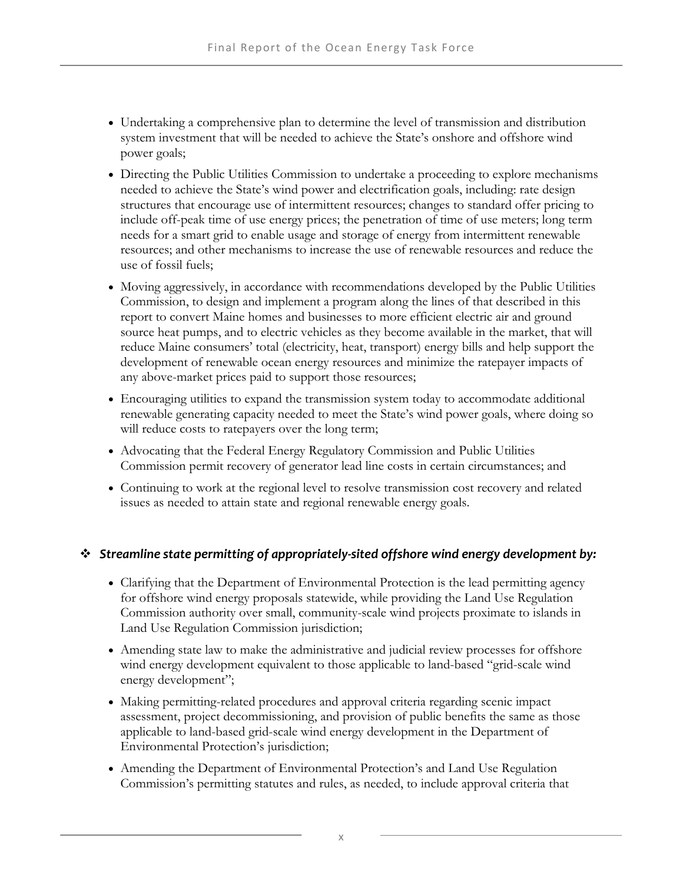- Undertaking a comprehensive plan to determine the level of transmission and distribution system investment that will be needed to achieve the State's onshore and offshore wind power goals;
- Directing the Public Utilities Commission to undertake a proceeding to explore mechanisms needed to achieve the State's wind power and electrification goals, including: rate design structures that encourage use of intermittent resources; changes to standard offer pricing to include off-peak time of use energy prices; the penetration of time of use meters; long term needs for a smart grid to enable usage and storage of energy from intermittent renewable resources; and other mechanisms to increase the use of renewable resources and reduce the use of fossil fuels;
- Moving aggressively, in accordance with recommendations developed by the Public Utilities Commission, to design and implement a program along the lines of that described in this report to convert Maine homes and businesses to more efficient electric air and ground source heat pumps, and to electric vehicles as they become available in the market, that will reduce Maine consumers' total (electricity, heat, transport) energy bills and help support the development of renewable ocean energy resources and minimize the ratepayer impacts of any above-market prices paid to support those resources;
- Encouraging utilities to expand the transmission system today to accommodate additional renewable generating capacity needed to meet the State's wind power goals, where doing so will reduce costs to ratepayers over the long term;
- Advocating that the Federal Energy Regulatory Commission and Public Utilities Commission permit recovery of generator lead line costs in certain circumstances; and
- Continuing to work at the regional level to resolve transmission cost recovery and related issues as needed to attain state and regional renewable energy goals.

❖ ***Streamline state permitting of appropriately-sited offshore wind energy development by:***

- Clarifying that the Department of Environmental Protection is the lead permitting agency for offshore wind energy proposals statewide, while providing the Land Use Regulation Commission authority over small, community-scale wind projects proximate to islands in Land Use Regulation Commission jurisdiction;
- Amending state law to make the administrative and judicial review processes for offshore wind energy development equivalent to those applicable to land-based "grid-scale wind energy development";
- Making permitting-related procedures and approval criteria regarding scenic impact assessment, project decommissioning, and provision of public benefits the same as those applicable to land-based grid-scale wind energy development in the Department of Environmental Protection's jurisdiction;
- Amending the Department of Environmental Protection's and Land Use Regulation Commission's permitting statutes and rules, as needed, to include approval criteria that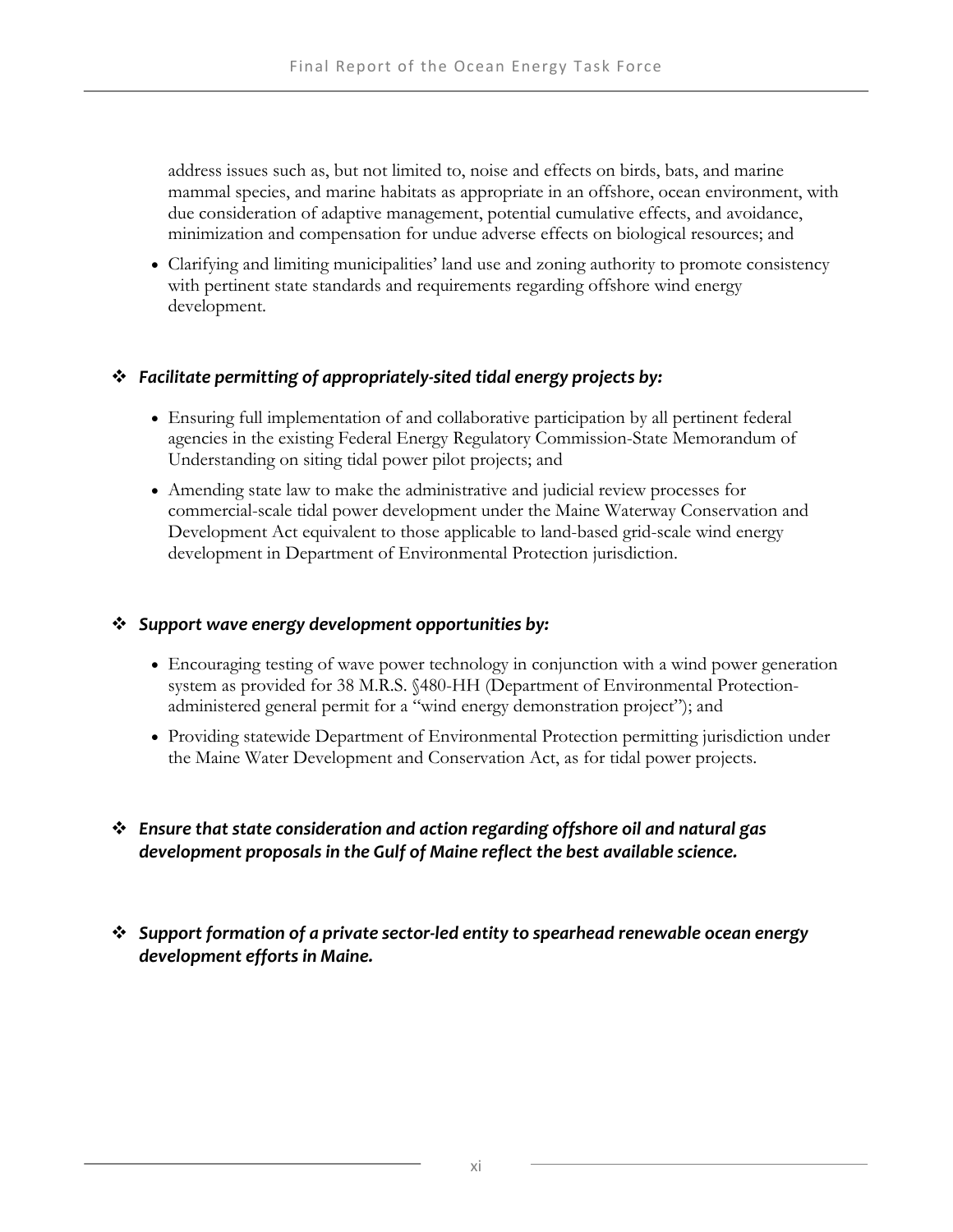address issues such as, but not limited to, noise and effects on birds, bats, and marine mammal species, and marine habitats as appropriate in an offshore, ocean environment, with due consideration of adaptive management, potential cumulative effects, and avoidance, minimization and compensation for undue adverse effects on biological resources; and

- Clarifying and limiting municipalities' land use and zoning authority to promote consistency with pertinent state standards and requirements regarding offshore wind energy development.

- ***Facilitate permitting of appropriately-sited tidal energy projects by:***
  - Ensuring full implementation of and collaborative participation by all pertinent federal agencies in the existing Federal Energy Regulatory Commission-State Memorandum of Understanding on siting tidal power pilot projects; and
  - Amending state law to make the administrative and judicial review processes for commercial-scale tidal power development under the Maine Waterway Conservation and Development Act equivalent to those applicable to land-based grid-scale wind energy development in Department of Environmental Protection jurisdiction.

- ***Support wave energy development opportunities by:***
  - Encouraging testing of wave power technology in conjunction with a wind power generation system as provided for 38 M.R.S. §480-HH (Department of Environmental Protection-administered general permit for a "wind energy demonstration project"); and
  - Providing statewide Department of Environmental Protection permitting jurisdiction under the Maine Water Development and Conservation Act, as for tidal power projects.

- ***Ensure that state consideration and action regarding offshore oil and natural gas development proposals in the Gulf of Maine reflect the best available science.***

- ***Support formation of a private sector-led entity to spearhead renewable ocean energy development efforts in Maine.***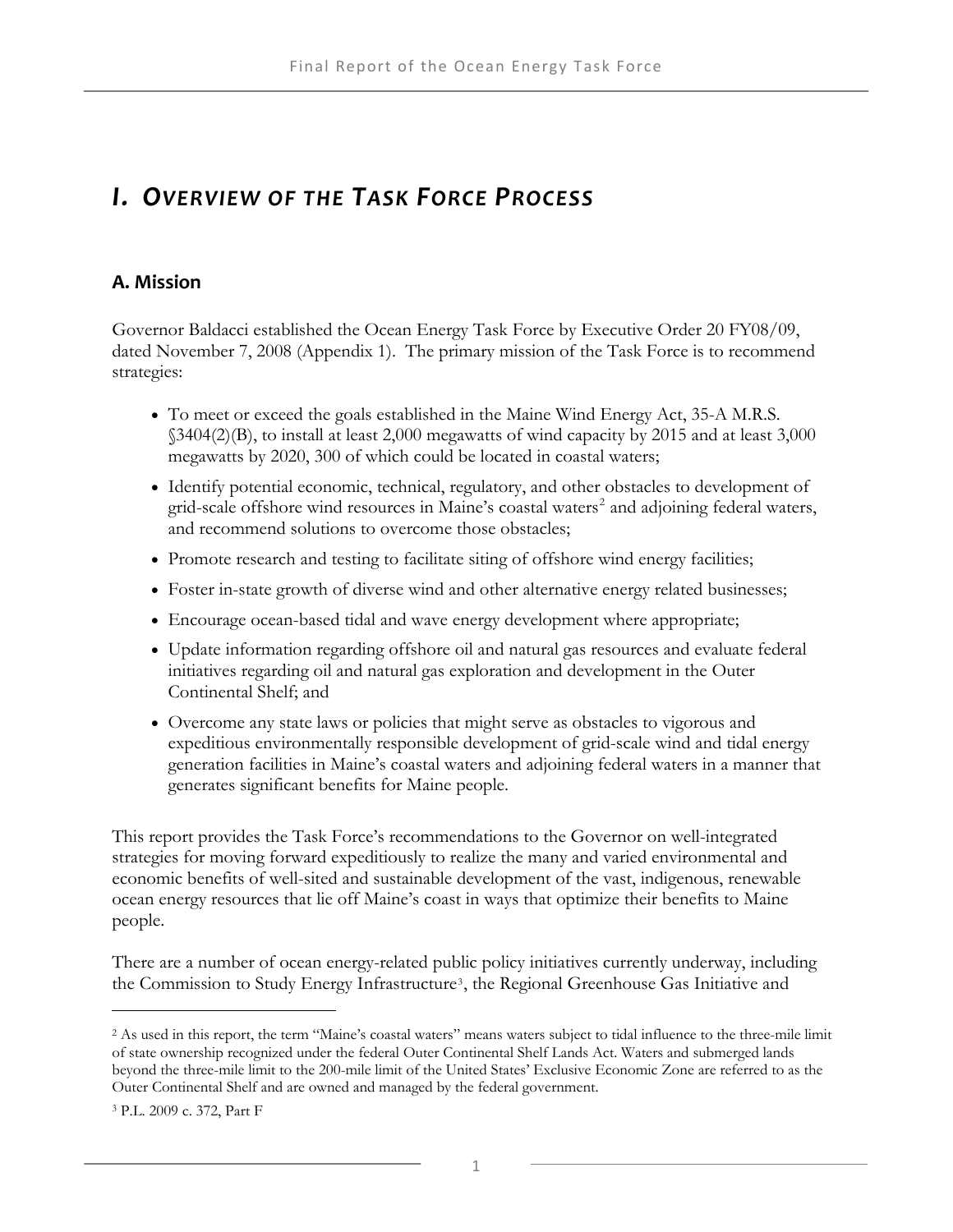# *I. Overview of the Task Force Process*

## A. Mission

Governor Baldacci established the Ocean Energy Task Force by Executive Order 20 FY08/09, dated November 7, 2008 (Appendix 1). The primary mission of the Task Force is to recommend strategies:

- To meet or exceed the goals established in the Maine Wind Energy Act, 35-A M.R.S. §3404(2)(B), to install at least 2,000 megawatts of wind capacity by 2015 and at least 3,000 megawatts by 2020, 300 of which could be located in coastal waters;
- Identify potential economic, technical, regulatory, and other obstacles to development of grid-scale offshore wind resources in Maine's coastal waters[2] and adjoining federal waters, and recommend solutions to overcome those obstacles;
- Promote research and testing to facilitate siting of offshore wind energy facilities;
- Foster in-state growth of diverse wind and other alternative energy related businesses;
- Encourage ocean-based tidal and wave energy development where appropriate;
- Update information regarding offshore oil and natural gas resources and evaluate federal initiatives regarding oil and natural gas exploration and development in the Outer Continental Shelf; and
- Overcome any state laws or policies that might serve as obstacles to vigorous and expeditious environmentally responsible development of grid-scale wind and tidal energy generation facilities in Maine's coastal waters and adjoining federal waters in a manner that generates significant benefits for Maine people.

This report provides the Task Force's recommendations to the Governor on well-integrated strategies for moving forward expeditiously to realize the many and varied environmental and economic benefits of well-sited and sustainable development of the vast, indigenous, renewable ocean energy resources that lie off Maine's coast in ways that optimize their benefits to Maine people.

There are a number of ocean energy-related public policy initiatives currently underway, including the Commission to Study Energy Infrastructure[3], the Regional Greenhouse Gas Initiative and

---

[2] As used in this report, the term "Maine's coastal waters" means waters subject to tidal influence to the three-mile limit of state ownership recognized under the federal Outer Continental Shelf Lands Act. Waters and submerged lands beyond the three-mile limit to the 200-mile limit of the United States' Exclusive Economic Zone are referred to as the Outer Continental Shelf and are owned and managed by the federal government.

[3] P.L. 2009 c. 372, Part F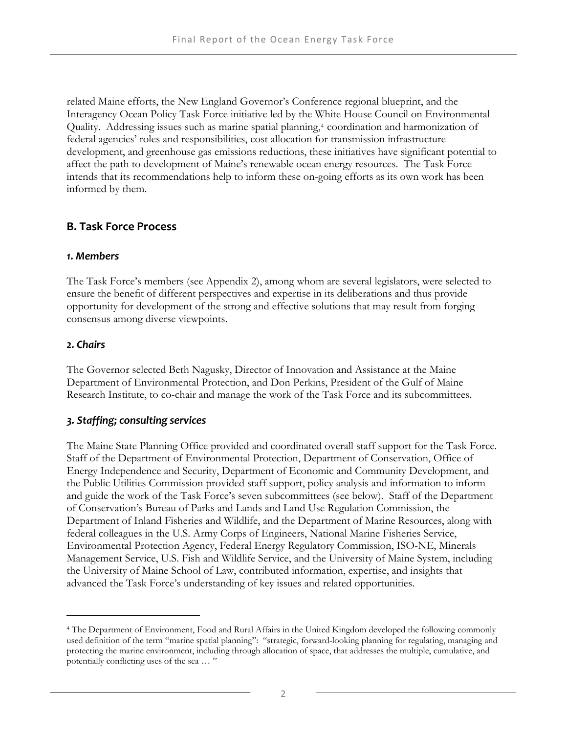related Maine efforts, the New England Governor's Conference regional blueprint, and the Interagency Ocean Policy Task Force initiative led by the White House Council on Environmental Quality. Addressing issues such as marine spatial planning,[4] coordination and harmonization of federal agencies' roles and responsibilities, cost allocation for transmission infrastructure development, and greenhouse gas emissions reductions, these initiatives have significant potential to affect the path to development of Maine's renewable ocean energy resources. The Task Force intends that its recommendations help to inform these on-going efforts as its own work has been informed by them.

## B. Task Force Process

### *1. Members*

The Task Force's members (see Appendix 2), among whom are several legislators, were selected to ensure the benefit of different perspectives and expertise in its deliberations and thus provide opportunity for development of the strong and effective solutions that may result from forging consensus among diverse viewpoints.

### *2. Chairs*

The Governor selected Beth Nagusky, Director of Innovation and Assistance at the Maine Department of Environmental Protection, and Don Perkins, President of the Gulf of Maine Research Institute, to co-chair and manage the work of the Task Force and its subcommittees.

### *3. Staffing; consulting services*

The Maine State Planning Office provided and coordinated overall staff support for the Task Force. Staff of the Department of Environmental Protection, Department of Conservation, Office of Energy Independence and Security, Department of Economic and Community Development, and the Public Utilities Commission provided staff support, policy analysis and information to inform and guide the work of the Task Force's seven subcommittees (see below). Staff of the Department of Conservation's Bureau of Parks and Lands and Land Use Regulation Commission, the Department of Inland Fisheries and Wildlife, and the Department of Marine Resources, along with federal colleagues in the U.S. Army Corps of Engineers, National Marine Fisheries Service, Environmental Protection Agency, Federal Energy Regulatory Commission, ISO-NE, Minerals Management Service, U.S. Fish and Wildlife Service, and the University of Maine System, including the University of Maine School of Law, contributed information, expertise, and insights that advanced the Task Force's understanding of key issues and related opportunities.

---

[4] The Department of Environment, Food and Rural Affairs in the United Kingdom developed the following commonly used definition of the term "marine spatial planning": "strategic, forward-looking planning for regulating, managing and protecting the marine environment, including through allocation of space, that addresses the multiple, cumulative, and potentially conflicting uses of the sea … "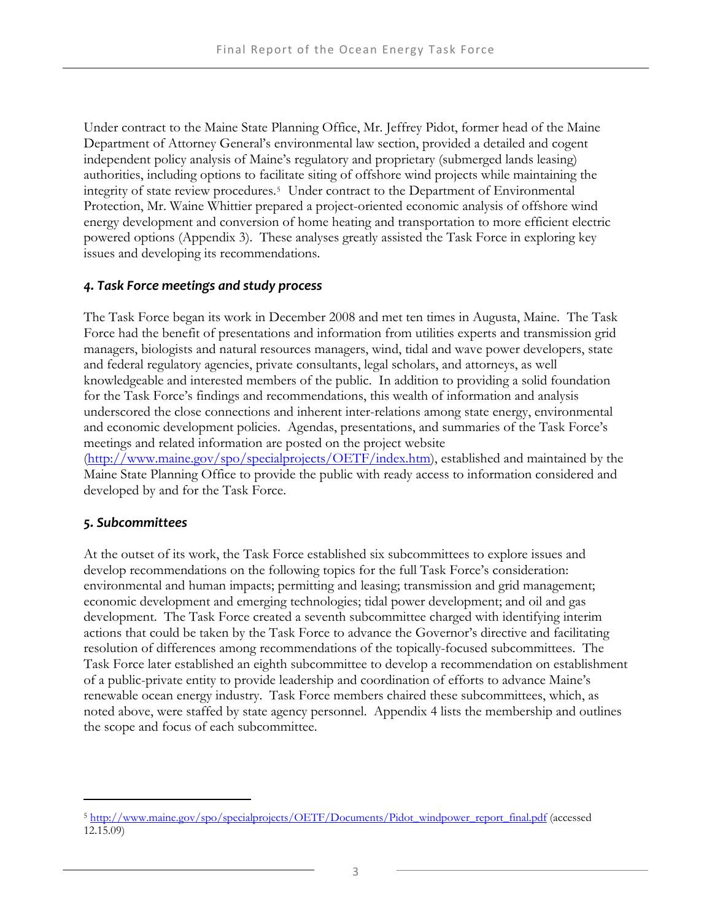Under contract to the Maine State Planning Office, Mr. Jeffrey Pidot, former head of the Maine Department of Attorney General's environmental law section, provided a detailed and cogent independent policy analysis of Maine's regulatory and proprietary (submerged lands leasing) authorities, including options to facilitate siting of offshore wind projects while maintaining the integrity of state review procedures.[5] Under contract to the Department of Environmental Protection, Mr. Waine Whittier prepared a project-oriented economic analysis of offshore wind energy development and conversion of home heating and transportation to more efficient electric powered options (Appendix 3). These analyses greatly assisted the Task Force in exploring key issues and developing its recommendations.

### *4. Task Force meetings and study process*

The Task Force began its work in December 2008 and met ten times in Augusta, Maine. The Task Force had the benefit of presentations and information from utilities experts and transmission grid managers, biologists and natural resources managers, wind, tidal and wave power developers, state and federal regulatory agencies, private consultants, legal scholars, and attorneys, as well knowledgeable and interested members of the public. In addition to providing a solid foundation for the Task Force's findings and recommendations, this wealth of information and analysis underscored the close connections and inherent inter-relations among state energy, environmental and economic development policies. Agendas, presentations, and summaries of the Task Force's meetings and related information are posted on the project website (http://www.maine.gov/spo/specialprojects/OETF/index.htm), established and maintained by the Maine State Planning Office to provide the public with ready access to information considered and developed by and for the Task Force.

### *5. Subcommittees*

At the outset of its work, the Task Force established six subcommittees to explore issues and develop recommendations on the following topics for the full Task Force's consideration: environmental and human impacts; permitting and leasing; transmission and grid management; economic development and emerging technologies; tidal power development; and oil and gas development. The Task Force created a seventh subcommittee charged with identifying interim actions that could be taken by the Task Force to advance the Governor's directive and facilitating resolution of differences among recommendations of the topically-focused subcommittees. The Task Force later established an eighth subcommittee to develop a recommendation on establishment of a public-private entity to provide leadership and coordination of efforts to advance Maine's renewable ocean energy industry. Task Force members chaired these subcommittees, which, as noted above, were staffed by state agency personnel. Appendix 4 lists the membership and outlines the scope and focus of each subcommittee.

---

[5] http://www.maine.gov/spo/specialprojects/OETF/Documents/Pidot_windpower_report_final.pdf (accessed 12.15.09)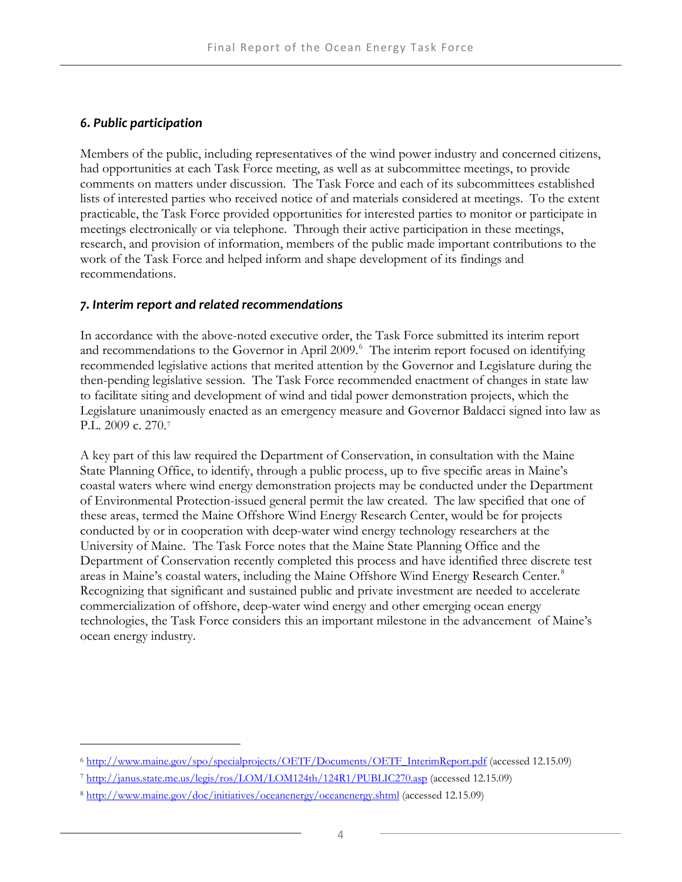### *6. Public participation*

Members of the public, including representatives of the wind power industry and concerned citizens, had opportunities at each Task Force meeting, as well as at subcommittee meetings, to provide comments on matters under discussion. The Task Force and each of its subcommittees established lists of interested parties who received notice of and materials considered at meetings. To the extent practicable, the Task Force provided opportunities for interested parties to monitor or participate in meetings electronically or via telephone. Through their active participation in these meetings, research, and provision of information, members of the public made important contributions to the work of the Task Force and helped inform and shape development of its findings and recommendations.

### *7. Interim report and related recommendations*

In accordance with the above-noted executive order, the Task Force submitted its interim report and recommendations to the Governor in April 2009.[6] The interim report focused on identifying recommended legislative actions that merited attention by the Governor and Legislature during the then-pending legislative session. The Task Force recommended enactment of changes in state law to facilitate siting and development of wind and tidal power demonstration projects, which the Legislature unanimously enacted as an emergency measure and Governor Baldacci signed into law as P.L. 2009 c. 270.[7]

A key part of this law required the Department of Conservation, in consultation with the Maine State Planning Office, to identify, through a public process, up to five specific areas in Maine's coastal waters where wind energy demonstration projects may be conducted under the Department of Environmental Protection-issued general permit the law created. The law specified that one of these areas, termed the Maine Offshore Wind Energy Research Center, would be for projects conducted by or in cooperation with deep-water wind energy technology researchers at the University of Maine. The Task Force notes that the Maine State Planning Office and the Department of Conservation recently completed this process and have identified three discrete test areas in Maine's coastal waters, including the Maine Offshore Wind Energy Research Center.[8] Recognizing that significant and sustained public and private investment are needed to accelerate commercialization of offshore, deep-water wind energy and other emerging ocean energy technologies, the Task Force considers this an important milestone in the advancement of Maine's ocean energy industry.

---

[6] http://www.maine.gov/spo/specialprojects/OETF/Documents/OETF_InterimReport.pdf (accessed 12.15.09)

[7] http://janus.state.me.us/legis/ros/LOM/LOM124th/124R1/PUBLIC270.asp (accessed 12.15.09)

[8] http://www.maine.gov/doc/initiatives/oceanenergy/oceanenergy.shtml (accessed 12.15.09)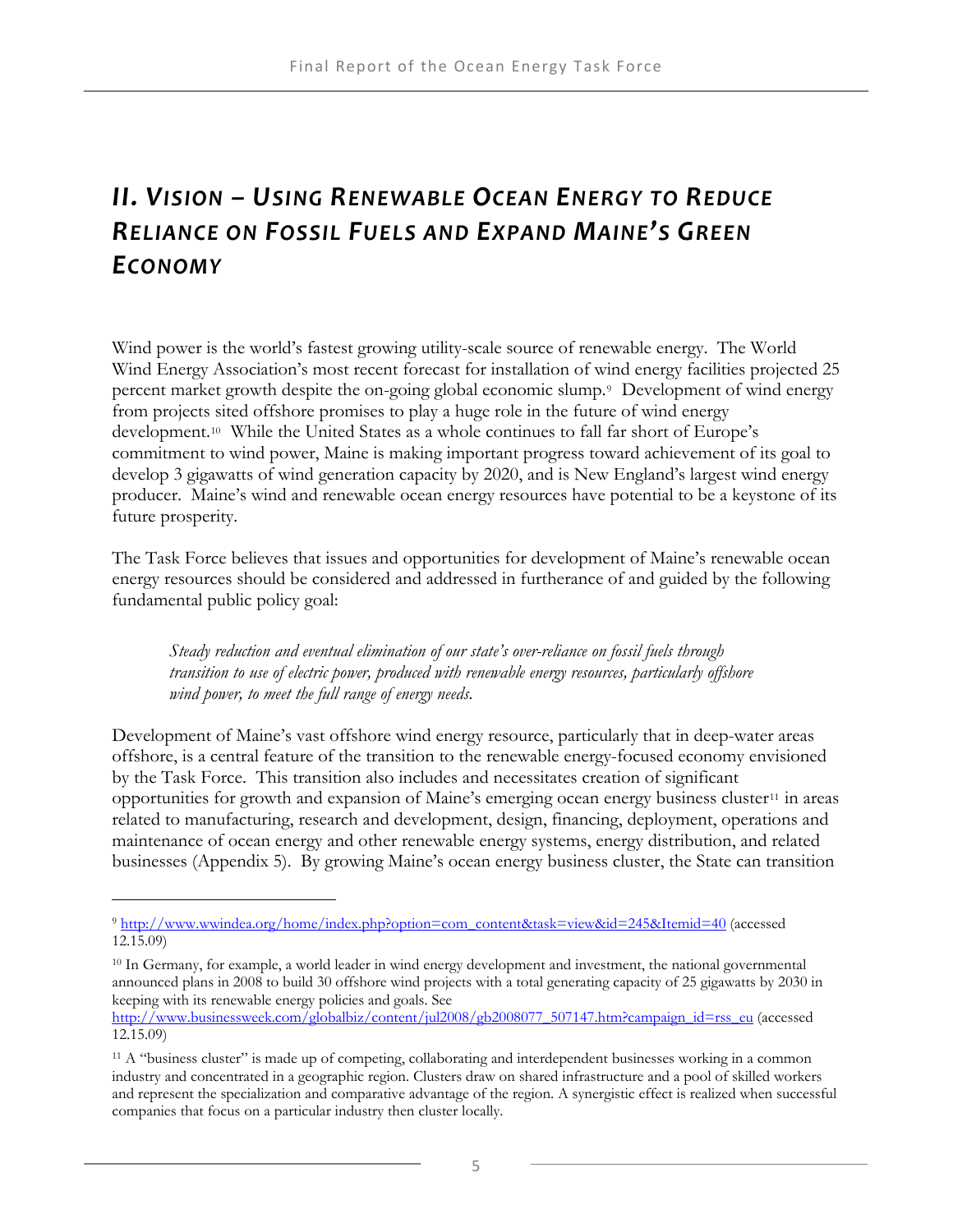# II. Vision – Using Renewable Ocean Energy to Reduce Reliance on Fossil Fuels and Expand Maine's Green Economy

Wind power is the world's fastest growing utility-scale source of renewable energy. The World Wind Energy Association's most recent forecast for installation of wind energy facilities projected 25 percent market growth despite the on-going global economic slump.[9] Development of wind energy from projects sited offshore promises to play a huge role in the future of wind energy development.[10] While the United States as a whole continues to fall far short of Europe's commitment to wind power, Maine is making important progress toward achievement of its goal to develop 3 gigawatts of wind generation capacity by 2020, and is New England's largest wind energy producer. Maine's wind and renewable ocean energy resources have potential to be a keystone of its future prosperity.

The Task Force believes that issues and opportunities for development of Maine's renewable ocean energy resources should be considered and addressed in furtherance of and guided by the following fundamental public policy goal:

> *Steady reduction and eventual elimination of our state's over-reliance on fossil fuels through transition to use of electric power, produced with renewable energy resources, particularly offshore wind power, to meet the full range of energy needs.*

Development of Maine's vast offshore wind energy resource, particularly that in deep-water areas offshore, is a central feature of the transition to the renewable energy-focused economy envisioned by the Task Force. This transition also includes and necessitates creation of significant opportunities for growth and expansion of Maine's emerging ocean energy business cluster[11] in areas related to manufacturing, research and development, design, financing, deployment, operations and maintenance of ocean energy and other renewable energy systems, energy distribution, and related businesses (Appendix 5). By growing Maine's ocean energy business cluster, the State can transition

---

[9] http://www.wwindea.org/home/index.php?option=com_content&task=view&id=245&Itemid=40 (accessed 12.15.09)

[10] In Germany, for example, a world leader in wind energy development and investment, the national governmental announced plans in 2008 to build 30 offshore wind projects with a total generating capacity of 25 gigawatts by 2030 in keeping with its renewable energy policies and goals. See http://www.businessweek.com/globalbiz/content/jul2008/gb2008077_507147.htm?campaign_id=rss_eu (accessed 12.15.09)

[11] A "business cluster" is made up of competing, collaborating and interdependent businesses working in a common industry and concentrated in a geographic region. Clusters draw on shared infrastructure and a pool of skilled workers and represent the specialization and comparative advantage of the region. A synergistic effect is realized when successful companies that focus on a particular industry then cluster locally.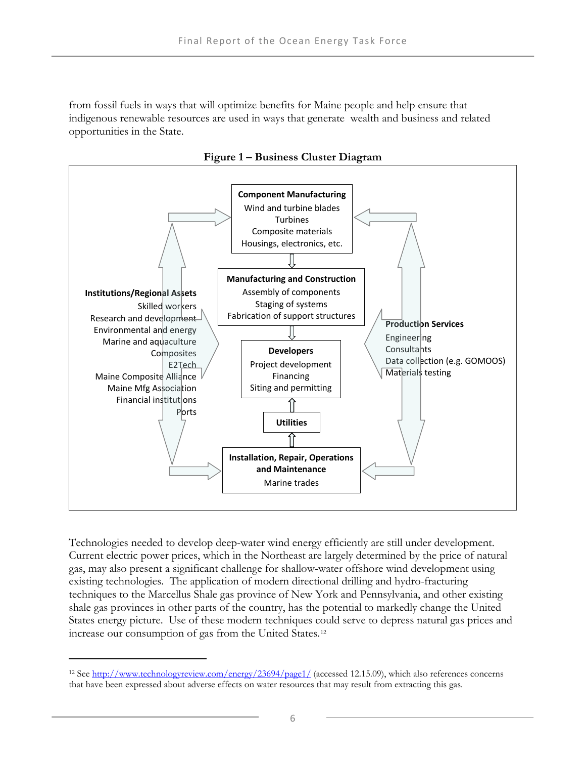from fossil fuels in ways that will optimize benefits for Maine people and help ensure that indigenous renewable resources are used in ways that generate wealth and business and related opportunities in the State.

**Figure 1 – Business Cluster Diagram**

**Component Manufacturing**
Wind and turbine blades
Turbines
Composite materials
Housings, electronics, etc.

**Manufacturing and Construction**
Assembly of components
Staging of systems
Fabrication of support structures

**Developers**
Project development
Financing
Siting and permitting

**Utilities**

**Installation, Repair, Operations and Maintenance**
Marine trades

**Institutions/Regional Assets**
Skilled workers
Research and development
Environmental and energy
Marine and aquaculture
Composites
E2Tech
Maine Composite Alliance
Maine Mfg Association
Financial institutions
Ports

**Production Services**
Engineering
Consultants
Data collection (e.g. GOMOOS)
Materials testing

Technologies needed to develop deep-water wind energy efficiently are still under development. Current electric power prices, which in the Northeast are largely determined by the price of natural gas, may also present a significant challenge for shallow-water offshore wind development using existing technologies. The application of modern directional drilling and hydro-fracturing techniques to the Marcellus Shale gas province of New York and Pennsylvania, and other existing shale gas provinces in other parts of the country, has the potential to markedly change the United States energy picture. Use of these modern techniques could serve to depress natural gas prices and increase our consumption of gas from the United States.[12]

---

[12] See http://www.technologyreview.com/energy/23694/page1/ (accessed 12.15.09), which also references concerns that have been expressed about adverse effects on water resources that may result from extracting this gas.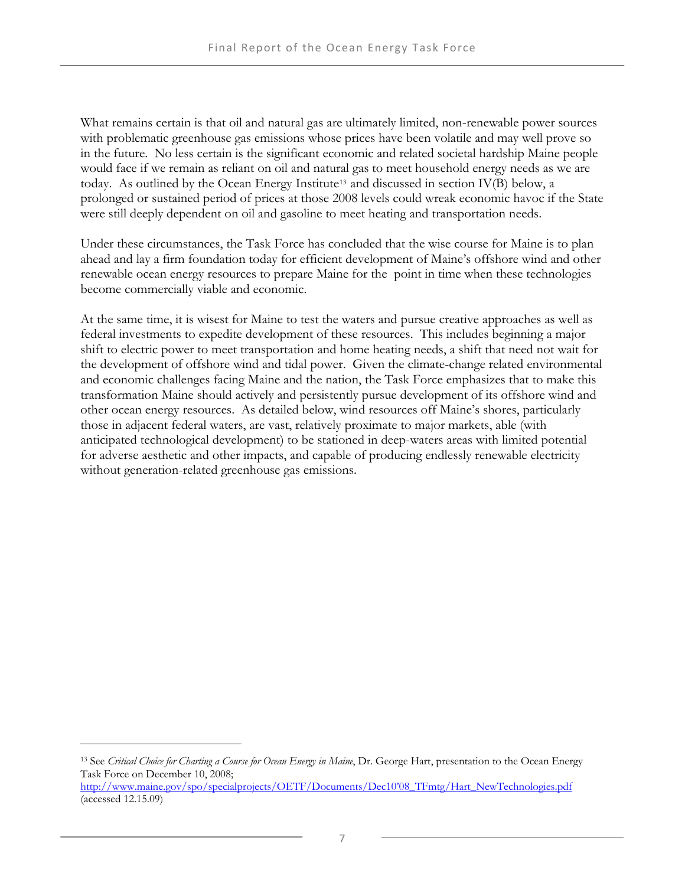What remains certain is that oil and natural gas are ultimately limited, non-renewable power sources with problematic greenhouse gas emissions whose prices have been volatile and may well prove so in the future. No less certain is the significant economic and related societal hardship Maine people would face if we remain as reliant on oil and natural gas to meet household energy needs as we are today. As outlined by the Ocean Energy Institute[13] and discussed in section IV(B) below, a prolonged or sustained period of prices at those 2008 levels could wreak economic havoc if the State were still deeply dependent on oil and gasoline to meet heating and transportation needs.

Under these circumstances, the Task Force has concluded that the wise course for Maine is to plan ahead and lay a firm foundation today for efficient development of Maine's offshore wind and other renewable ocean energy resources to prepare Maine for the point in time when these technologies become commercially viable and economic.

At the same time, it is wisest for Maine to test the waters and pursue creative approaches as well as federal investments to expedite development of these resources. This includes beginning a major shift to electric power to meet transportation and home heating needs, a shift that need not wait for the development of offshore wind and tidal power. Given the climate-change related environmental and economic challenges facing Maine and the nation, the Task Force emphasizes that to make this transformation Maine should actively and persistently pursue development of its offshore wind and other ocean energy resources. As detailed below, wind resources off Maine's shores, particularly those in adjacent federal waters, are vast, relatively proximate to major markets, able (with anticipated technological development) to be stationed in deep-waters areas with limited potential for adverse aesthetic and other impacts, and capable of producing endlessly renewable electricity without generation-related greenhouse gas emissions.

---

[13] See *Critical Choice for Charting a Course for Ocean Energy in Maine*, Dr. George Hart, presentation to the Ocean Energy Task Force on December 10, 2008; http://www.maine.gov/spo/specialprojects/OETF/Documents/Dec10'08_TFmtg/Hart_NewTechnologies.pdf (accessed 12.15.09)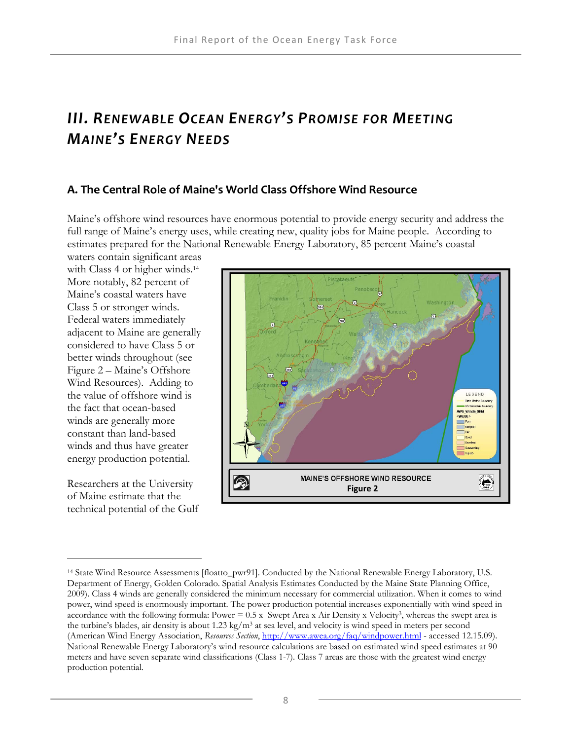# III. Renewable Ocean Energy's Promise for Meeting Maine's Energy Needs

## A. The Central Role of Maine's World Class Offshore Wind Resource

Maine's offshore wind resources have enormous potential to provide energy security and address the full range of Maine's energy uses, while creating new, quality jobs for Maine people. According to estimates prepared for the National Renewable Energy Laboratory, 85 percent Maine's coastal waters contain significant areas with Class 4 or higher winds.[14] More notably, 82 percent of Maine's coastal waters have Class 5 or stronger winds. Federal waters immediately adjacent to Maine are generally considered to have Class 5 or better winds throughout (see Figure 2 – Maine's Offshore Wind Resources). Adding to the value of offshore wind is the fact that ocean-based winds are generally more constant than land-based winds and thus have greater energy production potential.

MAINE'S OFFSHORE WIND RESOURCE
**Figure 2**

Researchers at the University of Maine estimate that the technical potential of the Gulf

---

[14] State Wind Resource Assessments [floatto_pwr91]. Conducted by the National Renewable Energy Laboratory, U.S. Department of Energy, Golden Colorado. Spatial Analysis Estimates Conducted by the Maine State Planning Office, 2009). Class 4 winds are generally considered the minimum necessary for commercial utilization. When it comes to wind power, wind speed is enormously important. The power production potential increases exponentially with wind speed in accordance with the following formula: Power = 0.5 x Swept Area x Air Density x Velocity$^3$, whereas the swept area is the turbine's blades, air density is about 1.23 kg/m$^3$ at sea level, and velocity is wind speed in meters per second (American Wind Energy Association, *Resources Section*, http://www.awea.org/faq/windpower.html - accessed 12.15.09). National Renewable Energy Laboratory's wind resource calculations are based on estimated wind speed estimates at 90 meters and have seven separate wind classifications (Class 1-7). Class 7 areas are those with the greatest wind energy production potential.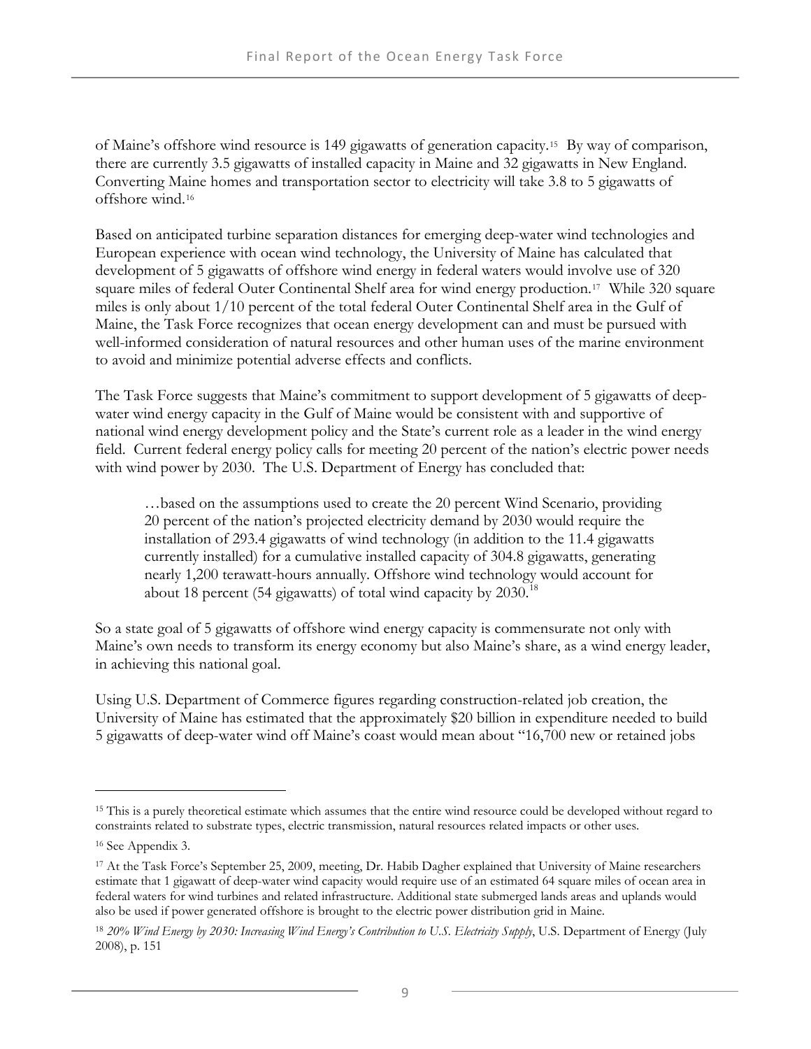of Maine's offshore wind resource is 149 gigawatts of generation capacity.[15] By way of comparison, there are currently 3.5 gigawatts of installed capacity in Maine and 32 gigawatts in New England. Converting Maine homes and transportation sector to electricity will take 3.8 to 5 gigawatts of offshore wind.[16]

Based on anticipated turbine separation distances for emerging deep-water wind technologies and European experience with ocean wind technology, the University of Maine has calculated that development of 5 gigawatts of offshore wind energy in federal waters would involve use of 320 square miles of federal Outer Continental Shelf area for wind energy production.[17] While 320 square miles is only about 1/10 percent of the total federal Outer Continental Shelf area in the Gulf of Maine, the Task Force recognizes that ocean energy development can and must be pursued with well-informed consideration of natural resources and other human uses of the marine environment to avoid and minimize potential adverse effects and conflicts.

The Task Force suggests that Maine's commitment to support development of 5 gigawatts of deep-water wind energy capacity in the Gulf of Maine would be consistent with and supportive of national wind energy development policy and the State's current role as a leader in the wind energy field. Current federal energy policy calls for meeting 20 percent of the nation's electric power needs with wind power by 2030. The U.S. Department of Energy has concluded that:

> …based on the assumptions used to create the 20 percent Wind Scenario, providing 20 percent of the nation's projected electricity demand by 2030 would require the installation of 293.4 gigawatts of wind technology (in addition to the 11.4 gigawatts currently installed) for a cumulative installed capacity of 304.8 gigawatts, generating nearly 1,200 terawatt-hours annually. Offshore wind technology would account for about 18 percent (54 gigawatts) of total wind capacity by 2030.[18]

So a state goal of 5 gigawatts of offshore wind energy capacity is commensurate not only with Maine's own needs to transform its energy economy but also Maine's share, as a wind energy leader, in achieving this national goal.

Using U.S. Department of Commerce figures regarding construction-related job creation, the University of Maine has estimated that the approximately $20 billion in expenditure needed to build 5 gigawatts of deep-water wind off Maine's coast would mean about "16,700 new or retained jobs

---

[15] This is a purely theoretical estimate which assumes that the entire wind resource could be developed without regard to constraints related to substrate types, electric transmission, natural resources related impacts or other uses.

[16] See Appendix 3.

[17] At the Task Force's September 25, 2009, meeting, Dr. Habib Dagher explained that University of Maine researchers estimate that 1 gigawatt of deep-water wind capacity would require use of an estimated 64 square miles of ocean area in federal waters for wind turbines and related infrastructure. Additional state submerged lands areas and uplands would also be used if power generated offshore is brought to the electric power distribution grid in Maine.

[18] *20% Wind Energy by 2030: Increasing Wind Energy's Contribution to U.S. Electricity Supply*, U.S. Department of Energy (July 2008), p. 151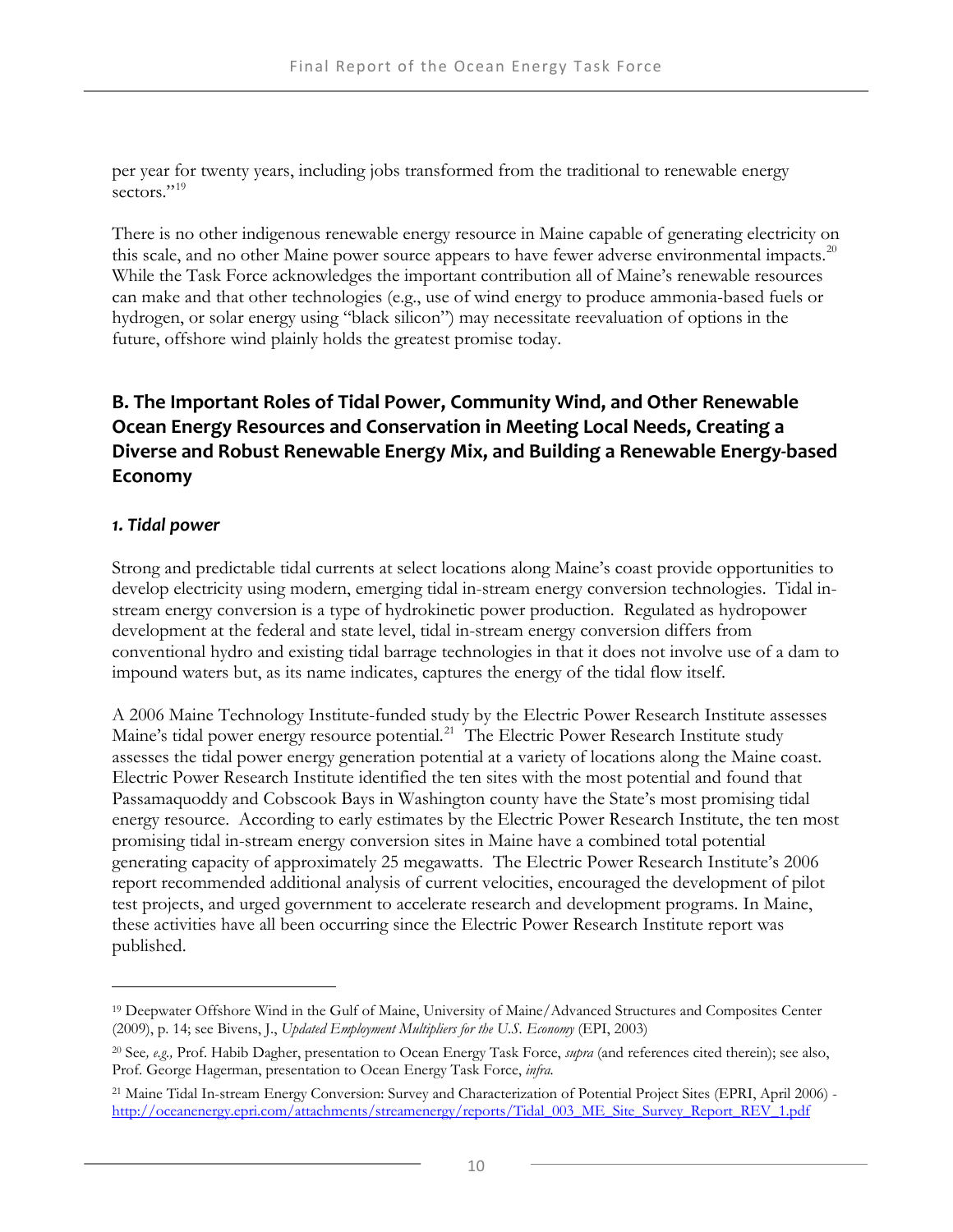per year for twenty years, including jobs transformed from the traditional to renewable energy sectors."[19]

There is no other indigenous renewable energy resource in Maine capable of generating electricity on this scale, and no other Maine power source appears to have fewer adverse environmental impacts.[20] While the Task Force acknowledges the important contribution all of Maine's renewable resources can make and that other technologies (e.g., use of wind energy to produce ammonia-based fuels or hydrogen, or solar energy using "black silicon") may necessitate reevaluation of options in the future, offshore wind plainly holds the greatest promise today.

## B. The Important Roles of Tidal Power, Community Wind, and Other Renewable Ocean Energy Resources and Conservation in Meeting Local Needs, Creating a Diverse and Robust Renewable Energy Mix, and Building a Renewable Energy-based Economy

### *1. Tidal power*

Strong and predictable tidal currents at select locations along Maine's coast provide opportunities to develop electricity using modern, emerging tidal in-stream energy conversion technologies. Tidal in-stream energy conversion is a type of hydrokinetic power production. Regulated as hydropower development at the federal and state level, tidal in-stream energy conversion differs from conventional hydro and existing tidal barrage technologies in that it does not involve use of a dam to impound waters but, as its name indicates, captures the energy of the tidal flow itself.

A 2006 Maine Technology Institute-funded study by the Electric Power Research Institute assesses Maine's tidal power energy resource potential.[21] The Electric Power Research Institute study assesses the tidal power energy generation potential at a variety of locations along the Maine coast. Electric Power Research Institute identified the ten sites with the most potential and found that Passamaquoddy and Cobscook Bays in Washington county have the State's most promising tidal energy resource. According to early estimates by the Electric Power Research Institute, the ten most promising tidal in-stream energy conversion sites in Maine have a combined total potential generating capacity of approximately 25 megawatts. The Electric Power Research Institute's 2006 report recommended additional analysis of current velocities, encouraged the development of pilot test projects, and urged government to accelerate research and development programs. In Maine, these activities have all been occurring since the Electric Power Research Institute report was published.

---

[19] Deepwater Offshore Wind in the Gulf of Maine, University of Maine/Advanced Structures and Composites Center (2009), p. 14; see Bivens, J., *Updated Employment Multipliers for the U.S. Economy* (EPI, 2003)

[20] See*, e.g.,* Prof. Habib Dagher, presentation to Ocean Energy Task Force, *supra* (and references cited therein); see also, Prof. George Hagerman, presentation to Ocean Energy Task Force, *infra.*

[21] Maine Tidal In-stream Energy Conversion: Survey and Characterization of Potential Project Sites (EPRI, April 2006) - http://oceanenergy.epri.com/attachments/streamenergy/reports/Tidal_003_ME_Site_Survey_Report_REV_1.pdf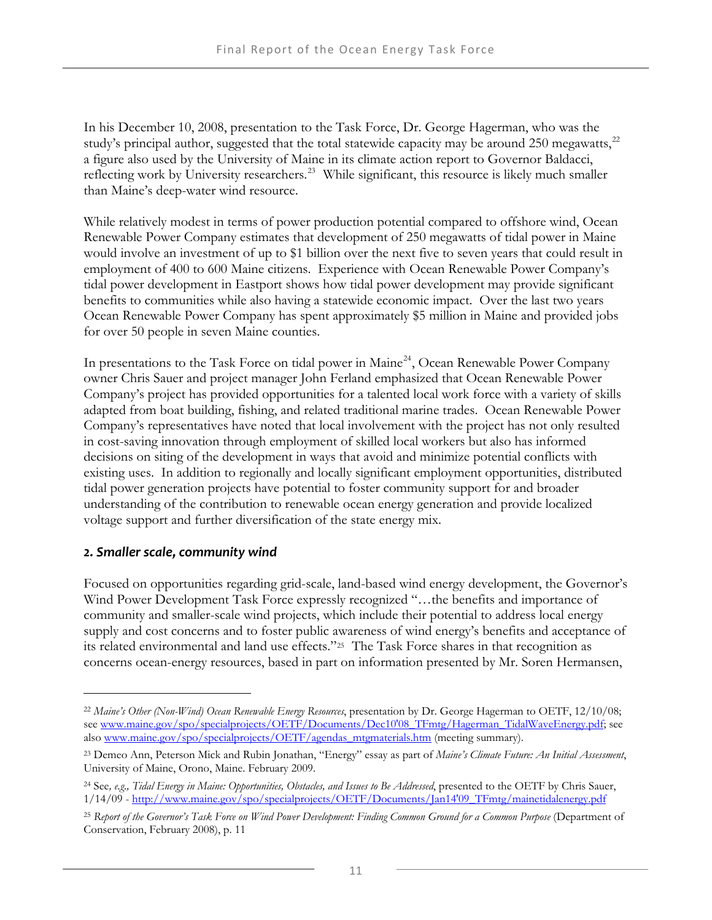In his December 10, 2008, presentation to the Task Force, Dr. George Hagerman, who was the study's principal author, suggested that the total statewide capacity may be around 250 megawatts,[22] a figure also used by the University of Maine in its climate action report to Governor Baldacci, reflecting work by University researchers.[23] While significant, this resource is likely much smaller than Maine's deep-water wind resource.

While relatively modest in terms of power production potential compared to offshore wind, Ocean Renewable Power Company estimates that development of 250 megawatts of tidal power in Maine would involve an investment of up to $1 billion over the next five to seven years that could result in employment of 400 to 600 Maine citizens. Experience with Ocean Renewable Power Company's tidal power development in Eastport shows how tidal power development may provide significant benefits to communities while also having a statewide economic impact. Over the last two years Ocean Renewable Power Company has spent approximately $5 million in Maine and provided jobs for over 50 people in seven Maine counties.

In presentations to the Task Force on tidal power in Maine[24], Ocean Renewable Power Company owner Chris Sauer and project manager John Ferland emphasized that Ocean Renewable Power Company's project has provided opportunities for a talented local work force with a variety of skills adapted from boat building, fishing, and related traditional marine trades. Ocean Renewable Power Company's representatives have noted that local involvement with the project has not only resulted in cost-saving innovation through employment of skilled local workers but also has informed decisions on siting of the development in ways that avoid and minimize potential conflicts with existing uses. In addition to regionally and locally significant employment opportunities, distributed tidal power generation projects have potential to foster community support for and broader understanding of the contribution to renewable ocean energy generation and provide localized voltage support and further diversification of the state energy mix.

### *2. Smaller scale, community wind*

Focused on opportunities regarding grid-scale, land-based wind energy development, the Governor's Wind Power Development Task Force expressly recognized "…the benefits and importance of community and smaller-scale wind projects, which include their potential to address local energy supply and cost concerns and to foster public awareness of wind energy's benefits and acceptance of its related environmental and land use effects."[25] The Task Force shares in that recognition as concerns ocean-energy resources, based in part on information presented by Mr. Soren Hermansen,

---

[22] *Maine's Other (Non-Wind) Ocean Renewable Energy Resources*, presentation by Dr. George Hagerman to OETF, 12/10/08; see www.maine.gov/spo/specialprojects/OETF/Documents/Dec10'08_TFmtg/Hagerman_TidalWaveEnergy.pdf; see also www.maine.gov/spo/specialprojects/OETF/agendas_mtgmaterials.htm (meeting summary).

[23] Demeo Ann, Peterson Mick and Rubin Jonathan, "Energy" essay as part of *Maine's Climate Future: An Initial Assessment*, University of Maine, Orono, Maine. February 2009.

[24] See*, e.g., Tidal Energy in Maine: Opportunities, Obstacles, and Issues to Be Addressed*, presented to the OETF by Chris Sauer, 1/14/09 - http://www.maine.gov/spo/specialprojects/OETF/Documents/Jan14'09_TFmtg/mainetidalenergy.pdf

[25] *Report of the Governor's Task Force on Wind Power Development: Finding Common Ground for a Common Purpose* (Department of Conservation, February 2008), p. 11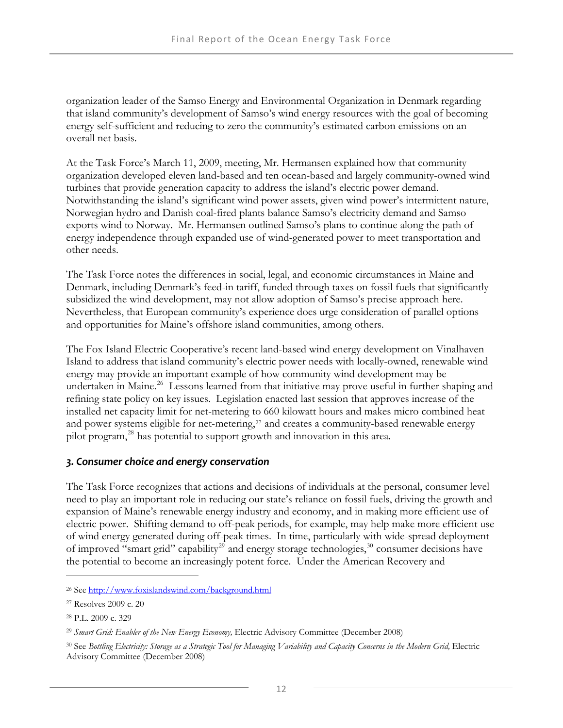organization leader of the Samso Energy and Environmental Organization in Denmark regarding that island community's development of Samso's wind energy resources with the goal of becoming energy self-sufficient and reducing to zero the community's estimated carbon emissions on an overall net basis.

At the Task Force's March 11, 2009, meeting, Mr. Hermansen explained how that community organization developed eleven land-based and ten ocean-based and largely community-owned wind turbines that provide generation capacity to address the island's electric power demand. Notwithstanding the island's significant wind power assets, given wind power's intermittent nature, Norwegian hydro and Danish coal-fired plants balance Samso's electricity demand and Samso exports wind to Norway. Mr. Hermansen outlined Samso's plans to continue along the path of energy independence through expanded use of wind-generated power to meet transportation and other needs.

The Task Force notes the differences in social, legal, and economic circumstances in Maine and Denmark, including Denmark's feed-in tariff, funded through taxes on fossil fuels that significantly subsidized the wind development, may not allow adoption of Samso's precise approach here. Nevertheless, that European community's experience does urge consideration of parallel options and opportunities for Maine's offshore island communities, among others.

The Fox Island Electric Cooperative's recent land-based wind energy development on Vinalhaven Island to address that island community's electric power needs with locally-owned, renewable wind energy may provide an important example of how community wind development may be undertaken in Maine.[26] Lessons learned from that initiative may prove useful in further shaping and refining state policy on key issues. Legislation enacted last session that approves increase of the installed net capacity limit for net-metering to 660 kilowatt hours and makes micro combined heat and power systems eligible for net-metering,[27] and creates a community-based renewable energy pilot program,[28] has potential to support growth and innovation in this area.

### *3. Consumer choice and energy conservation*

The Task Force recognizes that actions and decisions of individuals at the personal, consumer level need to play an important role in reducing our state's reliance on fossil fuels, driving the growth and expansion of Maine's renewable energy industry and economy, and in making more efficient use of electric power. Shifting demand to off-peak periods, for example, may help make more efficient use of wind energy generated during off-peak times. In time, particularly with wide-spread deployment of improved "smart grid" capability[29] and energy storage technologies,[30] consumer decisions have the potential to become an increasingly potent force. Under the American Recovery and

---

[26] See http://www.foxislandswind.com/background.html

[27] Resolves 2009 c. 20

[28] P.L. 2009 c. 329

[29] *Smart Grid: Enabler of the New Energy Economy,* Electric Advisory Committee (December 2008)

[30] See *Bottling Electricity: Storage as a Strategic Tool for Managing Variability and Capacity Concerns in the Modern Grid,* Electric Advisory Committee (December 2008)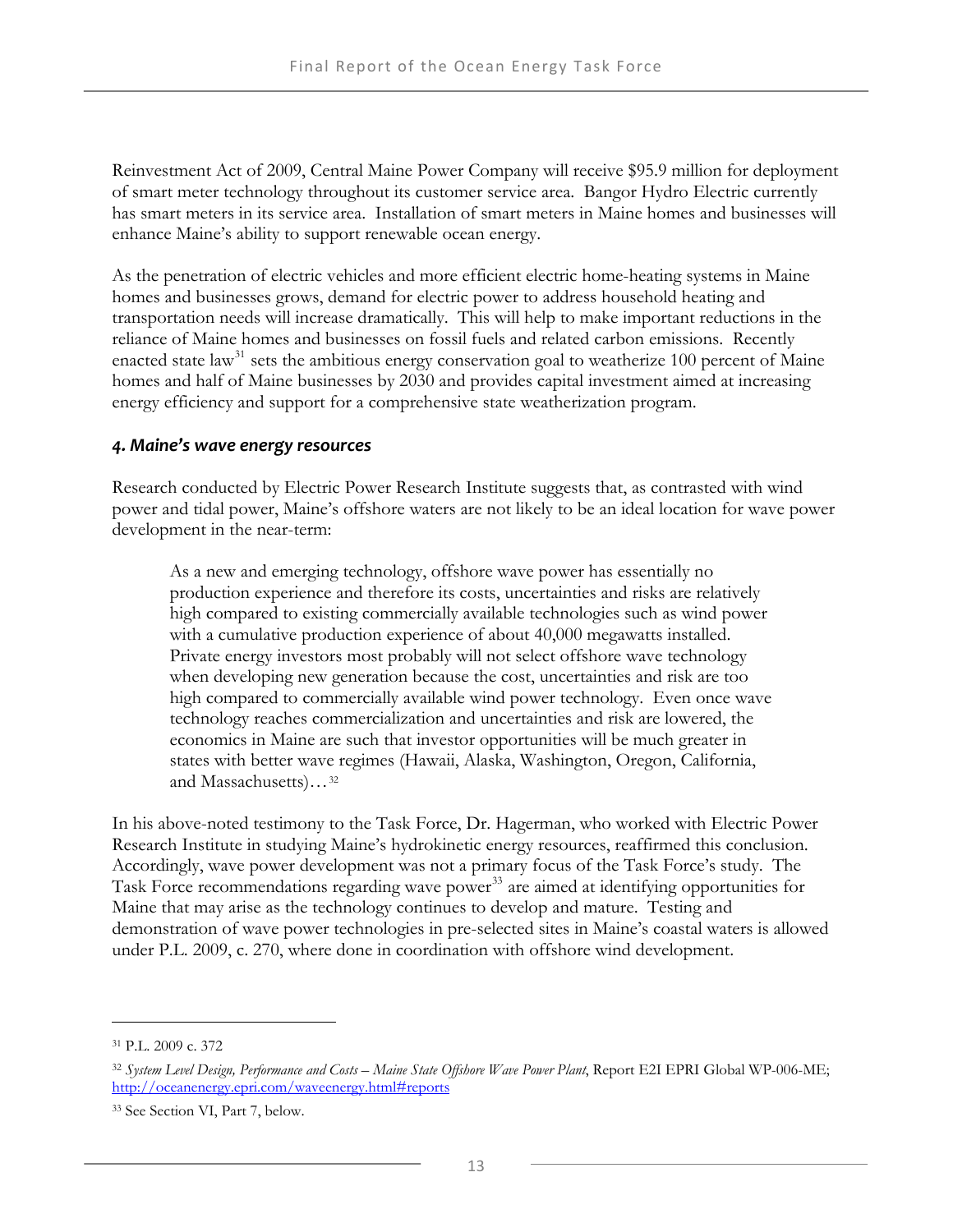Reinvestment Act of 2009, Central Maine Power Company will receive $95.9 million for deployment of smart meter technology throughout its customer service area. Bangor Hydro Electric currently has smart meters in its service area. Installation of smart meters in Maine homes and businesses will enhance Maine's ability to support renewable ocean energy.

As the penetration of electric vehicles and more efficient electric home-heating systems in Maine homes and businesses grows, demand for electric power to address household heating and transportation needs will increase dramatically. This will help to make important reductions in the reliance of Maine homes and businesses on fossil fuels and related carbon emissions. Recently enacted state law[31] sets the ambitious energy conservation goal to weatherize 100 percent of Maine homes and half of Maine businesses by 2030 and provides capital investment aimed at increasing energy efficiency and support for a comprehensive state weatherization program.

### *4. Maine's wave energy resources*

Research conducted by Electric Power Research Institute suggests that, as contrasted with wind power and tidal power, Maine's offshore waters are not likely to be an ideal location for wave power development in the near-term:

> As a new and emerging technology, offshore wave power has essentially no production experience and therefore its costs, uncertainties and risks are relatively high compared to existing commercially available technologies such as wind power with a cumulative production experience of about 40,000 megawatts installed. Private energy investors most probably will not select offshore wave technology when developing new generation because the cost, uncertainties and risk are too high compared to commercially available wind power technology. Even once wave technology reaches commercialization and uncertainties and risk are lowered, the economics in Maine are such that investor opportunities will be much greater in states with better wave regimes (Hawaii, Alaska, Washington, Oregon, California, and Massachusetts)…[32]

In his above-noted testimony to the Task Force, Dr. Hagerman, who worked with Electric Power Research Institute in studying Maine's hydrokinetic energy resources, reaffirmed this conclusion. Accordingly, wave power development was not a primary focus of the Task Force's study. The Task Force recommendations regarding wave power[33] are aimed at identifying opportunities for Maine that may arise as the technology continues to develop and mature. Testing and demonstration of wave power technologies in pre-selected sites in Maine's coastal waters is allowed under P.L. 2009, c. 270, where done in coordination with offshore wind development.

---

[31] P.L. 2009 c. 372

[32] *System Level Design, Performance and Costs – Maine State Offshore Wave Power Plant*, Report E2I EPRI Global WP-006-ME; http://oceanenergy.epri.com/waveenergy.html#reports

[33] See Section VI, Part 7, below.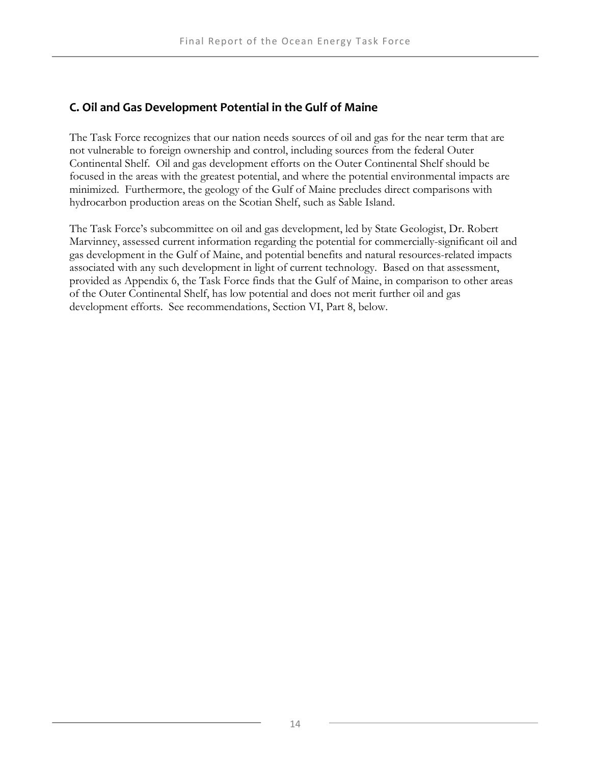## C. Oil and Gas Development Potential in the Gulf of Maine

The Task Force recognizes that our nation needs sources of oil and gas for the near term that are not vulnerable to foreign ownership and control, including sources from the federal Outer Continental Shelf. Oil and gas development efforts on the Outer Continental Shelf should be focused in the areas with the greatest potential, and where the potential environmental impacts are minimized. Furthermore, the geology of the Gulf of Maine precludes direct comparisons with hydrocarbon production areas on the Scotian Shelf, such as Sable Island.

The Task Force's subcommittee on oil and gas development, led by State Geologist, Dr. Robert Marvinney, assessed current information regarding the potential for commercially-significant oil and gas development in the Gulf of Maine, and potential benefits and natural resources-related impacts associated with any such development in light of current technology. Based on that assessment, provided as Appendix 6, the Task Force finds that the Gulf of Maine, in comparison to other areas of the Outer Continental Shelf, has low potential and does not merit further oil and gas development efforts. See recommendations, Section VI, Part 8, below.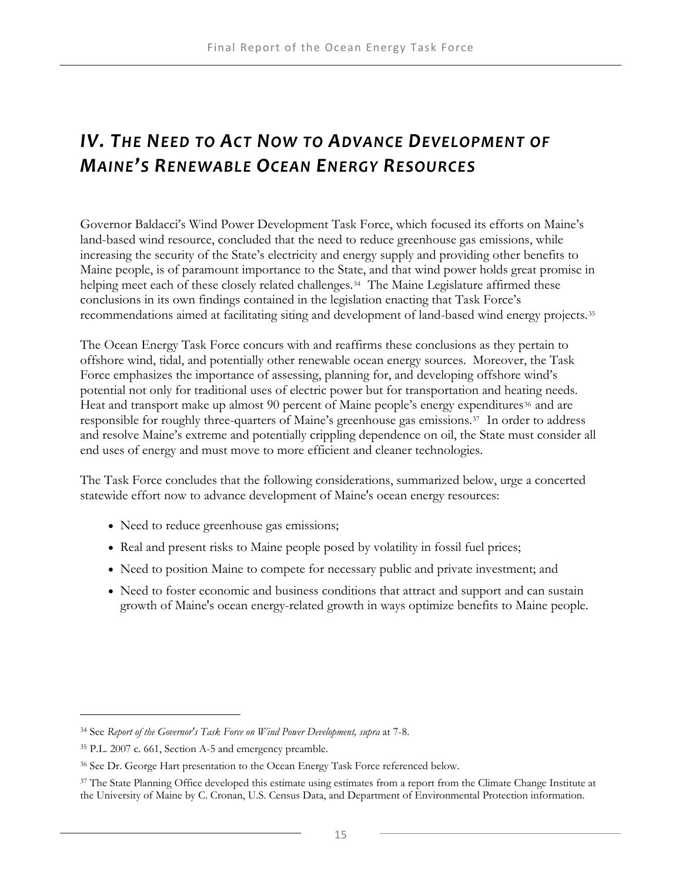# *IV. The Need to Act Now to Advance Development of Maine's Renewable Ocean Energy Resources*

Governor Baldacci's Wind Power Development Task Force, which focused its efforts on Maine's land-based wind resource, concluded that the need to reduce greenhouse gas emissions, while increasing the security of the State's electricity and energy supply and providing other benefits to Maine people, is of paramount importance to the State, and that wind power holds great promise in helping meet each of these closely related challenges.[34] The Maine Legislature affirmed these conclusions in its own findings contained in the legislation enacting that Task Force's recommendations aimed at facilitating siting and development of land-based wind energy projects.[35]

The Ocean Energy Task Force concurs with and reaffirms these conclusions as they pertain to offshore wind, tidal, and potentially other renewable ocean energy sources. Moreover, the Task Force emphasizes the importance of assessing, planning for, and developing offshore wind's potential not only for traditional uses of electric power but for transportation and heating needs. Heat and transport make up almost 90 percent of Maine people's energy expenditures[36] and are responsible for roughly three-quarters of Maine's greenhouse gas emissions.[37] In order to address and resolve Maine's extreme and potentially crippling dependence on oil, the State must consider all end uses of energy and must move to more efficient and cleaner technologies.

The Task Force concludes that the following considerations, summarized below, urge a concerted statewide effort now to advance development of Maine's ocean energy resources:

- Need to reduce greenhouse gas emissions;
- Real and present risks to Maine people posed by volatility in fossil fuel prices;
- Need to position Maine to compete for necessary public and private investment; and
- Need to foster economic and business conditions that attract and support and can sustain growth of Maine's ocean energy-related growth in ways optimize benefits to Maine people.

---

[34] See *Report of the Governor's Task Force on Wind Power Development, supra* at 7-8.

[35] P.L. 2007 c. 661, Section A-5 and emergency preamble.

[36] See Dr. George Hart presentation to the Ocean Energy Task Force referenced below.

[37] The State Planning Office developed this estimate using estimates from a report from the Climate Change Institute at the University of Maine by C. Cronan, U.S. Census Data, and Department of Environmental Protection information.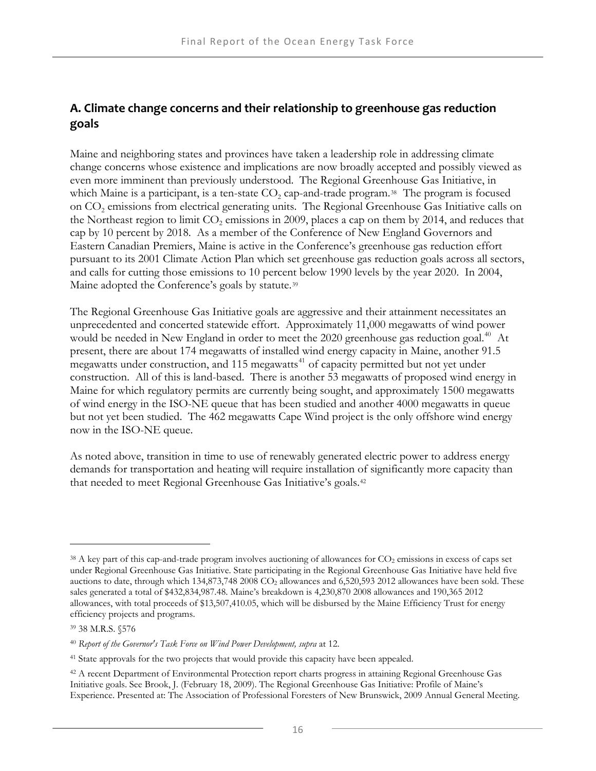## A. Climate change concerns and their relationship to greenhouse gas reduction goals

Maine and neighboring states and provinces have taken a leadership role in addressing climate change concerns whose existence and implications are now broadly accepted and possibly viewed as even more imminent than previously understood. The Regional Greenhouse Gas Initiative, in which Maine is a participant, is a ten-state $CO_2$ cap-and-trade program.[38] The program is focused on $CO_2$ emissions from electrical generating units. The Regional Greenhouse Gas Initiative calls on the Northeast region to limit $CO_2$ emissions in 2009, places a cap on them by 2014, and reduces that cap by 10 percent by 2018. As a member of the Conference of New England Governors and Eastern Canadian Premiers, Maine is active in the Conference's greenhouse gas reduction effort pursuant to its 2001 Climate Action Plan which set greenhouse gas reduction goals across all sectors, and calls for cutting those emissions to 10 percent below 1990 levels by the year 2020. In 2004, Maine adopted the Conference's goals by statute.[39]

The Regional Greenhouse Gas Initiative goals are aggressive and their attainment necessitates an unprecedented and concerted statewide effort. Approximately 11,000 megawatts of wind power would be needed in New England in order to meet the 2020 greenhouse gas reduction goal.[40] At present, there are about 174 megawatts of installed wind energy capacity in Maine, another 91.5 megawatts under construction, and 115 megawatts[41] of capacity permitted but not yet under construction. All of this is land-based. There is another 53 megawatts of proposed wind energy in Maine for which regulatory permits are currently being sought, and approximately 1500 megawatts of wind energy in the ISO-NE queue that has been studied and another 4000 megawatts in queue but not yet been studied. The 462 megawatts Cape Wind project is the only offshore wind energy now in the ISO-NE queue.

As noted above, transition in time to use of renewably generated electric power to address energy demands for transportation and heating will require installation of significantly more capacity than that needed to meet Regional Greenhouse Gas Initiative's goals.[42]

---

[38] A key part of this cap-and-trade program involves auctioning of allowances for $CO_2$ emissions in excess of caps set under Regional Greenhouse Gas Initiative. State participating in the Regional Greenhouse Gas Initiative have held five auctions to date, through which 134,873,748 2008 $CO_2$ allowances and 6,520,593 2012 allowances have been sold. These sales generated a total of $432,834,987.48. Maine's breakdown is 4,230,870 2008 allowances and 190,365 2012 allowances, with total proceeds of $13,507,410.05, which will be disbursed by the Maine Efficiency Trust for energy efficiency projects and programs.

[39] 38 M.R.S. §576

[40] *Report of the Governor's Task Force on Wind Power Development, supra* at 12.

[41] State approvals for the two projects that would provide this capacity have been appealed.

[42] A recent Department of Environmental Protection report charts progress in attaining Regional Greenhouse Gas Initiative goals. See Brook, J. (February 18, 2009). The Regional Greenhouse Gas Initiative: Profile of Maine's Experience. Presented at: The Association of Professional Foresters of New Brunswick, 2009 Annual General Meeting.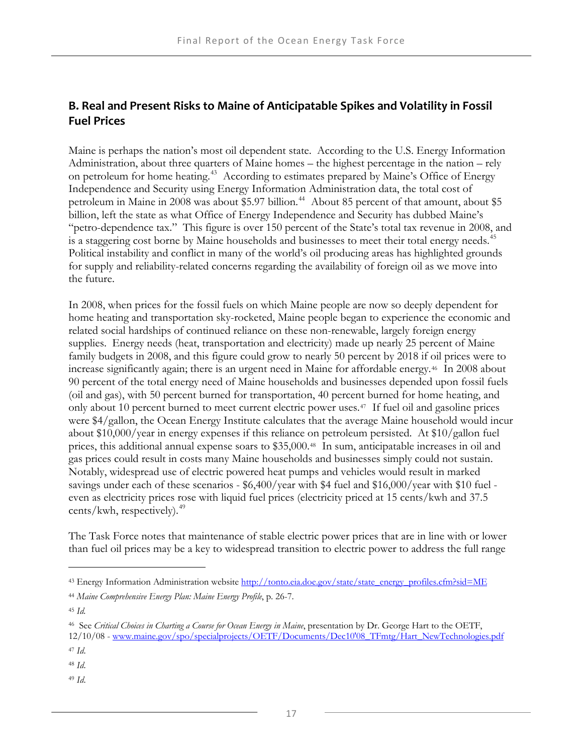## B. Real and Present Risks to Maine of Anticipatable Spikes and Volatility in Fossil Fuel Prices

Maine is perhaps the nation's most oil dependent state. According to the U.S. Energy Information Administration, about three quarters of Maine homes – the highest percentage in the nation – rely on petroleum for home heating.[43] According to estimates prepared by Maine's Office of Energy Independence and Security using Energy Information Administration data, the total cost of petroleum in Maine in 2008 was about $5.97 billion.[44] About 85 percent of that amount, about $5 billion, left the state as what Office of Energy Independence and Security has dubbed Maine's "petro-dependence tax." This figure is over 150 percent of the State's total tax revenue in 2008, and is a staggering cost borne by Maine households and businesses to meet their total energy needs.[45] Political instability and conflict in many of the world's oil producing areas has highlighted grounds for supply and reliability-related concerns regarding the availability of foreign oil as we move into the future.

In 2008, when prices for the fossil fuels on which Maine people are now so deeply dependent for home heating and transportation sky-rocketed, Maine people began to experience the economic and related social hardships of continued reliance on these non-renewable, largely foreign energy supplies. Energy needs (heat, transportation and electricity) made up nearly 25 percent of Maine family budgets in 2008, and this figure could grow to nearly 50 percent by 2018 if oil prices were to increase significantly again; there is an urgent need in Maine for affordable energy.[46] In 2008 about 90 percent of the total energy need of Maine households and businesses depended upon fossil fuels (oil and gas), with 50 percent burned for transportation, 40 percent burned for home heating, and only about 10 percent burned to meet current electric power uses.[47] If fuel oil and gasoline prices were $4/gallon, the Ocean Energy Institute calculates that the average Maine household would incur about $10,000/year in energy expenses if this reliance on petroleum persisted. At $10/gallon fuel prices, this additional annual expense soars to $35,000.[48] In sum, anticipatable increases in oil and gas prices could result in costs many Maine households and businesses simply could not sustain. Notably, widespread use of electric powered heat pumps and vehicles would result in marked savings under each of these scenarios - $6,400/year with $4 fuel and $16,000/year with $10 fuel - even as electricity prices rose with liquid fuel prices (electricity priced at 15 cents/kwh and 37.5 cents/kwh, respectively).[49]

The Task Force notes that maintenance of stable electric power prices that are in line with or lower than fuel oil prices may be a key to widespread transition to electric power to address the full range

---

[43] Energy Information Administration website http://tonto.eia.doe.gov/state/state_energy_profiles.cfm?sid=ME

[44] *Maine Comprehensive Energy Plan: Maine Energy Profile*, p. 26-7.

[45] *Id.*

[46] See *Critical Choices in Charting a Course for Ocean Energy in Maine*, presentation by Dr. George Hart to the OETF, 12/10/08 - www.maine.gov/spo/specialprojects/OETF/Documents/Dec10'08_TFmtg/Hart_NewTechnologies.pdf

[47] *Id.*

[48] *Id.*

[49] *Id.*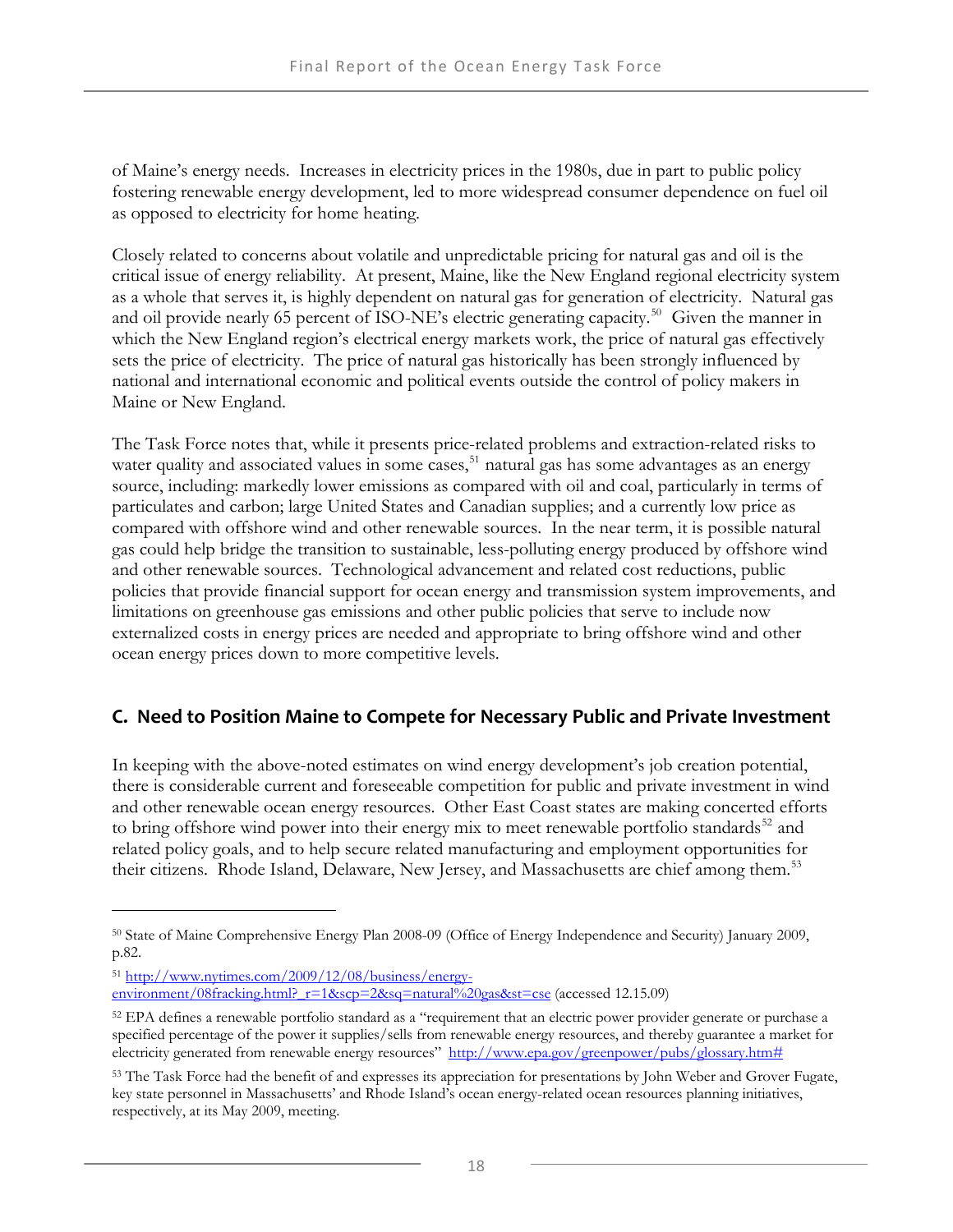of Maine's energy needs. Increases in electricity prices in the 1980s, due in part to public policy fostering renewable energy development, led to more widespread consumer dependence on fuel oil as opposed to electricity for home heating.

Closely related to concerns about volatile and unpredictable pricing for natural gas and oil is the critical issue of energy reliability. At present, Maine, like the New England regional electricity system as a whole that serves it, is highly dependent on natural gas for generation of electricity. Natural gas and oil provide nearly 65 percent of ISO-NE's electric generating capacity.[50] Given the manner in which the New England region's electrical energy markets work, the price of natural gas effectively sets the price of electricity. The price of natural gas historically has been strongly influenced by national and international economic and political events outside the control of policy makers in Maine or New England.

The Task Force notes that, while it presents price-related problems and extraction-related risks to water quality and associated values in some cases,[51] natural gas has some advantages as an energy source, including: markedly lower emissions as compared with oil and coal, particularly in terms of particulates and carbon; large United States and Canadian supplies; and a currently low price as compared with offshore wind and other renewable sources. In the near term, it is possible natural gas could help bridge the transition to sustainable, less-polluting energy produced by offshore wind and other renewable sources. Technological advancement and related cost reductions, public policies that provide financial support for ocean energy and transmission system improvements, and limitations on greenhouse gas emissions and other public policies that serve to include now externalized costs in energy prices are needed and appropriate to bring offshore wind and other ocean energy prices down to more competitive levels.

## C. Need to Position Maine to Compete for Necessary Public and Private Investment

In keeping with the above-noted estimates on wind energy development's job creation potential, there is considerable current and foreseeable competition for public and private investment in wind and other renewable ocean energy resources. Other East Coast states are making concerted efforts to bring offshore wind power into their energy mix to meet renewable portfolio standards[52] and related policy goals, and to help secure related manufacturing and employment opportunities for their citizens. Rhode Island, Delaware, New Jersey, and Massachusetts are chief among them.[53]

---

[50] State of Maine Comprehensive Energy Plan 2008-09 (Office of Energy Independence and Security) January 2009, p.82.

[51] http://www.nytimes.com/2009/12/08/business/energy-environment/08fracking.html?_r=1&scp=2&sq=natural%20gas&st=cse (accessed 12.15.09)

[52] EPA defines a renewable portfolio standard as a "requirement that an electric power provider generate or purchase a specified percentage of the power it supplies/sells from renewable energy resources, and thereby guarantee a market for electricity generated from renewable energy resources" http://www.epa.gov/greenpower/pubs/glossary.htm#

[53] The Task Force had the benefit of and expresses its appreciation for presentations by John Weber and Grover Fugate, key state personnel in Massachusetts' and Rhode Island's ocean energy-related ocean resources planning initiatives, respectively, at its May 2009, meeting.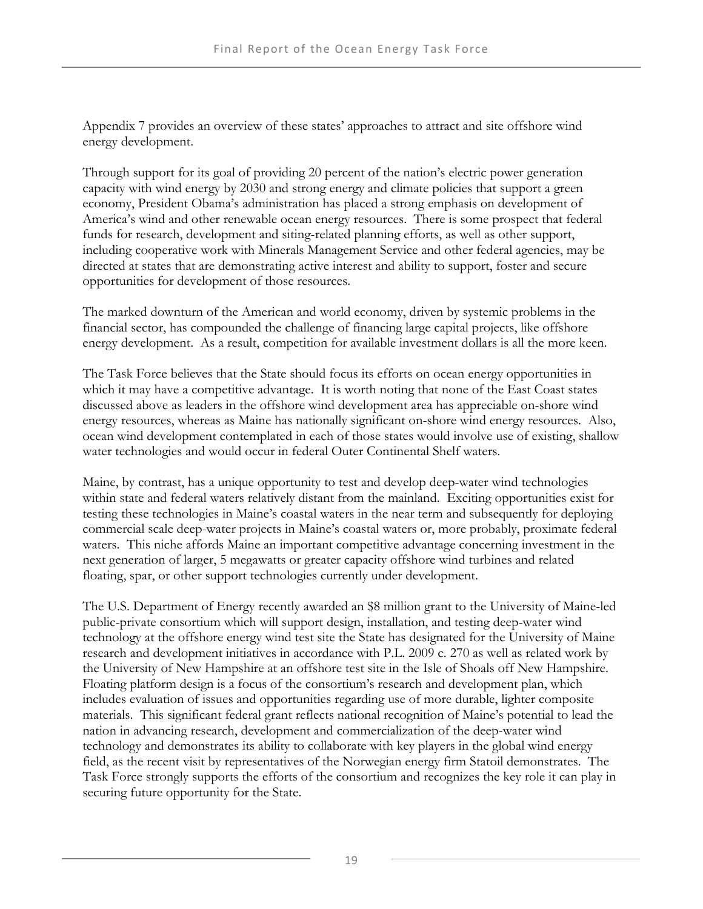Appendix 7 provides an overview of these states' approaches to attract and site offshore wind energy development.

Through support for its goal of providing 20 percent of the nation's electric power generation capacity with wind energy by 2030 and strong energy and climate policies that support a green economy, President Obama's administration has placed a strong emphasis on development of America's wind and other renewable ocean energy resources. There is some prospect that federal funds for research, development and siting-related planning efforts, as well as other support, including cooperative work with Minerals Management Service and other federal agencies, may be directed at states that are demonstrating active interest and ability to support, foster and secure opportunities for development of those resources.

The marked downturn of the American and world economy, driven by systemic problems in the financial sector, has compounded the challenge of financing large capital projects, like offshore energy development. As a result, competition for available investment dollars is all the more keen.

The Task Force believes that the State should focus its efforts on ocean energy opportunities in which it may have a competitive advantage. It is worth noting that none of the East Coast states discussed above as leaders in the offshore wind development area has appreciable on-shore wind energy resources, whereas as Maine has nationally significant on-shore wind energy resources. Also, ocean wind development contemplated in each of those states would involve use of existing, shallow water technologies and would occur in federal Outer Continental Shelf waters.

Maine, by contrast, has a unique opportunity to test and develop deep-water wind technologies within state and federal waters relatively distant from the mainland. Exciting opportunities exist for testing these technologies in Maine's coastal waters in the near term and subsequently for deploying commercial scale deep-water projects in Maine's coastal waters or, more probably, proximate federal waters. This niche affords Maine an important competitive advantage concerning investment in the next generation of larger, 5 megawatts or greater capacity offshore wind turbines and related floating, spar, or other support technologies currently under development.

The U.S. Department of Energy recently awarded an $8 million grant to the University of Maine-led public-private consortium which will support design, installation, and testing deep-water wind technology at the offshore energy wind test site the State has designated for the University of Maine research and development initiatives in accordance with P.L. 2009 c. 270 as well as related work by the University of New Hampshire at an offshore test site in the Isle of Shoals off New Hampshire. Floating platform design is a focus of the consortium's research and development plan, which includes evaluation of issues and opportunities regarding use of more durable, lighter composite materials. This significant federal grant reflects national recognition of Maine's potential to lead the nation in advancing research, development and commercialization of the deep-water wind technology and demonstrates its ability to collaborate with key players in the global wind energy field, as the recent visit by representatives of the Norwegian energy firm Statoil demonstrates. The Task Force strongly supports the efforts of the consortium and recognizes the key role it can play in securing future opportunity for the State.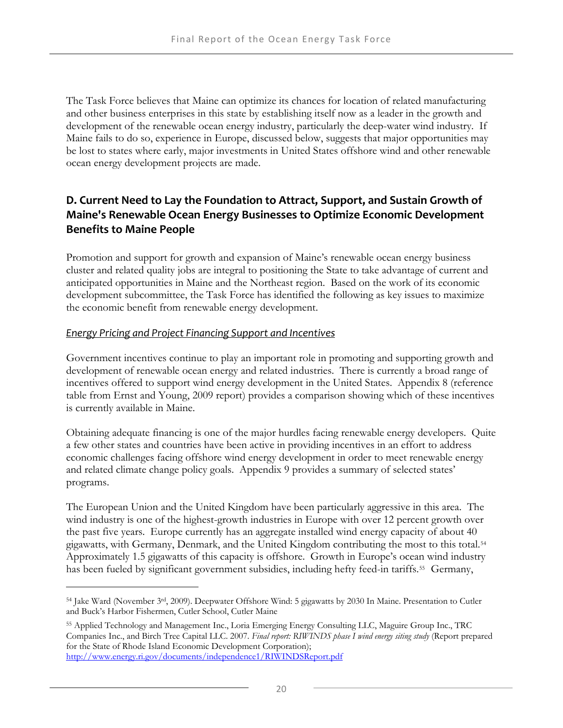The Task Force believes that Maine can optimize its chances for location of related manufacturing and other business enterprises in this state by establishing itself now as a leader in the growth and development of the renewable ocean energy industry, particularly the deep-water wind industry. If Maine fails to do so, experience in Europe, discussed below, suggests that major opportunities may be lost to states where early, major investments in United States offshore wind and other renewable ocean energy development projects are made.

## D. Current Need to Lay the Foundation to Attract, Support, and Sustain Growth of Maine's Renewable Ocean Energy Businesses to Optimize Economic Development Benefits to Maine People

Promotion and support for growth and expansion of Maine's renewable ocean energy business cluster and related quality jobs are integral to positioning the State to take advantage of current and anticipated opportunities in Maine and the Northeast region. Based on the work of its economic development subcommittee, the Task Force has identified the following as key issues to maximize the economic benefit from renewable energy development.

### *Energy Pricing and Project Financing Support and Incentives*

Government incentives continue to play an important role in promoting and supporting growth and development of renewable ocean energy and related industries. There is currently a broad range of incentives offered to support wind energy development in the United States. Appendix 8 (reference table from Ernst and Young, 2009 report) provides a comparison showing which of these incentives is currently available in Maine.

Obtaining adequate financing is one of the major hurdles facing renewable energy developers. Quite a few other states and countries have been active in providing incentives in an effort to address economic challenges facing offshore wind energy development in order to meet renewable energy and related climate change policy goals. Appendix 9 provides a summary of selected states' programs.

The European Union and the United Kingdom have been particularly aggressive in this area. The wind industry is one of the highest-growth industries in Europe with over 12 percent growth over the past five years. Europe currently has an aggregate installed wind energy capacity of about 40 gigawatts, with Germany, Denmark, and the United Kingdom contributing the most to this total.[54] Approximately 1.5 gigawatts of this capacity is offshore. Growth in Europe's ocean wind industry has been fueled by significant government subsidies, including hefty feed-in tariffs.[55] Germany,

---

[54] Jake Ward (November 3rd, 2009). Deepwater Offshore Wind: 5 gigawatts by 2030 In Maine. Presentation to Cutler and Buck's Harbor Fishermen, Cutler School, Cutler Maine

[55] Applied Technology and Management Inc., Loria Emerging Energy Consulting LLC, Maguire Group Inc., TRC Companies Inc., and Birch Tree Capital LLC. 2007. *Final report: RIWINDS phase I wind energy siting study* (Report prepared for the State of Rhode Island Economic Development Corporation); http://www.energy.ri.gov/documents/independence1/RIWINDSReport.pdf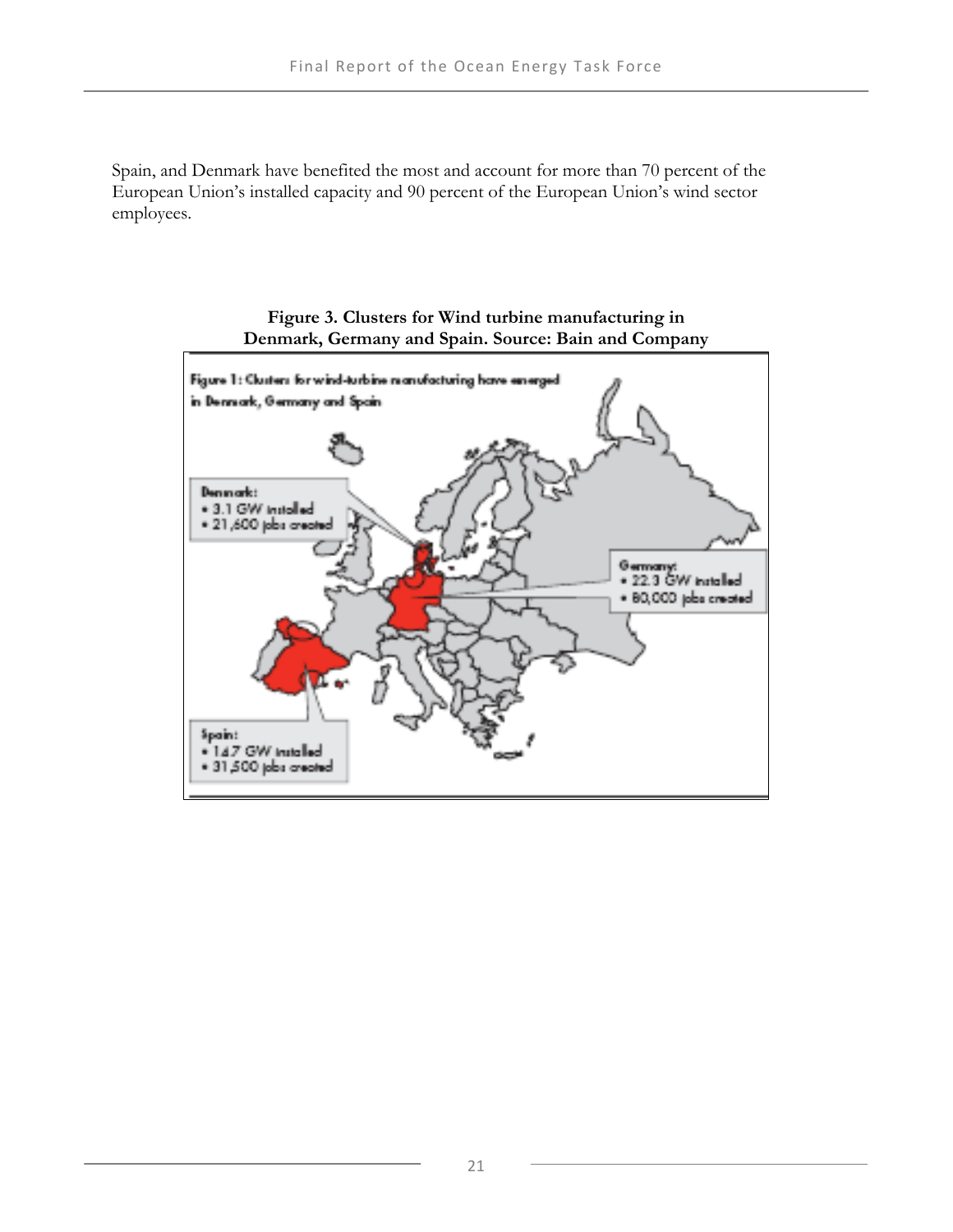Spain, and Denmark have benefited the most and account for more than 70 percent of the European Union's installed capacity and 90 percent of the European Union's wind sector employees.

**Figure 3. Clusters for Wind turbine manufacturing in Denmark, Germany and Spain. Source: Bain and Company**

Figure 1: Clusters for wind-turbine manufacturing have emerged in Denmark, Germany and Spain

Denmark:
- 3.1 GW installed
- 21,600 jobs created

Germany:
- 22.3 GW installed
- 80,000 jobs created

Spain:
- 14.7 GW installed
- 31,500 jobs created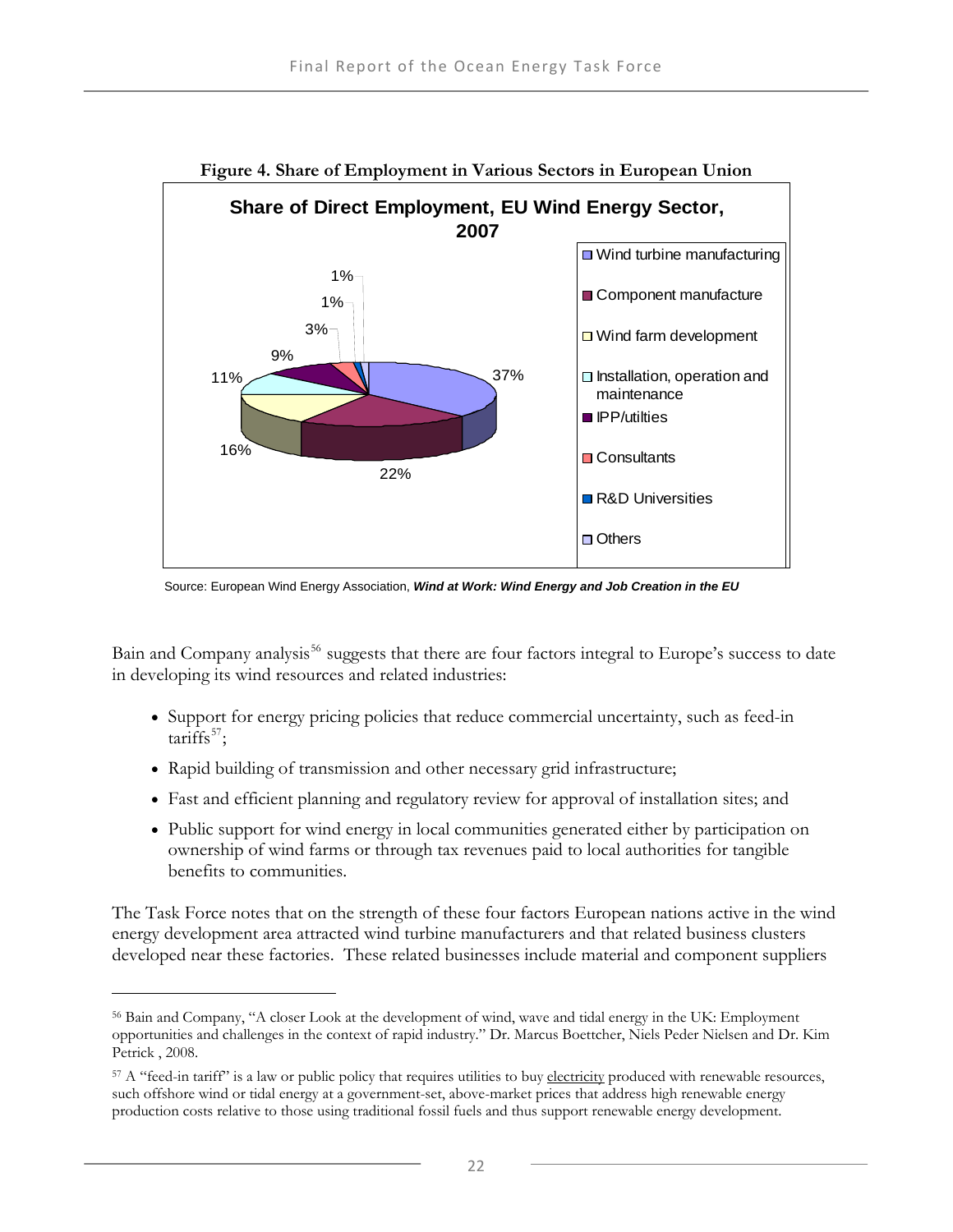**Figure 4. Share of Employment in Various Sectors in European Union**

**Share of Direct Employment, EU Wind Energy Sector, 2007**

| Sector | Share |
|---|---|
| Wind turbine manufacturing | 37% |
| Component manufacture | 22% |
| Wind farm development | 16% |
| Installation, operation and maintenance | 11% |
| IPP/utilties | 9% |
| Consultants | 3% |
| R&D Universities | 1% |
| Others | 1% |

Source: European Wind Energy Association, ***Wind at Work: Wind Energy and Job Creation in the EU***

Bain and Company analysis[56] suggests that there are four factors integral to Europe's success to date in developing its wind resources and related industries:

- Support for energy pricing policies that reduce commercial uncertainty, such as feed-in tariffs[57];
- Rapid building of transmission and other necessary grid infrastructure;
- Fast and efficient planning and regulatory review for approval of installation sites; and
- Public support for wind energy in local communities generated either by participation on ownership of wind farms or through tax revenues paid to local authorities for tangible benefits to communities.

The Task Force notes that on the strength of these four factors European nations active in the wind energy development area attracted wind turbine manufacturers and that related business clusters developed near these factories. These related businesses include material and component suppliers

[56] Bain and Company, "A closer Look at the development of wind, wave and tidal energy in the UK: Employment opportunities and challenges in the context of rapid industry." Dr. Marcus Boettcher, Niels Peder Nielsen and Dr. Kim Petrick , 2008.

[57] A "feed-in tariff" is a law or public policy that requires utilities to buy electricity produced with renewable resources, such offshore wind or tidal energy at a government-set, above-market prices that address high renewable energy production costs relative to those using traditional fossil fuels and thus support renewable energy development.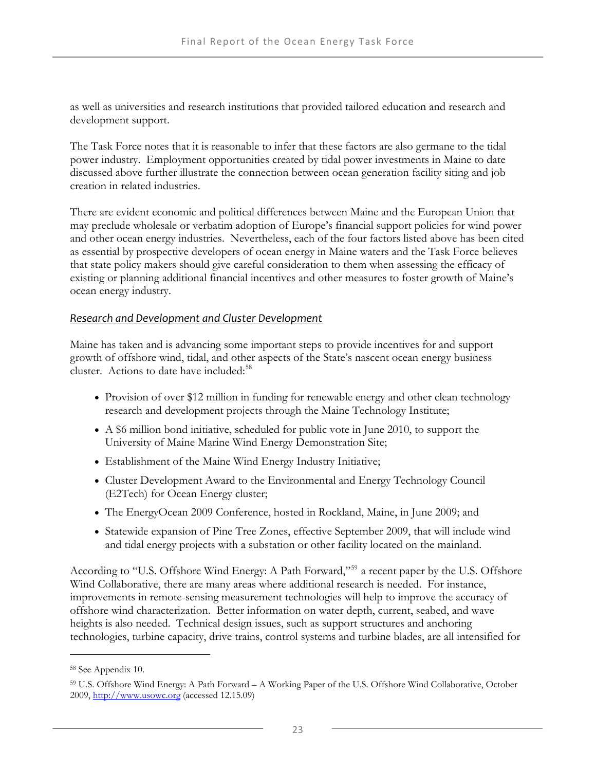as well as universities and research institutions that provided tailored education and research and development support.

The Task Force notes that it is reasonable to infer that these factors are also germane to the tidal power industry. Employment opportunities created by tidal power investments in Maine to date discussed above further illustrate the connection between ocean generation facility siting and job creation in related industries.

There are evident economic and political differences between Maine and the European Union that may preclude wholesale or verbatim adoption of Europe's financial support policies for wind power and other ocean energy industries. Nevertheless, each of the four factors listed above has been cited as essential by prospective developers of ocean energy in Maine waters and the Task Force believes that state policy makers should give careful consideration to them when assessing the efficacy of existing or planning additional financial incentives and other measures to foster growth of Maine's ocean energy industry.

### *Research and Development and Cluster Development*

Maine has taken and is advancing some important steps to provide incentives for and support growth of offshore wind, tidal, and other aspects of the State's nascent ocean energy business cluster. Actions to date have included:[58]

- Provision of over $12 million in funding for renewable energy and other clean technology research and development projects through the Maine Technology Institute;
- A $6 million bond initiative, scheduled for public vote in June 2010, to support the University of Maine Marine Wind Energy Demonstration Site;
- Establishment of the Maine Wind Energy Industry Initiative;
- Cluster Development Award to the Environmental and Energy Technology Council (E2Tech) for Ocean Energy cluster;
- The EnergyOcean 2009 Conference, hosted in Rockland, Maine, in June 2009; and
- Statewide expansion of Pine Tree Zones, effective September 2009, that will include wind and tidal energy projects with a substation or other facility located on the mainland.

According to "U.S. Offshore Wind Energy: A Path Forward,"[59] a recent paper by the U.S. Offshore Wind Collaborative, there are many areas where additional research is needed. For instance, improvements in remote-sensing measurement technologies will help to improve the accuracy of offshore wind characterization. Better information on water depth, current, seabed, and wave heights is also needed. Technical design issues, such as support structures and anchoring technologies, turbine capacity, drive trains, control systems and turbine blades, are all intensified for

---

[58] See Appendix 10.

[59] U.S. Offshore Wind Energy: A Path Forward – A Working Paper of the U.S. Offshore Wind Collaborative, October 2009, http://www.usowc.org (accessed 12.15.09)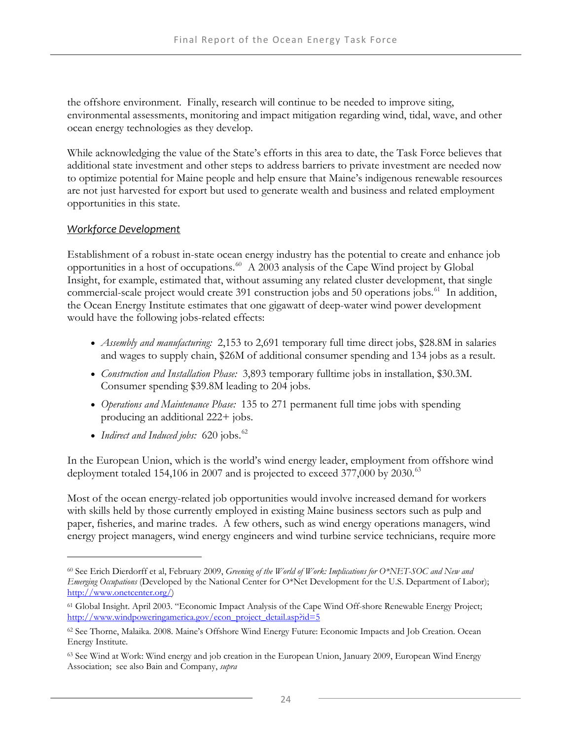the offshore environment. Finally, research will continue to be needed to improve siting, environmental assessments, monitoring and impact mitigation regarding wind, tidal, wave, and other ocean energy technologies as they develop.

While acknowledging the value of the State's efforts in this area to date, the Task Force believes that additional state investment and other steps to address barriers to private investment are needed now to optimize potential for Maine people and help ensure that Maine's indigenous renewable resources are not just harvested for export but used to generate wealth and business and related employment opportunities in this state.

### *Workforce Development*

Establishment of a robust in-state ocean energy industry has the potential to create and enhance job opportunities in a host of occupations.[60] A 2003 analysis of the Cape Wind project by Global Insight, for example, estimated that, without assuming any related cluster development, that single commercial-scale project would create 391 construction jobs and 50 operations jobs.[61] In addition, the Ocean Energy Institute estimates that one gigawatt of deep-water wind power development would have the following jobs-related effects:

- *Assembly and manufacturing:* 2,153 to 2,691 temporary full time direct jobs, $28.8M in salaries and wages to supply chain, $26M of additional consumer spending and 134 jobs as a result.
- *Construction and Installation Phase:* 3,893 temporary fulltime jobs in installation, $30.3M. Consumer spending $39.8M leading to 204 jobs.
- *Operations and Maintenance Phase:* 135 to 271 permanent full time jobs with spending producing an additional 222+ jobs.
- *Indirect and Induced jobs:* 620 jobs.[62]

In the European Union, which is the world's wind energy leader, employment from offshore wind deployment totaled 154,106 in 2007 and is projected to exceed 377,000 by 2030.[63]

Most of the ocean energy-related job opportunities would involve increased demand for workers with skills held by those currently employed in existing Maine business sectors such as pulp and paper, fisheries, and marine trades. A few others, such as wind energy operations managers, wind energy project managers, wind energy engineers and wind turbine service technicians, require more

---

[60] See Erich Dierdorff et al, February 2009, *Greening of the World of Work: Implications for O*NET-SOC and New and Emerging Occupations* (Developed by the National Center for O*Net Development for the U.S. Department of Labor); http://www.onetcenter.org/)

[61] Global Insight. April 2003. "Economic Impact Analysis of the Cape Wind Off-shore Renewable Energy Project; http://www.windpoweringamerica.gov/econ_project_detail.asp?id=5

[62] See Thorne, Malaika. 2008. Maine's Offshore Wind Energy Future: Economic Impacts and Job Creation. Ocean Energy Institute.

[63] See Wind at Work: Wind energy and job creation in the European Union, January 2009, European Wind Energy Association; see also Bain and Company, *supra*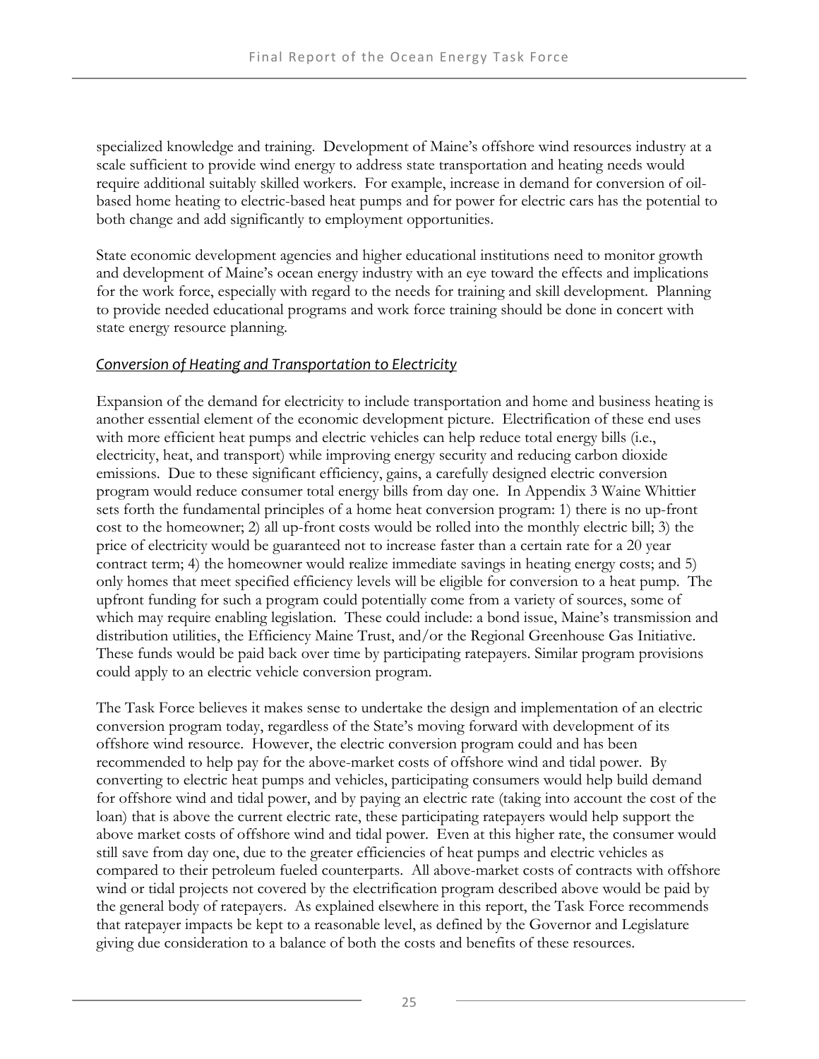specialized knowledge and training. Development of Maine's offshore wind resources industry at a scale sufficient to provide wind energy to address state transportation and heating needs would require additional suitably skilled workers. For example, increase in demand for conversion of oil-based home heating to electric-based heat pumps and for power for electric cars has the potential to both change and add significantly to employment opportunities.

State economic development agencies and higher educational institutions need to monitor growth and development of Maine's ocean energy industry with an eye toward the effects and implications for the work force, especially with regard to the needs for training and skill development. Planning to provide needed educational programs and work force training should be done in concert with state energy resource planning.

### *Conversion of Heating and Transportation to Electricity*

Expansion of the demand for electricity to include transportation and home and business heating is another essential element of the economic development picture. Electrification of these end uses with more efficient heat pumps and electric vehicles can help reduce total energy bills (i.e., electricity, heat, and transport) while improving energy security and reducing carbon dioxide emissions. Due to these significant efficiency, gains, a carefully designed electric conversion program would reduce consumer total energy bills from day one. In Appendix 3 Waine Whittier sets forth the fundamental principles of a home heat conversion program: 1) there is no up-front cost to the homeowner; 2) all up-front costs would be rolled into the monthly electric bill; 3) the price of electricity would be guaranteed not to increase faster than a certain rate for a 20 year contract term; 4) the homeowner would realize immediate savings in heating energy costs; and 5) only homes that meet specified efficiency levels will be eligible for conversion to a heat pump. The upfront funding for such a program could potentially come from a variety of sources, some of which may require enabling legislation. These could include: a bond issue, Maine's transmission and distribution utilities, the Efficiency Maine Trust, and/or the Regional Greenhouse Gas Initiative. These funds would be paid back over time by participating ratepayers. Similar program provisions could apply to an electric vehicle conversion program.

The Task Force believes it makes sense to undertake the design and implementation of an electric conversion program today, regardless of the State's moving forward with development of its offshore wind resource. However, the electric conversion program could and has been recommended to help pay for the above-market costs of offshore wind and tidal power. By converting to electric heat pumps and vehicles, participating consumers would help build demand for offshore wind and tidal power, and by paying an electric rate (taking into account the cost of the loan) that is above the current electric rate, these participating ratepayers would help support the above market costs of offshore wind and tidal power. Even at this higher rate, the consumer would still save from day one, due to the greater efficiencies of heat pumps and electric vehicles as compared to their petroleum fueled counterparts. All above-market costs of contracts with offshore wind or tidal projects not covered by the electrification program described above would be paid by the general body of ratepayers. As explained elsewhere in this report, the Task Force recommends that ratepayer impacts be kept to a reasonable level, as defined by the Governor and Legislature giving due consideration to a balance of both the costs and benefits of these resources.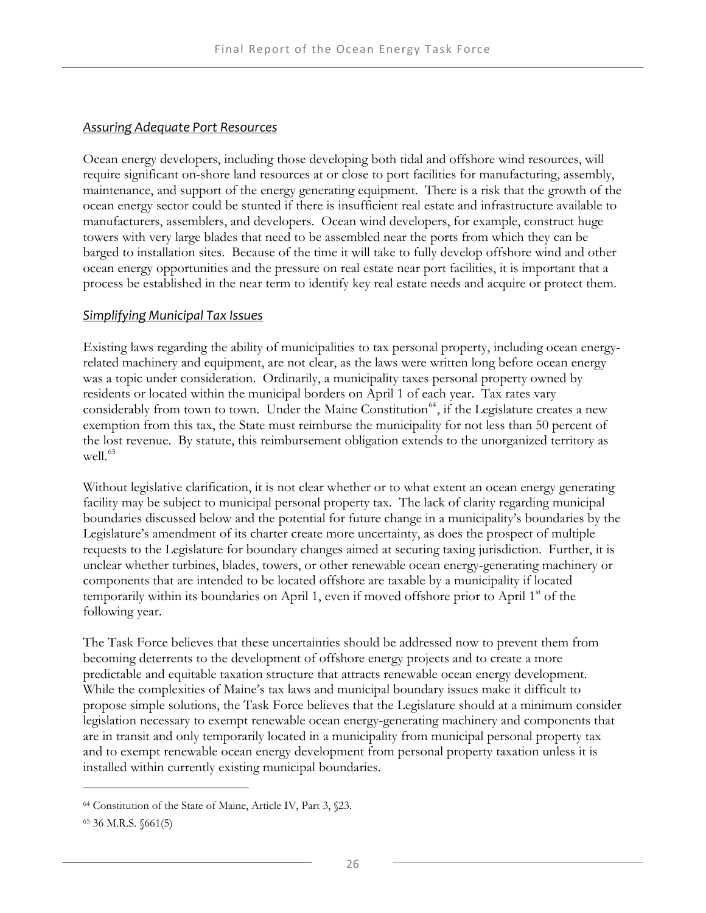### *Assuring Adequate Port Resources*

Ocean energy developers, including those developing both tidal and offshore wind resources, will require significant on-shore land resources at or close to port facilities for manufacturing, assembly, maintenance, and support of the energy generating equipment. There is a risk that the growth of the ocean energy sector could be stunted if there is insufficient real estate and infrastructure available to manufacturers, assemblers, and developers. Ocean wind developers, for example, construct huge towers with very large blades that need to be assembled near the ports from which they can be barged to installation sites. Because of the time it will take to fully develop offshore wind and other ocean energy opportunities and the pressure on real estate near port facilities, it is important that a process be established in the near term to identify key real estate needs and acquire or protect them.

### *Simplifying Municipal Tax Issues*

Existing laws regarding the ability of municipalities to tax personal property, including ocean energy-related machinery and equipment, are not clear, as the laws were written long before ocean energy was a topic under consideration. Ordinarily, a municipality taxes personal property owned by residents or located within the municipal borders on April 1 of each year. Tax rates vary considerably from town to town. Under the Maine Constitution[64], if the Legislature creates a new exemption from this tax, the State must reimburse the municipality for not less than 50 percent of the lost revenue. By statute, this reimbursement obligation extends to the unorganized territory as well.[65]

Without legislative clarification, it is not clear whether or to what extent an ocean energy generating facility may be subject to municipal personal property tax. The lack of clarity regarding municipal boundaries discussed below and the potential for future change in a municipality's boundaries by the Legislature's amendment of its charter create more uncertainty, as does the prospect of multiple requests to the Legislature for boundary changes aimed at securing taxing jurisdiction. Further, it is unclear whether turbines, blades, towers, or other renewable ocean energy-generating machinery or components that are intended to be located offshore are taxable by a municipality if located temporarily within its boundaries on April 1, even if moved offshore prior to April 1st of the following year.

The Task Force believes that these uncertainties should be addressed now to prevent them from becoming deterrents to the development of offshore energy projects and to create a more predictable and equitable taxation structure that attracts renewable ocean energy development. While the complexities of Maine's tax laws and municipal boundary issues make it difficult to propose simple solutions, the Task Force believes that the Legislature should at a minimum consider legislation necessary to exempt renewable ocean energy-generating machinery and components that are in transit and only temporarily located in a municipality from municipal personal property tax and to exempt renewable ocean energy development from personal property taxation unless it is installed within currently existing municipal boundaries.

---

[64] Constitution of the State of Maine, Article IV, Part 3, §23.

[65] 36 M.R.S. §661(5)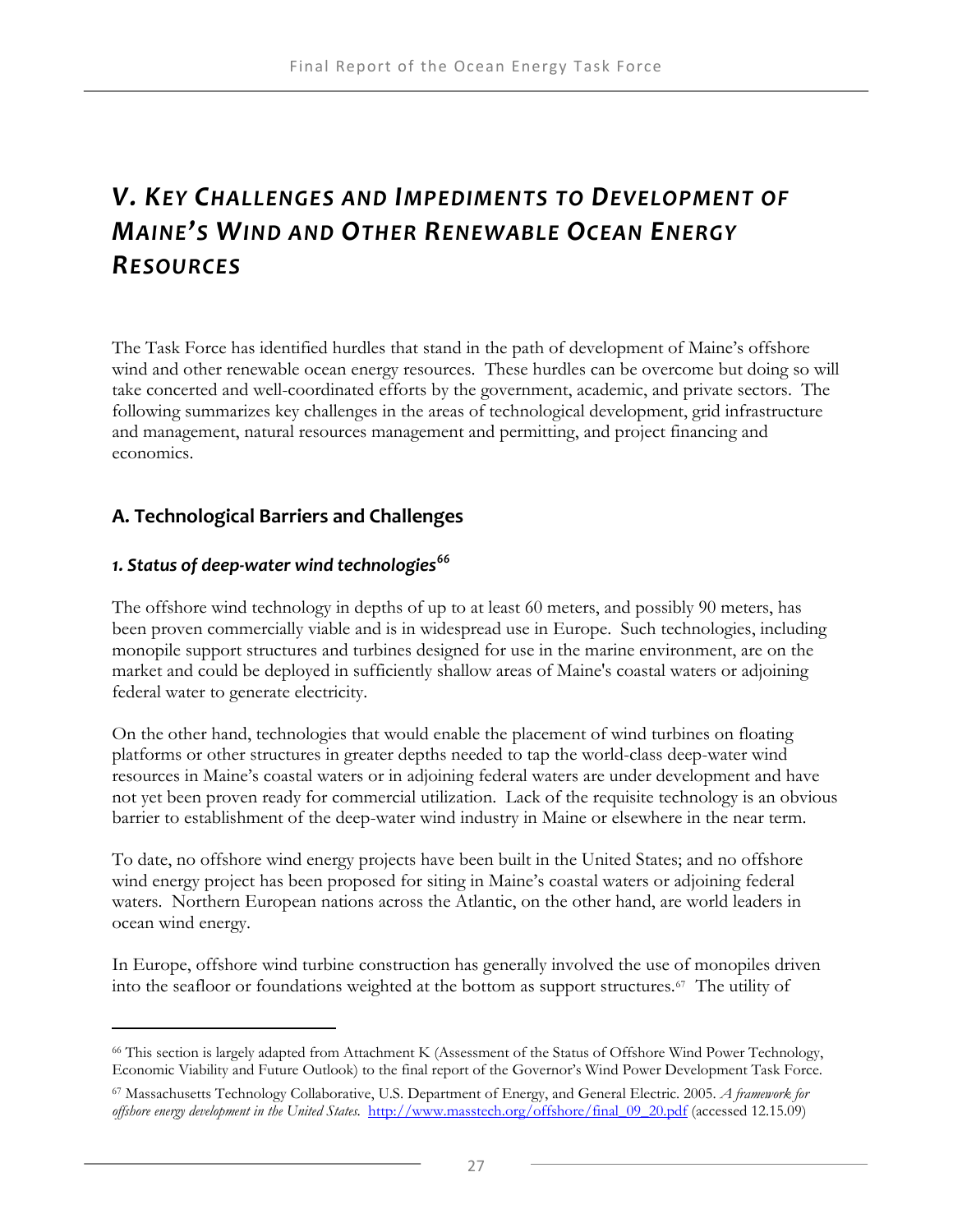# *V. Key Challenges and Impediments to Development of Maine's Wind and Other Renewable Ocean Energy Resources*

The Task Force has identified hurdles that stand in the path of development of Maine's offshore wind and other renewable ocean energy resources. These hurdles can be overcome but doing so will take concerted and well-coordinated efforts by the government, academic, and private sectors. The following summarizes key challenges in the areas of technological development, grid infrastructure and management, natural resources management and permitting, and project financing and economics.

## A. Technological Barriers and Challenges

### *1. Status of deep-water wind technologies*[66]

The offshore wind technology in depths of up to at least 60 meters, and possibly 90 meters, has been proven commercially viable and is in widespread use in Europe. Such technologies, including monopile support structures and turbines designed for use in the marine environment, are on the market and could be deployed in sufficiently shallow areas of Maine's coastal waters or adjoining federal water to generate electricity.

On the other hand, technologies that would enable the placement of wind turbines on floating platforms or other structures in greater depths needed to tap the world-class deep-water wind resources in Maine's coastal waters or in adjoining federal waters are under development and have not yet been proven ready for commercial utilization. Lack of the requisite technology is an obvious barrier to establishment of the deep-water wind industry in Maine or elsewhere in the near term.

To date, no offshore wind energy projects have been built in the United States; and no offshore wind energy project has been proposed for siting in Maine's coastal waters or adjoining federal waters. Northern European nations across the Atlantic, on the other hand, are world leaders in ocean wind energy.

In Europe, offshore wind turbine construction has generally involved the use of monopiles driven into the seafloor or foundations weighted at the bottom as support structures.[67] The utility of

---

[66] This section is largely adapted from Attachment K (Assessment of the Status of Offshore Wind Power Technology, Economic Viability and Future Outlook) to the final report of the Governor's Wind Power Development Task Force.

[67] Massachusetts Technology Collaborative, U.S. Department of Energy, and General Electric. 2005. *A framework for offshore energy development in the United States.* http://www.masstech.org/offshore/final_09_20.pdf (accessed 12.15.09)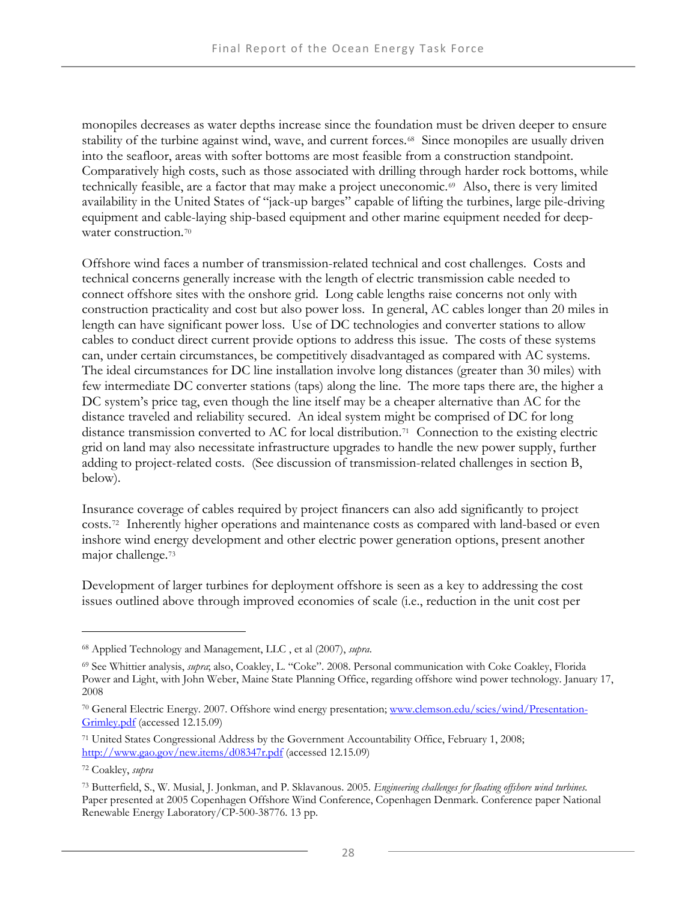monopiles decreases as water depths increase since the foundation must be driven deeper to ensure stability of the turbine against wind, wave, and current forces.[68] Since monopiles are usually driven into the seafloor, areas with softer bottoms are most feasible from a construction standpoint. Comparatively high costs, such as those associated with drilling through harder rock bottoms, while technically feasible, are a factor that may make a project uneconomic.[69] Also, there is very limited availability in the United States of "jack-up barges" capable of lifting the turbines, large pile-driving equipment and cable-laying ship-based equipment and other marine equipment needed for deep-water construction.[70]

Offshore wind faces a number of transmission-related technical and cost challenges. Costs and technical concerns generally increase with the length of electric transmission cable needed to connect offshore sites with the onshore grid. Long cable lengths raise concerns not only with construction practicality and cost but also power loss. In general, AC cables longer than 20 miles in length can have significant power loss. Use of DC technologies and converter stations to allow cables to conduct direct current provide options to address this issue. The costs of these systems can, under certain circumstances, be competitively disadvantaged as compared with AC systems. The ideal circumstances for DC line installation involve long distances (greater than 30 miles) with few intermediate DC converter stations (taps) along the line. The more taps there are, the higher a DC system's price tag, even though the line itself may be a cheaper alternative than AC for the distance traveled and reliability secured. An ideal system might be comprised of DC for long distance transmission converted to AC for local distribution.[71] Connection to the existing electric grid on land may also necessitate infrastructure upgrades to handle the new power supply, further adding to project-related costs. (See discussion of transmission-related challenges in section B, below).

Insurance coverage of cables required by project financers can also add significantly to project costs.[72] Inherently higher operations and maintenance costs as compared with land-based or even inshore wind energy development and other electric power generation options, present another major challenge.[73]

Development of larger turbines for deployment offshore is seen as a key to addressing the cost issues outlined above through improved economies of scale (i.e., reduction in the unit cost per

---

[68] Applied Technology and Management, LLC , et al (2007), *supra*.

[69] See Whittier analysis, *supra*; also, Coakley, L. "Coke". 2008. Personal communication with Coke Coakley, Florida Power and Light, with John Weber, Maine State Planning Office, regarding offshore wind power technology. January 17, 2008

[70] General Electric Energy. 2007. Offshore wind energy presentation; [www.clemson.edu/scies/wind/Presentation-Grimley.pdf](www.clemson.edu/scies/wind/Presentation-Grimley.pdf) (accessed 12.15.09)

[71] United States Congressional Address by the Government Accountability Office, February 1, 2008; [http://www.gao.gov/new.items/d08347r.pdf](http://www.gao.gov/new.items/d08347r.pdf) (accessed 12.15.09)

[72] Coakley, *supra*

[73] Butterfield, S., W. Musial, J. Jonkman, and P. Sklavanous. 2005. *Engineering challenges for floating offshore wind turbines.* Paper presented at 2005 Copenhagen Offshore Wind Conference, Copenhagen Denmark. Conference paper National Renewable Energy Laboratory/CP-500-38776. 13 pp.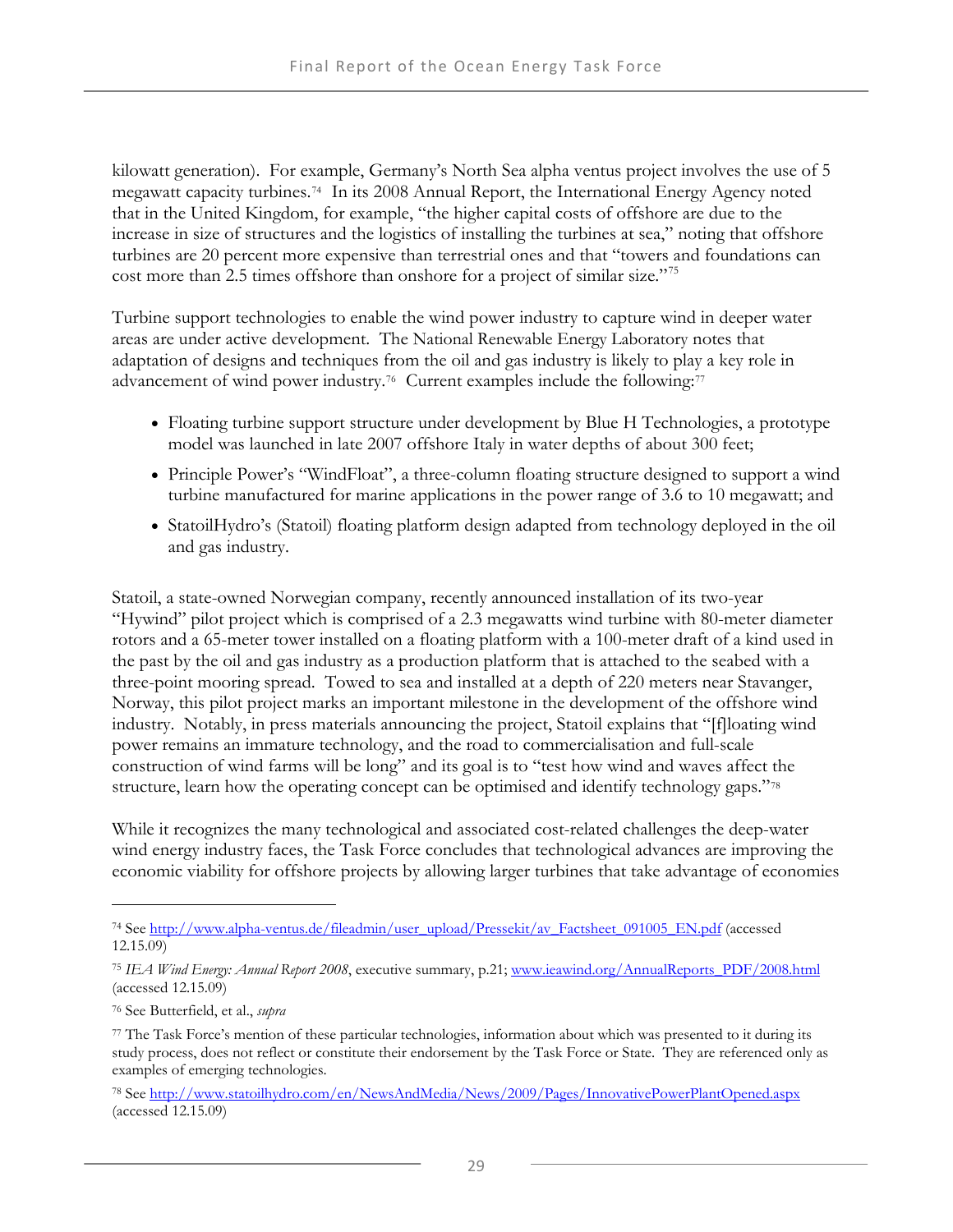kilowatt generation). For example, Germany's North Sea alpha ventus project involves the use of 5 megawatt capacity turbines.[74] In its 2008 Annual Report, the International Energy Agency noted that in the United Kingdom, for example, "the higher capital costs of offshore are due to the increase in size of structures and the logistics of installing the turbines at sea," noting that offshore turbines are 20 percent more expensive than terrestrial ones and that "towers and foundations can cost more than 2.5 times offshore than onshore for a project of similar size."[75]

Turbine support technologies to enable the wind power industry to capture wind in deeper water areas are under active development. The National Renewable Energy Laboratory notes that adaptation of designs and techniques from the oil and gas industry is likely to play a key role in advancement of wind power industry.[76] Current examples include the following:[77]

- Floating turbine support structure under development by Blue H Technologies, a prototype model was launched in late 2007 offshore Italy in water depths of about 300 feet;
- Principle Power's "WindFloat", a three-column floating structure designed to support a wind turbine manufactured for marine applications in the power range of 3.6 to 10 megawatt; and
- StatoilHydro's (Statoil) floating platform design adapted from technology deployed in the oil and gas industry.

Statoil, a state-owned Norwegian company, recently announced installation of its two-year "Hywind" pilot project which is comprised of a 2.3 megawatts wind turbine with 80-meter diameter rotors and a 65-meter tower installed on a floating platform with a 100-meter draft of a kind used in the past by the oil and gas industry as a production platform that is attached to the seabed with a three-point mooring spread. Towed to sea and installed at a depth of 220 meters near Stavanger, Norway, this pilot project marks an important milestone in the development of the offshore wind industry. Notably, in press materials announcing the project, Statoil explains that "[f]loating wind power remains an immature technology, and the road to commercialisation and full-scale construction of wind farms will be long" and its goal is to "test how wind and waves affect the structure, learn how the operating concept can be optimised and identify technology gaps."[78]

While it recognizes the many technological and associated cost-related challenges the deep-water wind energy industry faces, the Task Force concludes that technological advances are improving the economic viability for offshore projects by allowing larger turbines that take advantage of economies

---

[74] See http://www.alpha-ventus.de/fileadmin/user_upload/Pressekit/av_Factsheet_091005_EN.pdf (accessed 12.15.09)

[75] *IEA Wind Energy: Annual Report 2008*, executive summary, p.21; www.ieawind.org/AnnualReports_PDF/2008.html (accessed 12.15.09)

[76] See Butterfield, et al., *supra*

[77] The Task Force's mention of these particular technologies, information about which was presented to it during its study process, does not reflect or constitute their endorsement by the Task Force or State. They are referenced only as examples of emerging technologies.

[78] See http://www.statoilhydro.com/en/NewsAndMedia/News/2009/Pages/InnovativePowerPlantOpened.aspx (accessed 12.15.09)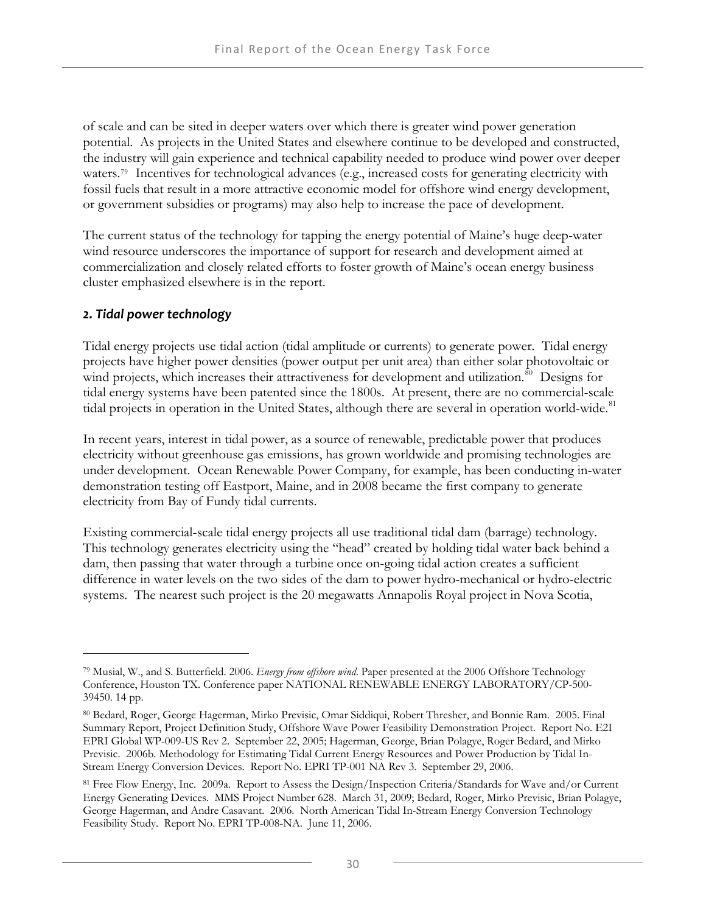of scale and can be sited in deeper waters over which there is greater wind power generation potential. As projects in the United States and elsewhere continue to be developed and constructed, the industry will gain experience and technical capability needed to produce wind power over deeper waters.[79] Incentives for technological advances (e.g., increased costs for generating electricity with fossil fuels that result in a more attractive economic model for offshore wind energy development, or government subsidies or programs) may also help to increase the pace of development.

The current status of the technology for tapping the energy potential of Maine's huge deep-water wind resource underscores the importance of support for research and development aimed at commercialization and closely related efforts to foster growth of Maine's ocean energy business cluster emphasized elsewhere is in the report.

### *2. Tidal power technology*

Tidal energy projects use tidal action (tidal amplitude or currents) to generate power. Tidal energy projects have higher power densities (power output per unit area) than either solar photovoltaic or wind projects, which increases their attractiveness for development and utilization.[80] Designs for tidal energy systems have been patented since the 1800s. At present, there are no commercial-scale tidal projects in operation in the United States, although there are several in operation world-wide.[81]

In recent years, interest in tidal power, as a source of renewable, predictable power that produces electricity without greenhouse gas emissions, has grown worldwide and promising technologies are under development. Ocean Renewable Power Company, for example, has been conducting in-water demonstration testing off Eastport, Maine, and in 2008 became the first company to generate electricity from Bay of Fundy tidal currents.

Existing commercial-scale tidal energy projects all use traditional tidal dam (barrage) technology. This technology generates electricity using the "head" created by holding tidal water back behind a dam, then passing that water through a turbine once on-going tidal action creates a sufficient difference in water levels on the two sides of the dam to power hydro-mechanical or hydro-electric systems. The nearest such project is the 20 megawatts Annapolis Royal project in Nova Scotia,

---

[79] Musial, W., and S. Butterfield. 2006. *Energy from offshore wind*. Paper presented at the 2006 Offshore Technology Conference, Houston TX. Conference paper NATIONAL RENEWABLE ENERGY LABORATORY/CP-500-39450. 14 pp.

[80] Bedard, Roger, George Hagerman, Mirko Previsic, Omar Siddiqui, Robert Thresher, and Bonnie Ram. 2005. Final Summary Report, Project Definition Study, Offshore Wave Power Feasibility Demonstration Project. Report No. E2I EPRI Global WP-009-US Rev 2. September 22, 2005; Hagerman, George, Brian Polagye, Roger Bedard, and Mirko Previsic. 2006b. Methodology for Estimating Tidal Current Energy Resources and Power Production by Tidal In-Stream Energy Conversion Devices. Report No. EPRI TP-001 NA Rev 3. September 29, 2006.

[81] Free Flow Energy, Inc. 2009a. Report to Assess the Design/Inspection Criteria/Standards for Wave and/or Current Energy Generating Devices. MMS Project Number 628. March 31, 2009; Bedard, Roger, Mirko Previsic, Brian Polagye, George Hagerman, and Andre Casavant. 2006. North American Tidal In-Stream Energy Conversion Technology Feasibility Study. Report No. EPRI TP-008-NA. June 11, 2006.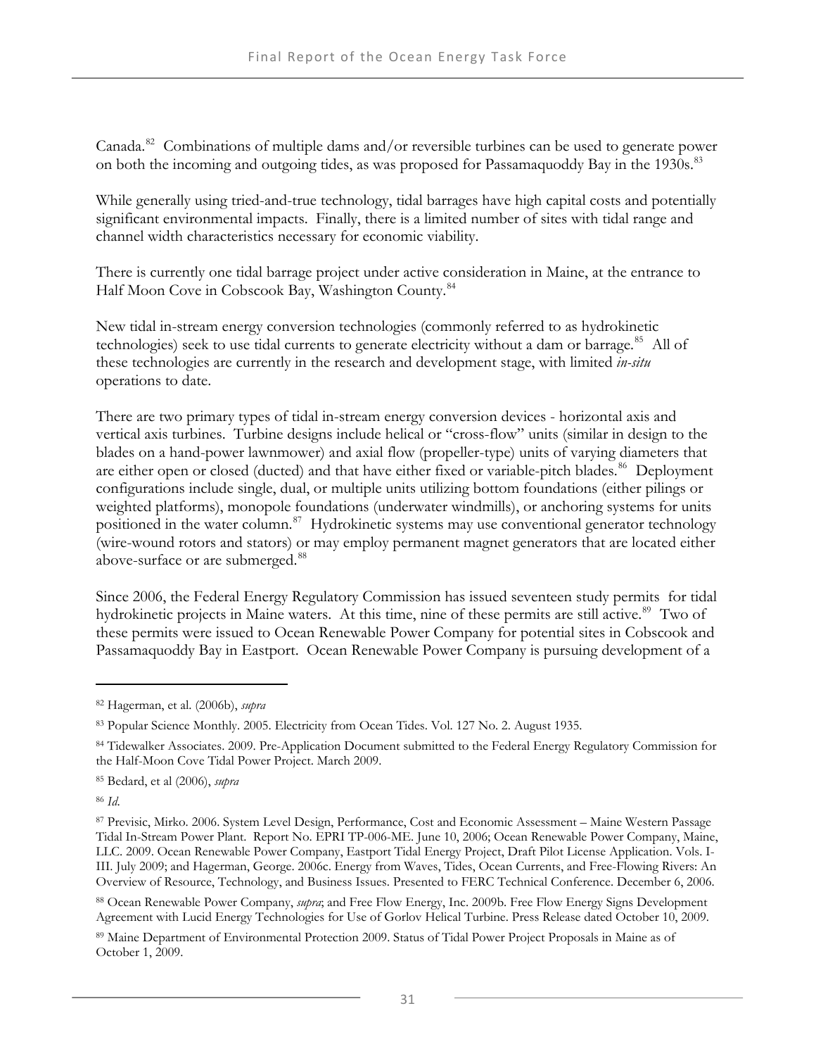Canada.[82] Combinations of multiple dams and/or reversible turbines can be used to generate power on both the incoming and outgoing tides, as was proposed for Passamaquoddy Bay in the 1930s.[83]

While generally using tried-and-true technology, tidal barrages have high capital costs and potentially significant environmental impacts. Finally, there is a limited number of sites with tidal range and channel width characteristics necessary for economic viability.

There is currently one tidal barrage project under active consideration in Maine, at the entrance to Half Moon Cove in Cobscook Bay, Washington County.[84]

New tidal in-stream energy conversion technologies (commonly referred to as hydrokinetic technologies) seek to use tidal currents to generate electricity without a dam or barrage.[85] All of these technologies are currently in the research and development stage, with limited *in-situ* operations to date.

There are two primary types of tidal in-stream energy conversion devices - horizontal axis and vertical axis turbines. Turbine designs include helical or "cross-flow" units (similar in design to the blades on a hand-power lawnmower) and axial flow (propeller-type) units of varying diameters that are either open or closed (ducted) and that have either fixed or variable-pitch blades.[86] Deployment configurations include single, dual, or multiple units utilizing bottom foundations (either pilings or weighted platforms), monopole foundations (underwater windmills), or anchoring systems for units positioned in the water column.[87] Hydrokinetic systems may use conventional generator technology (wire-wound rotors and stators) or may employ permanent magnet generators that are located either above-surface or are submerged.[88]

Since 2006, the Federal Energy Regulatory Commission has issued seventeen study permits for tidal hydrokinetic projects in Maine waters. At this time, nine of these permits are still active.[89] Two of these permits were issued to Ocean Renewable Power Company for potential sites in Cobscook and Passamaquoddy Bay in Eastport. Ocean Renewable Power Company is pursuing development of a

---

[82] Hagerman, et al. (2006b), *supra*

[83] Popular Science Monthly. 2005. Electricity from Ocean Tides. Vol. 127 No. 2. August 1935.

[84] Tidewalker Associates. 2009. Pre-Application Document submitted to the Federal Energy Regulatory Commission for the Half-Moon Cove Tidal Power Project. March 2009.

[85] Bedard, et al (2006), *supra*

[86] *Id*.

[87] Previsic, Mirko. 2006. System Level Design, Performance, Cost and Economic Assessment – Maine Western Passage Tidal In-Stream Power Plant. Report No. EPRI TP-006-ME. June 10, 2006; Ocean Renewable Power Company, Maine, LLC. 2009. Ocean Renewable Power Company, Eastport Tidal Energy Project, Draft Pilot License Application. Vols. I-III. July 2009; and Hagerman, George. 2006c. Energy from Waves, Tides, Ocean Currents, and Free-Flowing Rivers: An Overview of Resource, Technology, and Business Issues. Presented to FERC Technical Conference. December 6, 2006.

[88] Ocean Renewable Power Company, *supra*; and Free Flow Energy, Inc. 2009b. Free Flow Energy Signs Development Agreement with Lucid Energy Technologies for Use of Gorlov Helical Turbine. Press Release dated October 10, 2009.

[89] Maine Department of Environmental Protection 2009. Status of Tidal Power Project Proposals in Maine as of October 1, 2009.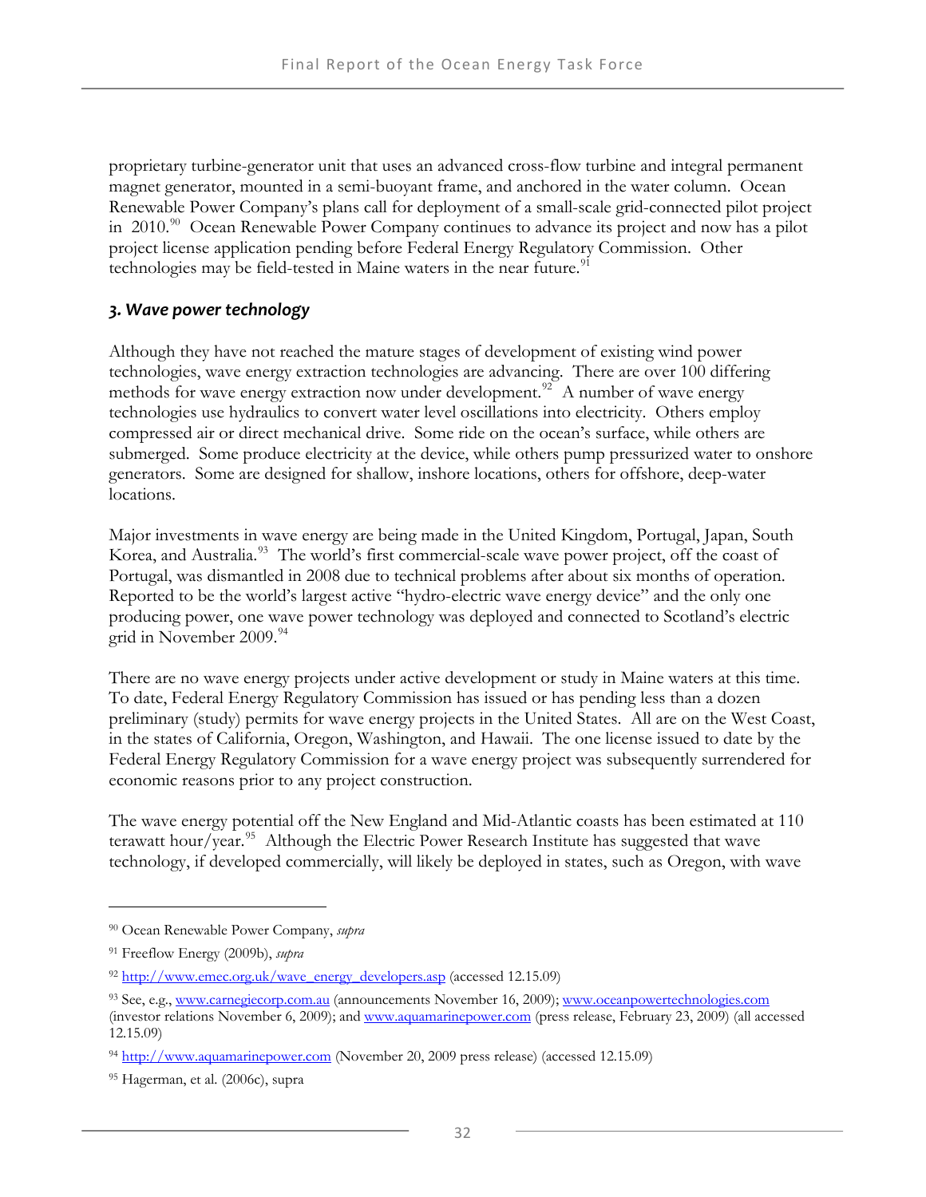proprietary turbine-generator unit that uses an advanced cross-flow turbine and integral permanent magnet generator, mounted in a semi-buoyant frame, and anchored in the water column. Ocean Renewable Power Company's plans call for deployment of a small-scale grid-connected pilot project in 2010.[90] Ocean Renewable Power Company continues to advance its project and now has a pilot project license application pending before Federal Energy Regulatory Commission. Other technologies may be field-tested in Maine waters in the near future.[91]

### *3. Wave power technology*

Although they have not reached the mature stages of development of existing wind power technologies, wave energy extraction technologies are advancing. There are over 100 differing methods for wave energy extraction now under development.[92] A number of wave energy technologies use hydraulics to convert water level oscillations into electricity. Others employ compressed air or direct mechanical drive. Some ride on the ocean's surface, while others are submerged. Some produce electricity at the device, while others pump pressurized water to onshore generators. Some are designed for shallow, inshore locations, others for offshore, deep-water locations.

Major investments in wave energy are being made in the United Kingdom, Portugal, Japan, South Korea, and Australia.[93] The world's first commercial-scale wave power project, off the coast of Portugal, was dismantled in 2008 due to technical problems after about six months of operation. Reported to be the world's largest active "hydro-electric wave energy device" and the only one producing power, one wave power technology was deployed and connected to Scotland's electric grid in November 2009.[94]

There are no wave energy projects under active development or study in Maine waters at this time. To date, Federal Energy Regulatory Commission has issued or has pending less than a dozen preliminary (study) permits for wave energy projects in the United States. All are on the West Coast, in the states of California, Oregon, Washington, and Hawaii. The one license issued to date by the Federal Energy Regulatory Commission for a wave energy project was subsequently surrendered for economic reasons prior to any project construction.

The wave energy potential off the New England and Mid-Atlantic coasts has been estimated at 110 terawatt hour/year.[95] Although the Electric Power Research Institute has suggested that wave technology, if developed commercially, will likely be deployed in states, such as Oregon, with wave

---

[90] Ocean Renewable Power Company, *supra*

[91] Freeflow Energy (2009b), *supra*

[92] http://www.emec.org.uk/wave_energy_developers.asp (accessed 12.15.09)

[93] See, e.g., www.carnegiecorp.com.au (announcements November 16, 2009); www.oceanpowertechnologies.com (investor relations November 6, 2009); and www.aquamarinepower.com (press release, February 23, 2009) (all accessed 12.15.09)

[94] http://www.aquamarinepower.com (November 20, 2009 press release) (accessed 12.15.09)

[95] Hagerman, et al. (2006c), supra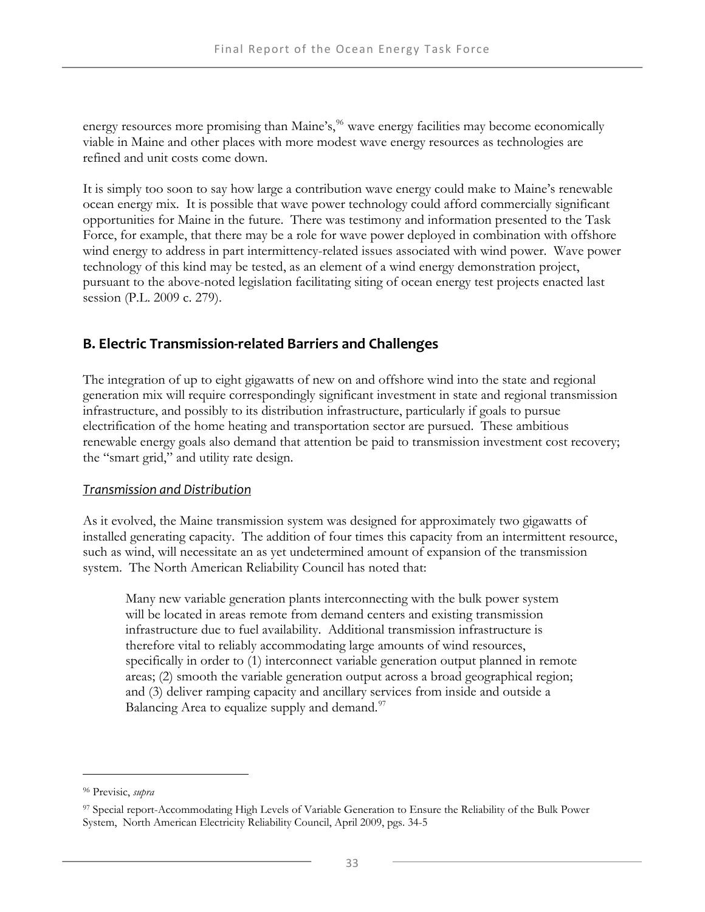energy resources more promising than Maine's,[96] wave energy facilities may become economically viable in Maine and other places with more modest wave energy resources as technologies are refined and unit costs come down.

It is simply too soon to say how large a contribution wave energy could make to Maine's renewable ocean energy mix. It is possible that wave power technology could afford commercially significant opportunities for Maine in the future. There was testimony and information presented to the Task Force, for example, that there may be a role for wave power deployed in combination with offshore wind energy to address in part intermittency-related issues associated with wind power. Wave power technology of this kind may be tested, as an element of a wind energy demonstration project, pursuant to the above-noted legislation facilitating siting of ocean energy test projects enacted last session (P.L. 2009 c. 279).

## B. Electric Transmission-related Barriers and Challenges

The integration of up to eight gigawatts of new on and offshore wind into the state and regional generation mix will require correspondingly significant investment in state and regional transmission infrastructure, and possibly to its distribution infrastructure, particularly if goals to pursue electrification of the home heating and transportation sector are pursued. These ambitious renewable energy goals also demand that attention be paid to transmission investment cost recovery; the "smart grid," and utility rate design.

### *Transmission and Distribution*

As it evolved, the Maine transmission system was designed for approximately two gigawatts of installed generating capacity. The addition of four times this capacity from an intermittent resource, such as wind, will necessitate an as yet undetermined amount of expansion of the transmission system. The North American Reliability Council has noted that:

> Many new variable generation plants interconnecting with the bulk power system will be located in areas remote from demand centers and existing transmission infrastructure due to fuel availability. Additional transmission infrastructure is therefore vital to reliably accommodating large amounts of wind resources, specifically in order to (1) interconnect variable generation output planned in remote areas; (2) smooth the variable generation output across a broad geographical region; and (3) deliver ramping capacity and ancillary services from inside and outside a Balancing Area to equalize supply and demand.[97]

---

[96] Previsic, *supra*

[97] Special report-Accommodating High Levels of Variable Generation to Ensure the Reliability of the Bulk Power System, North American Electricity Reliability Council, April 2009, pgs. 34-5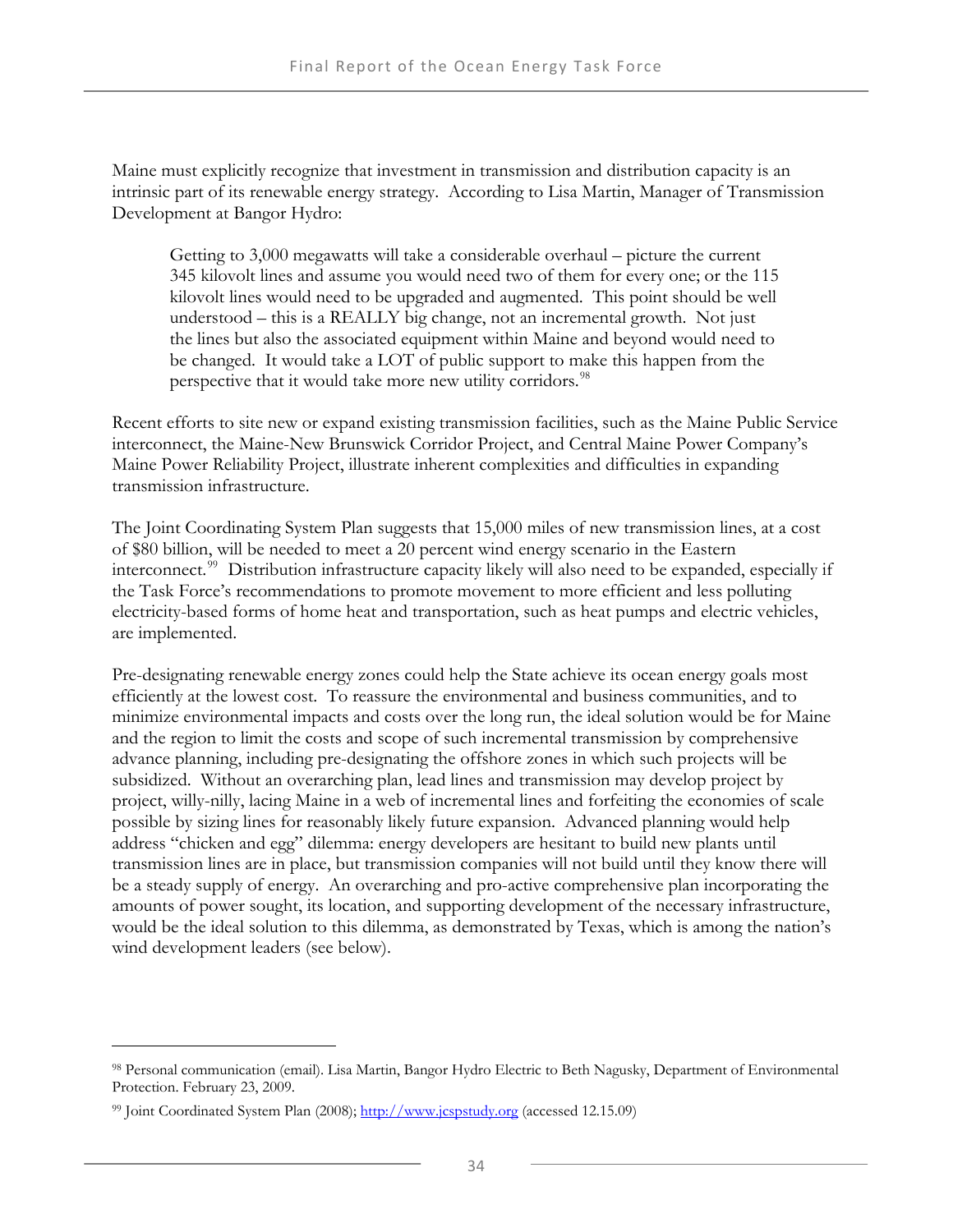Maine must explicitly recognize that investment in transmission and distribution capacity is an intrinsic part of its renewable energy strategy. According to Lisa Martin, Manager of Transmission Development at Bangor Hydro:

> Getting to 3,000 megawatts will take a considerable overhaul – picture the current 345 kilovolt lines and assume you would need two of them for every one; or the 115 kilovolt lines would need to be upgraded and augmented. This point should be well understood – this is a REALLY big change, not an incremental growth. Not just the lines but also the associated equipment within Maine and beyond would need to be changed. It would take a LOT of public support to make this happen from the perspective that it would take more new utility corridors.[98]

Recent efforts to site new or expand existing transmission facilities, such as the Maine Public Service interconnect, the Maine-New Brunswick Corridor Project, and Central Maine Power Company's Maine Power Reliability Project, illustrate inherent complexities and difficulties in expanding transmission infrastructure.

The Joint Coordinating System Plan suggests that 15,000 miles of new transmission lines, at a cost of $80 billion, will be needed to meet a 20 percent wind energy scenario in the Eastern interconnect.[99] Distribution infrastructure capacity likely will also need to be expanded, especially if the Task Force's recommendations to promote movement to more efficient and less polluting electricity-based forms of home heat and transportation, such as heat pumps and electric vehicles, are implemented.

Pre-designating renewable energy zones could help the State achieve its ocean energy goals most efficiently at the lowest cost. To reassure the environmental and business communities, and to minimize environmental impacts and costs over the long run, the ideal solution would be for Maine and the region to limit the costs and scope of such incremental transmission by comprehensive advance planning, including pre-designating the offshore zones in which such projects will be subsidized. Without an overarching plan, lead lines and transmission may develop project by project, willy-nilly, lacing Maine in a web of incremental lines and forfeiting the economies of scale possible by sizing lines for reasonably likely future expansion. Advanced planning would help address "chicken and egg" dilemma: energy developers are hesitant to build new plants until transmission lines are in place, but transmission companies will not build until they know there will be a steady supply of energy. An overarching and pro-active comprehensive plan incorporating the amounts of power sought, its location, and supporting development of the necessary infrastructure, would be the ideal solution to this dilemma, as demonstrated by Texas, which is among the nation's wind development leaders (see below).

---

[98] Personal communication (email). Lisa Martin, Bangor Hydro Electric to Beth Nagusky, Department of Environmental Protection. February 23, 2009.

[99] Joint Coordinated System Plan (2008); http://www.jcspstudy.org (accessed 12.15.09)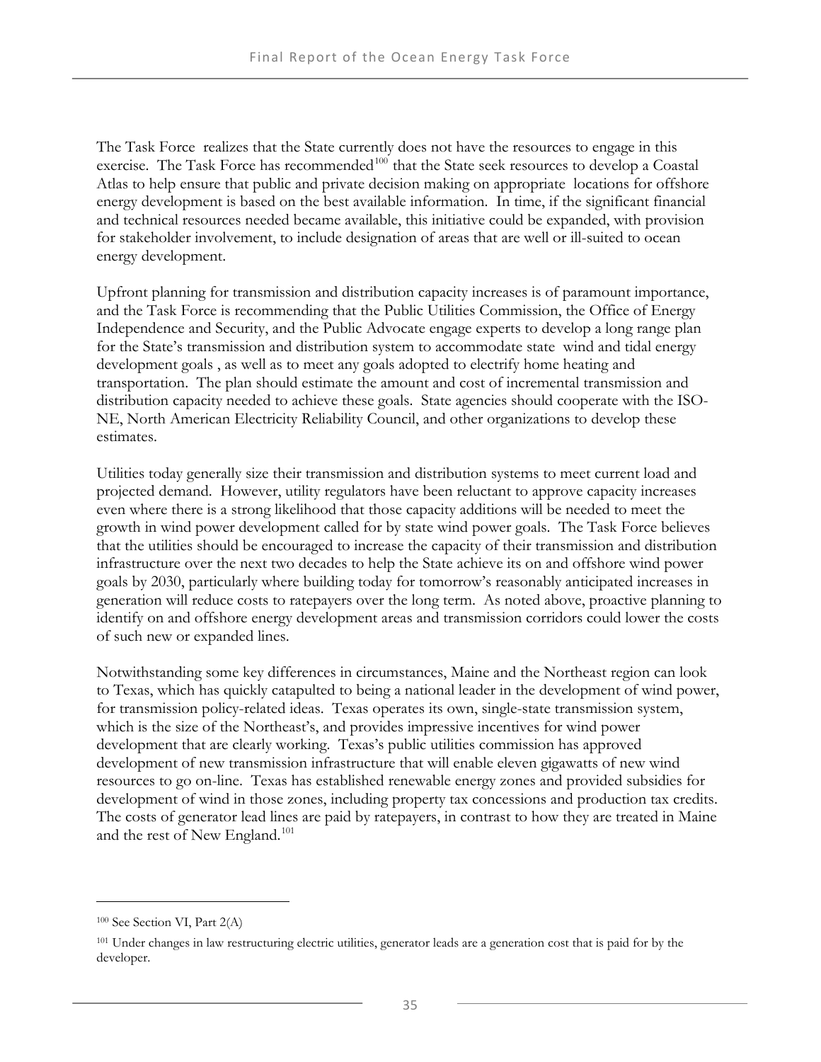The Task Force  realizes that the State currently does not have the resources to engage in this exercise.  The Task Force has recommended[100] that the State seek resources to develop a Coastal Atlas to help ensure that public and private decision making on appropriate  locations for offshore energy development is based on the best available information.  In time, if the significant financial and technical resources needed became available, this initiative could be expanded, with provision for stakeholder involvement, to include designation of areas that are well or ill-suited to ocean energy development.

Upfront planning for transmission and distribution capacity increases is of paramount importance, and the Task Force is recommending that the Public Utilities Commission, the Office of Energy Independence and Security, and the Public Advocate engage experts to develop a long range plan for the State's transmission and distribution system to accommodate state  wind and tidal energy development goals , as well as to meet any goals adopted to electrify home heating and transportation.  The plan should estimate the amount and cost of incremental transmission and distribution capacity needed to achieve these goals.  State agencies should cooperate with the ISO-NE, North American Electricity Reliability Council, and other organizations to develop these estimates.

Utilities today generally size their transmission and distribution systems to meet current load and projected demand.  However, utility regulators have been reluctant to approve capacity increases even where there is a strong likelihood that those capacity additions will be needed to meet the growth in wind power development called for by state wind power goals.  The Task Force believes that the utilities should be encouraged to increase the capacity of their transmission and distribution infrastructure over the next two decades to help the State achieve its on and offshore wind power goals by 2030, particularly where building today for tomorrow's reasonably anticipated increases in generation will reduce costs to ratepayers over the long term.  As noted above, proactive planning to identify on and offshore energy development areas and transmission corridors could lower the costs of such new or expanded lines.

Notwithstanding some key differences in circumstances, Maine and the Northeast region can look to Texas, which has quickly catapulted to being a national leader in the development of wind power, for transmission policy-related ideas.  Texas operates its own, single-state transmission system, which is the size of the Northeast's, and provides impressive incentives for wind power development that are clearly working.  Texas's public utilities commission has approved development of new transmission infrastructure that will enable eleven gigawatts of new wind resources to go on-line.  Texas has established renewable energy zones and provided subsidies for development of wind in those zones, including property tax concessions and production tax credits. The costs of generator lead lines are paid by ratepayers, in contrast to how they are treated in Maine and the rest of New England.[101]

---

[100] See Section VI, Part 2(A)

[101] Under changes in law restructuring electric utilities, generator leads are a generation cost that is paid for by the developer.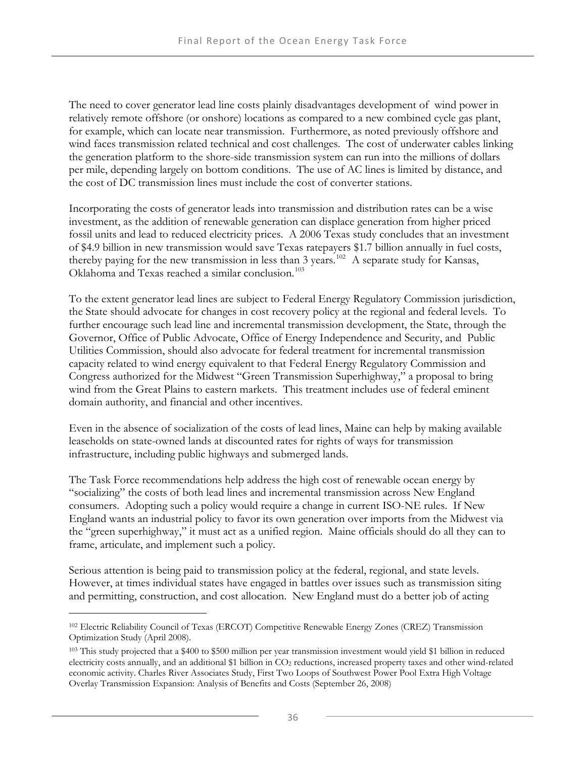The need to cover generator lead line costs plainly disadvantages development of wind power in relatively remote offshore (or onshore) locations as compared to a new combined cycle gas plant, for example, which can locate near transmission. Furthermore, as noted previously offshore and wind faces transmission related technical and cost challenges. The cost of underwater cables linking the generation platform to the shore-side transmission system can run into the millions of dollars per mile, depending largely on bottom conditions. The use of AC lines is limited by distance, and the cost of DC transmission lines must include the cost of converter stations.

Incorporating the costs of generator leads into transmission and distribution rates can be a wise investment, as the addition of renewable generation can displace generation from higher priced fossil units and lead to reduced electricity prices. A 2006 Texas study concludes that an investment of $4.9 billion in new transmission would save Texas ratepayers $1.7 billion annually in fuel costs, thereby paying for the new transmission in less than 3 years.[102] A separate study for Kansas, Oklahoma and Texas reached a similar conclusion.[103]

To the extent generator lead lines are subject to Federal Energy Regulatory Commission jurisdiction, the State should advocate for changes in cost recovery policy at the regional and federal levels. To further encourage such lead line and incremental transmission development, the State, through the Governor, Office of Public Advocate, Office of Energy Independence and Security, and Public Utilities Commission, should also advocate for federal treatment for incremental transmission capacity related to wind energy equivalent to that Federal Energy Regulatory Commission and Congress authorized for the Midwest "Green Transmission Superhighway," a proposal to bring wind from the Great Plains to eastern markets. This treatment includes use of federal eminent domain authority, and financial and other incentives.

Even in the absence of socialization of the costs of lead lines, Maine can help by making available leaseholds on state-owned lands at discounted rates for rights of ways for transmission infrastructure, including public highways and submerged lands.

The Task Force recommendations help address the high cost of renewable ocean energy by "socializing" the costs of both lead lines and incremental transmission across New England consumers. Adopting such a policy would require a change in current ISO-NE rules. If New England wants an industrial policy to favor its own generation over imports from the Midwest via the "green superhighway," it must act as a unified region. Maine officials should do all they can to frame, articulate, and implement such a policy.

Serious attention is being paid to transmission policy at the federal, regional, and state levels. However, at times individual states have engaged in battles over issues such as transmission siting and permitting, construction, and cost allocation. New England must do a better job of acting

---

[102] Electric Reliability Council of Texas (ERCOT) Competitive Renewable Energy Zones (CREZ) Transmission Optimization Study (April 2008).

[103] This study projected that a $400 to $500 million per year transmission investment would yield $1 billion in reduced electricity costs annually, and an additional $1 billion in $CO_2$ reductions, increased property taxes and other wind-related economic activity. Charles River Associates Study, First Two Loops of Southwest Power Pool Extra High Voltage Overlay Transmission Expansion: Analysis of Benefits and Costs (September 26, 2008)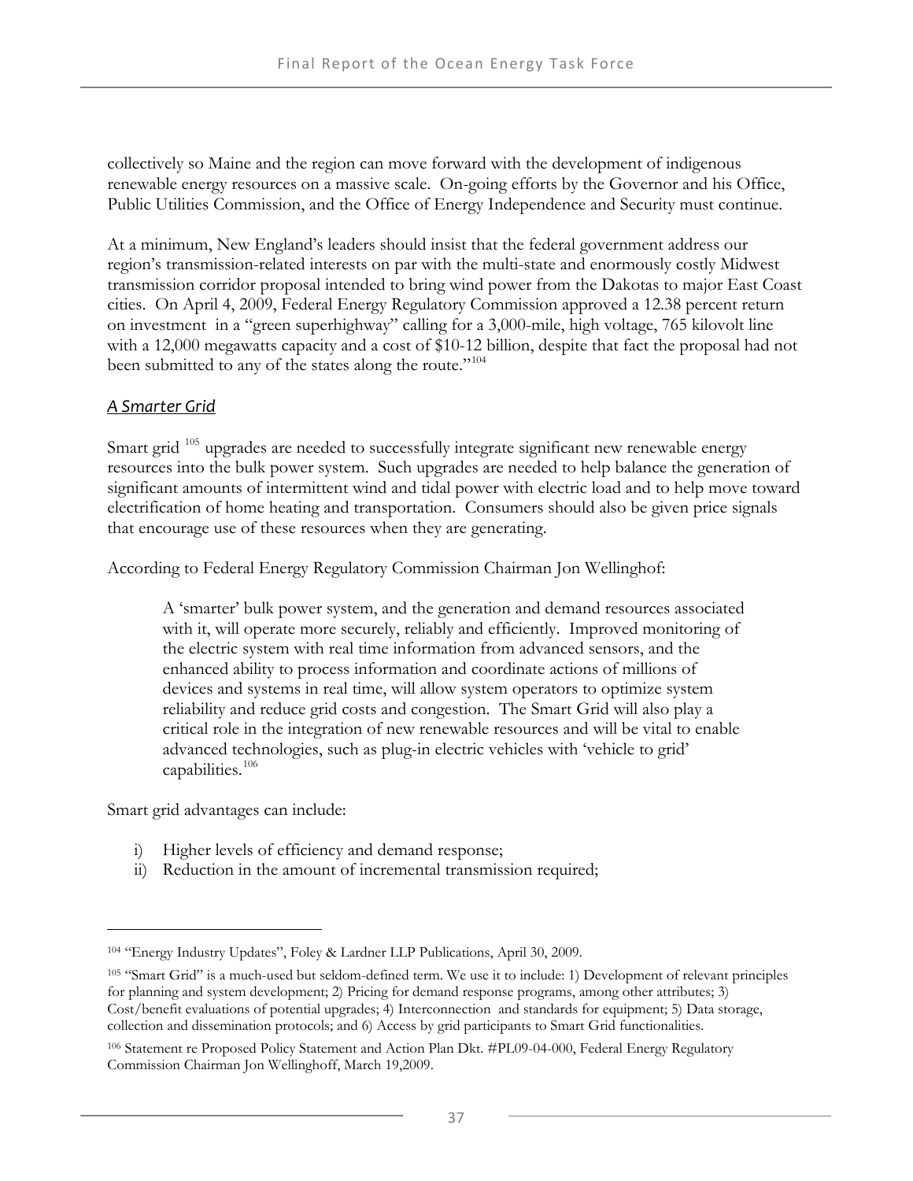collectively so Maine and the region can move forward with the development of indigenous renewable energy resources on a massive scale. On-going efforts by the Governor and his Office, Public Utilities Commission, and the Office of Energy Independence and Security must continue.

At a minimum, New England's leaders should insist that the federal government address our region's transmission-related interests on par with the multi-state and enormously costly Midwest transmission corridor proposal intended to bring wind power from the Dakotas to major East Coast cities. On April 4, 2009, Federal Energy Regulatory Commission approved a 12.38 percent return on investment in a "green superhighway" calling for a 3,000-mile, high voltage, 765 kilovolt line with a 12,000 megawatts capacity and a cost of $10-12 billion, despite that fact the proposal had not been submitted to any of the states along the route."[104]

### *A Smarter Grid*

Smart grid [105] upgrades are needed to successfully integrate significant new renewable energy resources into the bulk power system. Such upgrades are needed to help balance the generation of significant amounts of intermittent wind and tidal power with electric load and to help move toward electrification of home heating and transportation. Consumers should also be given price signals that encourage use of these resources when they are generating.

According to Federal Energy Regulatory Commission Chairman Jon Wellinghof:

> A 'smarter' bulk power system, and the generation and demand resources associated with it, will operate more securely, reliably and efficiently. Improved monitoring of the electric system with real time information from advanced sensors, and the enhanced ability to process information and coordinate actions of millions of devices and systems in real time, will allow system operators to optimize system reliability and reduce grid costs and congestion. The Smart Grid will also play a critical role in the integration of new renewable resources and will be vital to enable advanced technologies, such as plug-in electric vehicles with 'vehicle to grid' capabilities.[106]

Smart grid advantages can include:

i) Higher levels of efficiency and demand response;
ii) Reduction in the amount of incremental transmission required;

---

[104] "Energy Industry Updates", Foley & Lardner LLP Publications, April 30, 2009.

[105] "Smart Grid" is a much-used but seldom-defined term. We use it to include: 1) Development of relevant principles for planning and system development; 2) Pricing for demand response programs, among other attributes; 3) Cost/benefit evaluations of potential upgrades; 4) Interconnection and standards for equipment; 5) Data storage, collection and dissemination protocols; and 6) Access by grid participants to Smart Grid functionalities.

[106] Statement re Proposed Policy Statement and Action Plan Dkt. #PL09-04-000, Federal Energy Regulatory Commission Chairman Jon Wellinghoff, March 19,2009.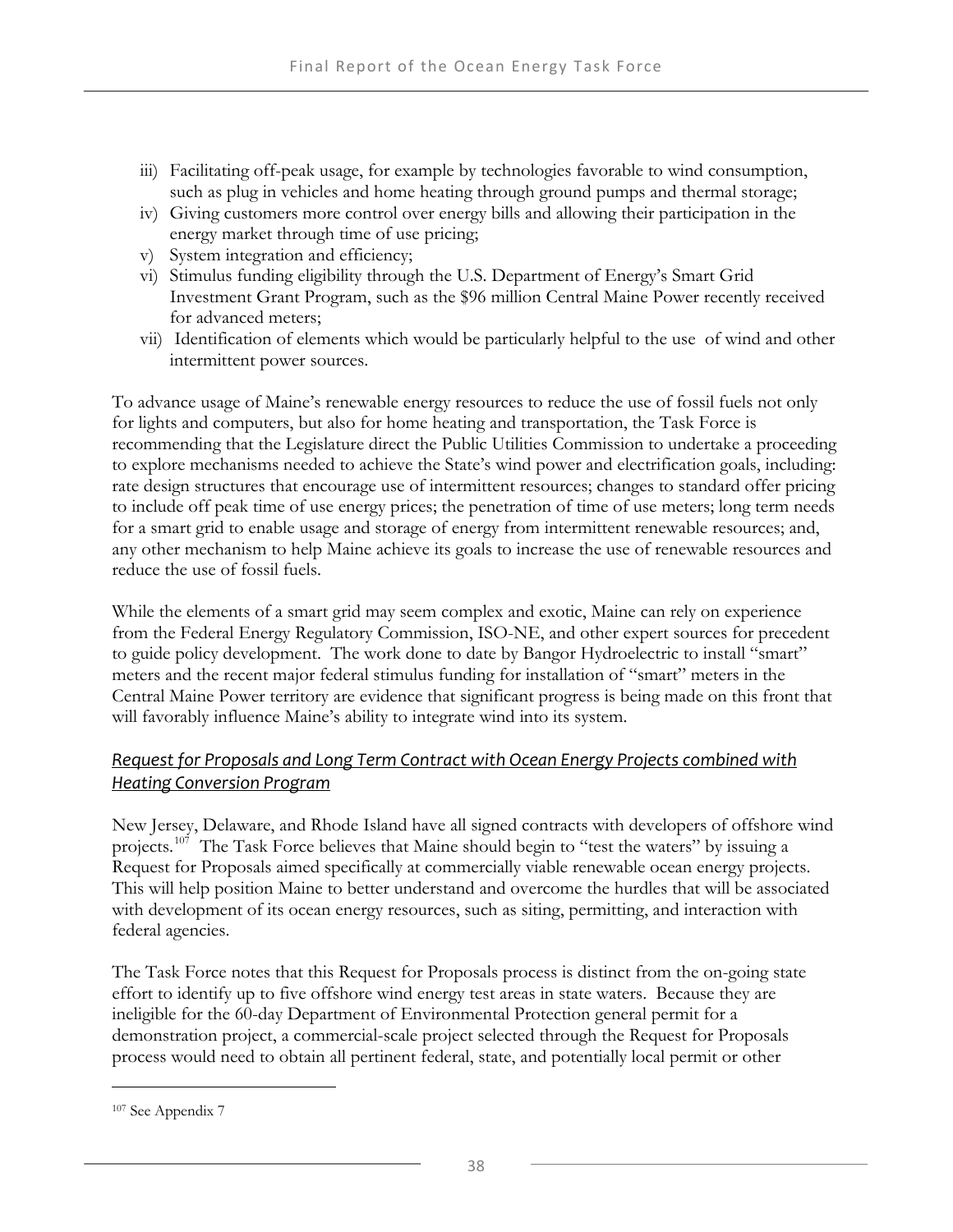iii) Facilitating off-peak usage, for example by technologies favorable to wind consumption, such as plug in vehicles and home heating through ground pumps and thermal storage;
iv) Giving customers more control over energy bills and allowing their participation in the energy market through time of use pricing;
v) System integration and efficiency;
vi) Stimulus funding eligibility through the U.S. Department of Energy's Smart Grid Investment Grant Program, such as the $96 million Central Maine Power recently received for advanced meters;
vii) Identification of elements which would be particularly helpful to the use of wind and other intermittent power sources.

To advance usage of Maine's renewable energy resources to reduce the use of fossil fuels not only for lights and computers, but also for home heating and transportation, the Task Force is recommending that the Legislature direct the Public Utilities Commission to undertake a proceeding to explore mechanisms needed to achieve the State's wind power and electrification goals, including: rate design structures that encourage use of intermittent resources; changes to standard offer pricing to include off peak time of use energy prices; the penetration of time of use meters; long term needs for a smart grid to enable usage and storage of energy from intermittent renewable resources; and, any other mechanism to help Maine achieve its goals to increase the use of renewable resources and reduce the use of fossil fuels.

While the elements of a smart grid may seem complex and exotic, Maine can rely on experience from the Federal Energy Regulatory Commission, ISO-NE, and other expert sources for precedent to guide policy development. The work done to date by Bangor Hydroelectric to install "smart" meters and the recent major federal stimulus funding for installation of "smart" meters in the Central Maine Power territory are evidence that significant progress is being made on this front that will favorably influence Maine's ability to integrate wind into its system.

### *Request for Proposals and Long Term Contract with Ocean Energy Projects combined with Heating Conversion Program*

New Jersey, Delaware, and Rhode Island have all signed contracts with developers of offshore wind projects.[107] The Task Force believes that Maine should begin to "test the waters" by issuing a Request for Proposals aimed specifically at commercially viable renewable ocean energy projects. This will help position Maine to better understand and overcome the hurdles that will be associated with development of its ocean energy resources, such as siting, permitting, and interaction with federal agencies.

The Task Force notes that this Request for Proposals process is distinct from the on-going state effort to identify up to five offshore wind energy test areas in state waters. Because they are ineligible for the 60-day Department of Environmental Protection general permit for a demonstration project, a commercial-scale project selected through the Request for Proposals process would need to obtain all pertinent federal, state, and potentially local permit or other

[107] See Appendix 7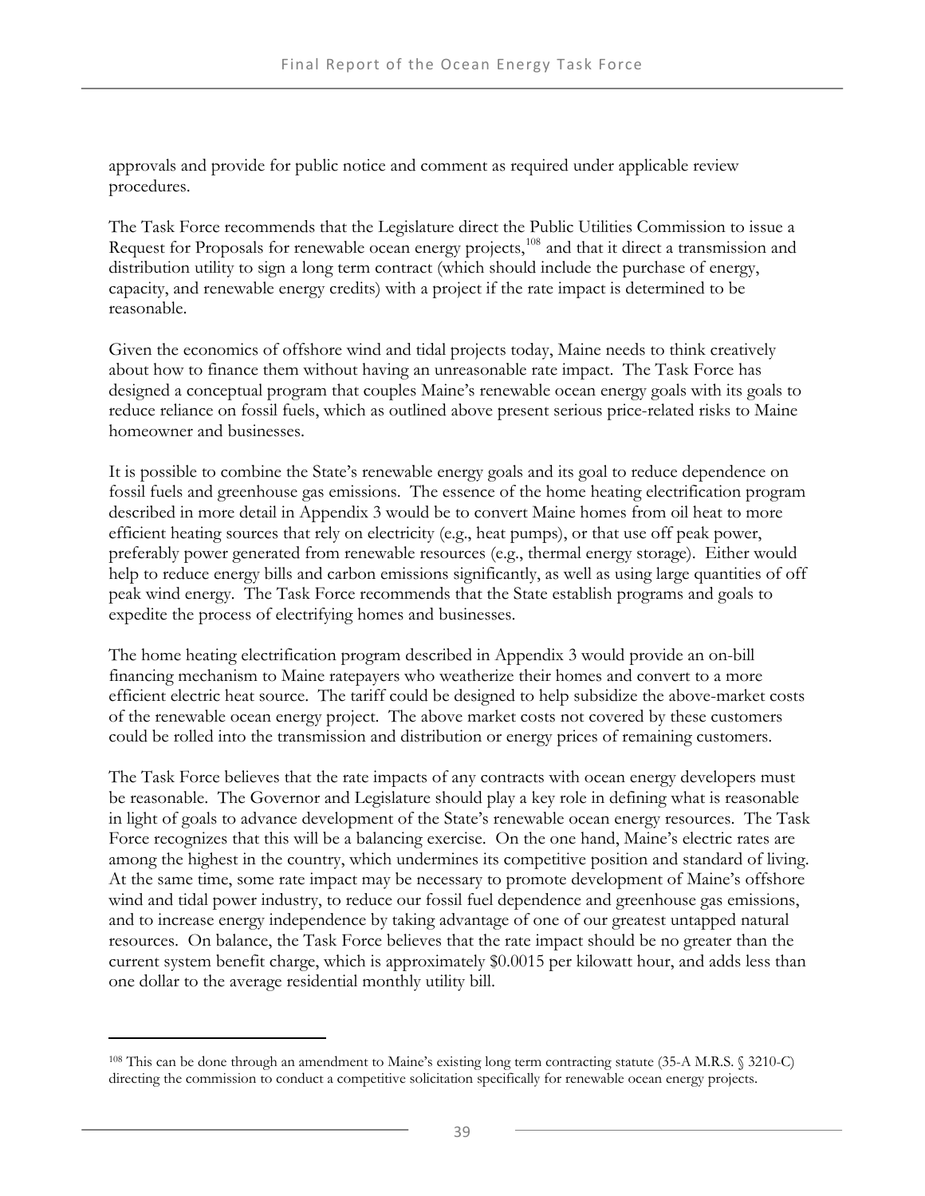approvals and provide for public notice and comment as required under applicable review procedures.

The Task Force recommends that the Legislature direct the Public Utilities Commission to issue a Request for Proposals for renewable ocean energy projects,[108] and that it direct a transmission and distribution utility to sign a long term contract (which should include the purchase of energy, capacity, and renewable energy credits) with a project if the rate impact is determined to be reasonable.

Given the economics of offshore wind and tidal projects today, Maine needs to think creatively about how to finance them without having an unreasonable rate impact. The Task Force has designed a conceptual program that couples Maine's renewable ocean energy goals with its goals to reduce reliance on fossil fuels, which as outlined above present serious price-related risks to Maine homeowner and businesses.

It is possible to combine the State's renewable energy goals and its goal to reduce dependence on fossil fuels and greenhouse gas emissions. The essence of the home heating electrification program described in more detail in Appendix 3 would be to convert Maine homes from oil heat to more efficient heating sources that rely on electricity (e.g., heat pumps), or that use off peak power, preferably power generated from renewable resources (e.g., thermal energy storage). Either would help to reduce energy bills and carbon emissions significantly, as well as using large quantities of off peak wind energy. The Task Force recommends that the State establish programs and goals to expedite the process of electrifying homes and businesses.

The home heating electrification program described in Appendix 3 would provide an on-bill financing mechanism to Maine ratepayers who weatherize their homes and convert to a more efficient electric heat source. The tariff could be designed to help subsidize the above-market costs of the renewable ocean energy project. The above market costs not covered by these customers could be rolled into the transmission and distribution or energy prices of remaining customers.

The Task Force believes that the rate impacts of any contracts with ocean energy developers must be reasonable. The Governor and Legislature should play a key role in defining what is reasonable in light of goals to advance development of the State's renewable ocean energy resources. The Task Force recognizes that this will be a balancing exercise. On the one hand, Maine's electric rates are among the highest in the country, which undermines its competitive position and standard of living. At the same time, some rate impact may be necessary to promote development of Maine's offshore wind and tidal power industry, to reduce our fossil fuel dependence and greenhouse gas emissions, and to increase energy independence by taking advantage of one of our greatest untapped natural resources. On balance, the Task Force believes that the rate impact should be no greater than the current system benefit charge, which is approximately $0.0015 per kilowatt hour, and adds less than one dollar to the average residential monthly utility bill.

---

[108] This can be done through an amendment to Maine's existing long term contracting statute (35-A M.R.S. § 3210-C) directing the commission to conduct a competitive solicitation specifically for renewable ocean energy projects.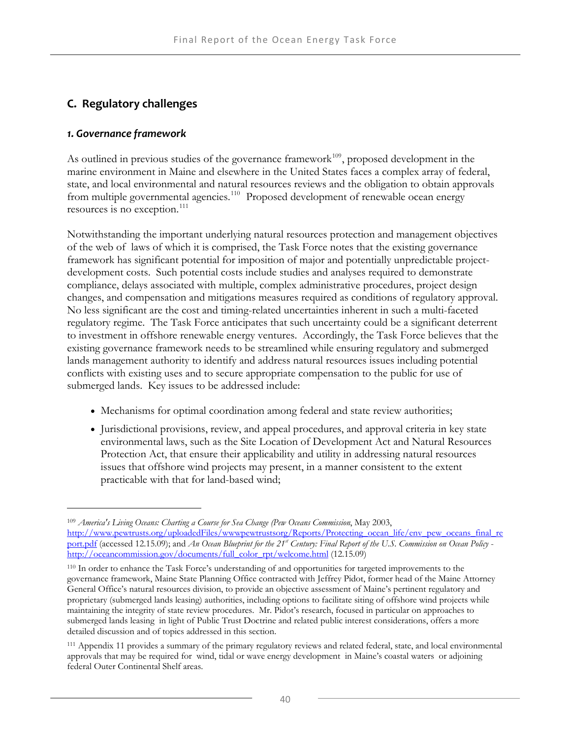## C. Regulatory challenges

### *1. Governance framework*

As outlined in previous studies of the governance framework[109], proposed development in the marine environment in Maine and elsewhere in the United States faces a complex array of federal, state, and local environmental and natural resources reviews and the obligation to obtain approvals from multiple governmental agencies.[110] Proposed development of renewable ocean energy resources is no exception.[111]

Notwithstanding the important underlying natural resources protection and management objectives of the web of laws of which it is comprised, the Task Force notes that the existing governance framework has significant potential for imposition of major and potentially unpredictable project-development costs. Such potential costs include studies and analyses required to demonstrate compliance, delays associated with multiple, complex administrative procedures, project design changes, and compensation and mitigations measures required as conditions of regulatory approval. No less significant are the cost and timing-related uncertainties inherent in such a multi-faceted regulatory regime. The Task Force anticipates that such uncertainty could be a significant deterrent to investment in offshore renewable energy ventures. Accordingly, the Task Force believes that the existing governance framework needs to be streamlined while ensuring regulatory and submerged lands management authority to identify and address natural resources issues including potential conflicts with existing uses and to secure appropriate compensation to the public for use of submerged lands. Key issues to be addressed include:

- Mechanisms for optimal coordination among federal and state review authorities;
- Jurisdictional provisions, review, and appeal procedures, and approval criteria in key state environmental laws, such as the Site Location of Development Act and Natural Resources Protection Act, that ensure their applicability and utility in addressing natural resources issues that offshore wind projects may present, in a manner consistent to the extent practicable with that for land-based wind;

---

[109] *America's Living Oceans: Charting a Course for Sea Change (Pew Oceans Commission*, May 2003, http://www.pewtrusts.org/uploadedFiles/wwwpewtrustsorg/Reports/Protecting_ocean_life/env_pew_oceans_final_report.pdf (accessed 12.15.09); and *An Ocean Blueprint for the 21st Century: Final Report of the U.S. Commission on Ocean Policy* - http://oceancommission.gov/documents/full_color_rpt/welcome.html (12.15.09)

[110] In order to enhance the Task Force's understanding of and opportunities for targeted improvements to the governance framework, Maine State Planning Office contracted with Jeffrey Pidot, former head of the Maine Attorney General Office's natural resources division, to provide an objective assessment of Maine's pertinent regulatory and proprietary (submerged lands leasing) authorities, including options to facilitate siting of offshore wind projects while maintaining the integrity of state review procedures. Mr. Pidot's research, focused in particular on approaches to submerged lands leasing in light of Public Trust Doctrine and related public interest considerations, offers a more detailed discussion and of topics addressed in this section.

[111] Appendix 11 provides a summary of the primary regulatory reviews and related federal, state, and local environmental approvals that may be required for wind, tidal or wave energy development in Maine's coastal waters or adjoining federal Outer Continental Shelf areas.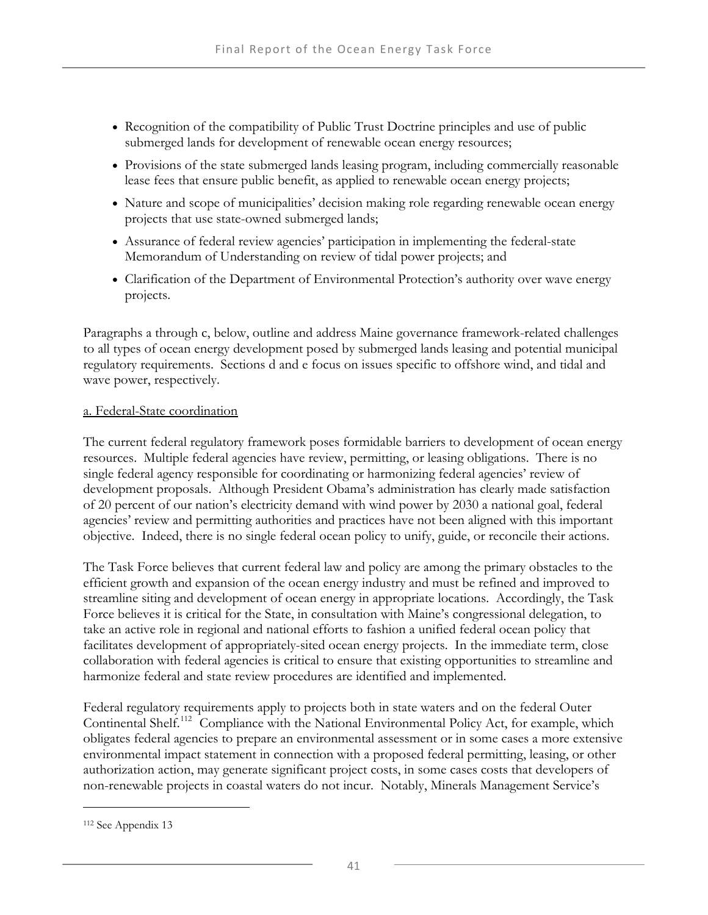- Recognition of the compatibility of Public Trust Doctrine principles and use of public submerged lands for development of renewable ocean energy resources;
- Provisions of the state submerged lands leasing program, including commercially reasonable lease fees that ensure public benefit, as applied to renewable ocean energy projects;
- Nature and scope of municipalities' decision making role regarding renewable ocean energy projects that use state-owned submerged lands;
- Assurance of federal review agencies' participation in implementing the federal-state Memorandum of Understanding on review of tidal power projects; and
- Clarification of the Department of Environmental Protection's authority over wave energy projects.

Paragraphs a through c, below, outline and address Maine governance framework-related challenges to all types of ocean energy development posed by submerged lands leasing and potential municipal regulatory requirements. Sections d and e focus on issues specific to offshore wind, and tidal and wave power, respectively.

a. Federal-State coordination

The current federal regulatory framework poses formidable barriers to development of ocean energy resources. Multiple federal agencies have review, permitting, or leasing obligations. There is no single federal agency responsible for coordinating or harmonizing federal agencies' review of development proposals. Although President Obama's administration has clearly made satisfaction of 20 percent of our nation's electricity demand with wind power by 2030 a national goal, federal agencies' review and permitting authorities and practices have not been aligned with this important objective. Indeed, there is no single federal ocean policy to unify, guide, or reconcile their actions.

The Task Force believes that current federal law and policy are among the primary obstacles to the efficient growth and expansion of the ocean energy industry and must be refined and improved to streamline siting and development of ocean energy in appropriate locations. Accordingly, the Task Force believes it is critical for the State, in consultation with Maine's congressional delegation, to take an active role in regional and national efforts to fashion a unified federal ocean policy that facilitates development of appropriately-sited ocean energy projects. In the immediate term, close collaboration with federal agencies is critical to ensure that existing opportunities to streamline and harmonize federal and state review procedures are identified and implemented.

Federal regulatory requirements apply to projects both in state waters and on the federal Outer Continental Shelf.[112] Compliance with the National Environmental Policy Act, for example, which obligates federal agencies to prepare an environmental assessment or in some cases a more extensive environmental impact statement in connection with a proposed federal permitting, leasing, or other authorization action, may generate significant project costs, in some cases costs that developers of non-renewable projects in coastal waters do not incur. Notably, Minerals Management Service's

[112] See Appendix 13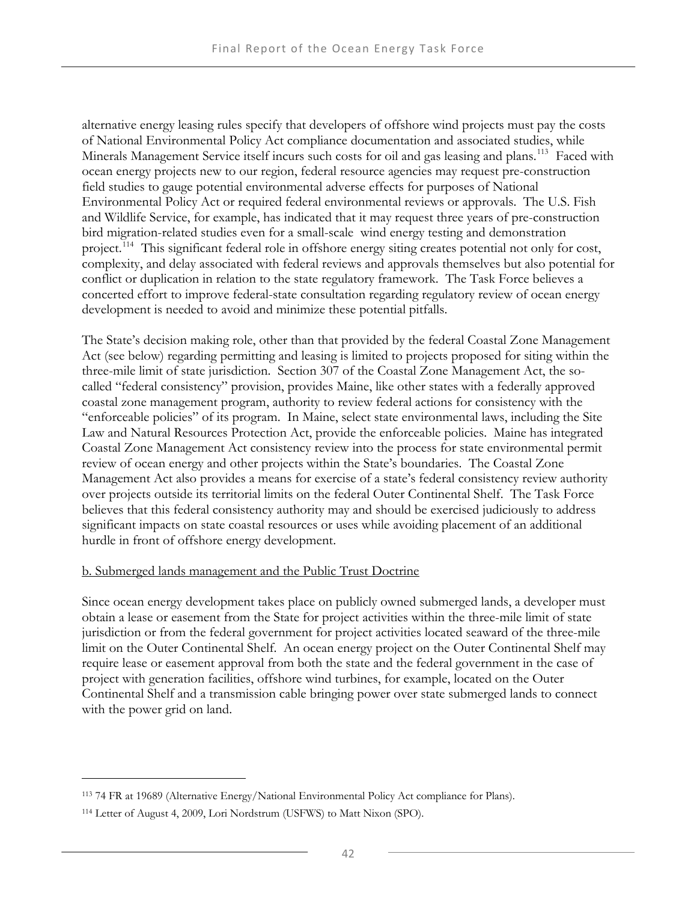alternative energy leasing rules specify that developers of offshore wind projects must pay the costs of National Environmental Policy Act compliance documentation and associated studies, while Minerals Management Service itself incurs such costs for oil and gas leasing and plans.[113] Faced with ocean energy projects new to our region, federal resource agencies may request pre-construction field studies to gauge potential environmental adverse effects for purposes of National Environmental Policy Act or required federal environmental reviews or approvals. The U.S. Fish and Wildlife Service, for example, has indicated that it may request three years of pre-construction bird migration-related studies even for a small-scale wind energy testing and demonstration project.[114] This significant federal role in offshore energy siting creates potential not only for cost, complexity, and delay associated with federal reviews and approvals themselves but also potential for conflict or duplication in relation to the state regulatory framework. The Task Force believes a concerted effort to improve federal-state consultation regarding regulatory review of ocean energy development is needed to avoid and minimize these potential pitfalls.

The State's decision making role, other than that provided by the federal Coastal Zone Management Act (see below) regarding permitting and leasing is limited to projects proposed for siting within the three-mile limit of state jurisdiction. Section 307 of the Coastal Zone Management Act, the so-called "federal consistency" provision, provides Maine, like other states with a federally approved coastal zone management program, authority to review federal actions for consistency with the "enforceable policies" of its program. In Maine, select state environmental laws, including the Site Law and Natural Resources Protection Act, provide the enforceable policies. Maine has integrated Coastal Zone Management Act consistency review into the process for state environmental permit review of ocean energy and other projects within the State's boundaries. The Coastal Zone Management Act also provides a means for exercise of a state's federal consistency review authority over projects outside its territorial limits on the federal Outer Continental Shelf. The Task Force believes that this federal consistency authority may and should be exercised judiciously to address significant impacts on state coastal resources or uses while avoiding placement of an additional hurdle in front of offshore energy development.

b. Submerged lands management and the Public Trust Doctrine

Since ocean energy development takes place on publicly owned submerged lands, a developer must obtain a lease or easement from the State for project activities within the three-mile limit of state jurisdiction or from the federal government for project activities located seaward of the three-mile limit on the Outer Continental Shelf. An ocean energy project on the Outer Continental Shelf may require lease or easement approval from both the state and the federal government in the case of project with generation facilities, offshore wind turbines, for example, located on the Outer Continental Shelf and a transmission cable bringing power over state submerged lands to connect with the power grid on land.

---

[113] 74 FR at 19689 (Alternative Energy/National Environmental Policy Act compliance for Plans).

[114] Letter of August 4, 2009, Lori Nordstrum (USFWS) to Matt Nixon (SPO).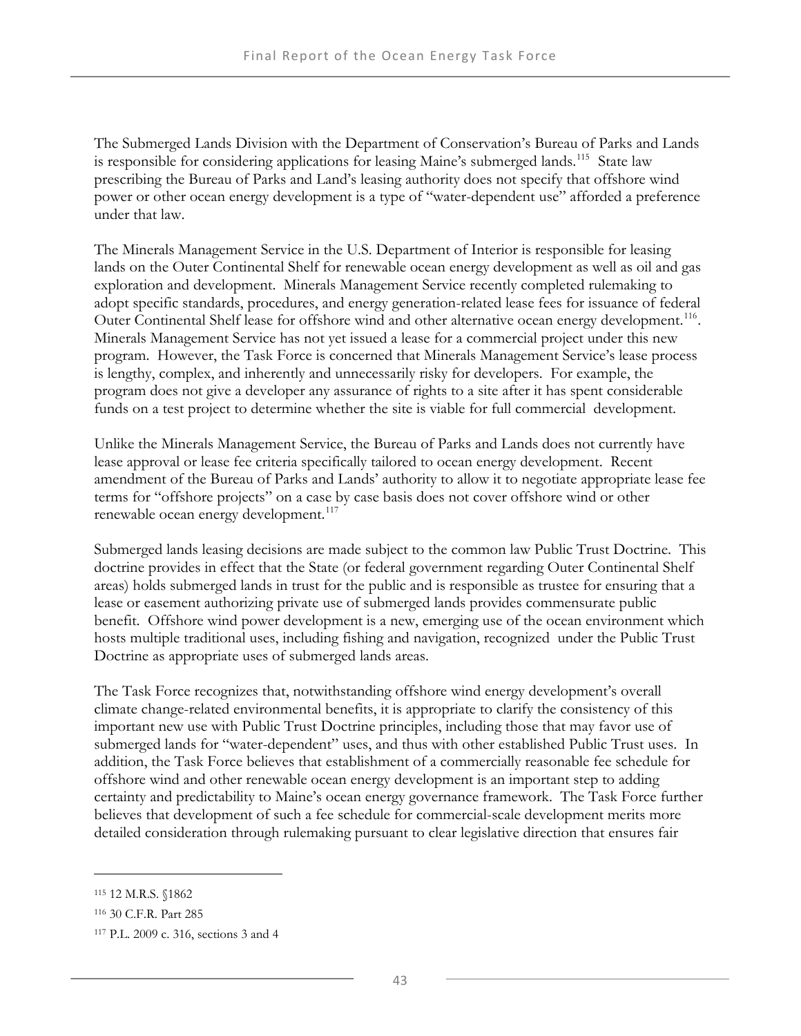The Submerged Lands Division with the Department of Conservation's Bureau of Parks and Lands is responsible for considering applications for leasing Maine's submerged lands.[115] State law prescribing the Bureau of Parks and Land's leasing authority does not specify that offshore wind power or other ocean energy development is a type of "water-dependent use" afforded a preference under that law.

The Minerals Management Service in the U.S. Department of Interior is responsible for leasing lands on the Outer Continental Shelf for renewable ocean energy development as well as oil and gas exploration and development. Minerals Management Service recently completed rulemaking to adopt specific standards, procedures, and energy generation-related lease fees for issuance of federal Outer Continental Shelf lease for offshore wind and other alternative ocean energy development.[116]. Minerals Management Service has not yet issued a lease for a commercial project under this new program. However, the Task Force is concerned that Minerals Management Service's lease process is lengthy, complex, and inherently and unnecessarily risky for developers. For example, the program does not give a developer any assurance of rights to a site after it has spent considerable funds on a test project to determine whether the site is viable for full commercial development.

Unlike the Minerals Management Service, the Bureau of Parks and Lands does not currently have lease approval or lease fee criteria specifically tailored to ocean energy development. Recent amendment of the Bureau of Parks and Lands' authority to allow it to negotiate appropriate lease fee terms for "offshore projects" on a case by case basis does not cover offshore wind or other renewable ocean energy development.[117]

Submerged lands leasing decisions are made subject to the common law Public Trust Doctrine. This doctrine provides in effect that the State (or federal government regarding Outer Continental Shelf areas) holds submerged lands in trust for the public and is responsible as trustee for ensuring that a lease or easement authorizing private use of submerged lands provides commensurate public benefit. Offshore wind power development is a new, emerging use of the ocean environment which hosts multiple traditional uses, including fishing and navigation, recognized under the Public Trust Doctrine as appropriate uses of submerged lands areas.

The Task Force recognizes that, notwithstanding offshore wind energy development's overall climate change-related environmental benefits, it is appropriate to clarify the consistency of this important new use with Public Trust Doctrine principles, including those that may favor use of submerged lands for "water-dependent" uses, and thus with other established Public Trust uses. In addition, the Task Force believes that establishment of a commercially reasonable fee schedule for offshore wind and other renewable ocean energy development is an important step to adding certainty and predictability to Maine's ocean energy governance framework. The Task Force further believes that development of such a fee schedule for commercial-scale development merits more detailed consideration through rulemaking pursuant to clear legislative direction that ensures fair

---

[115] 12 M.R.S. §1862

[116] 30 C.F.R. Part 285

[117] P.L. 2009 c. 316, sections 3 and 4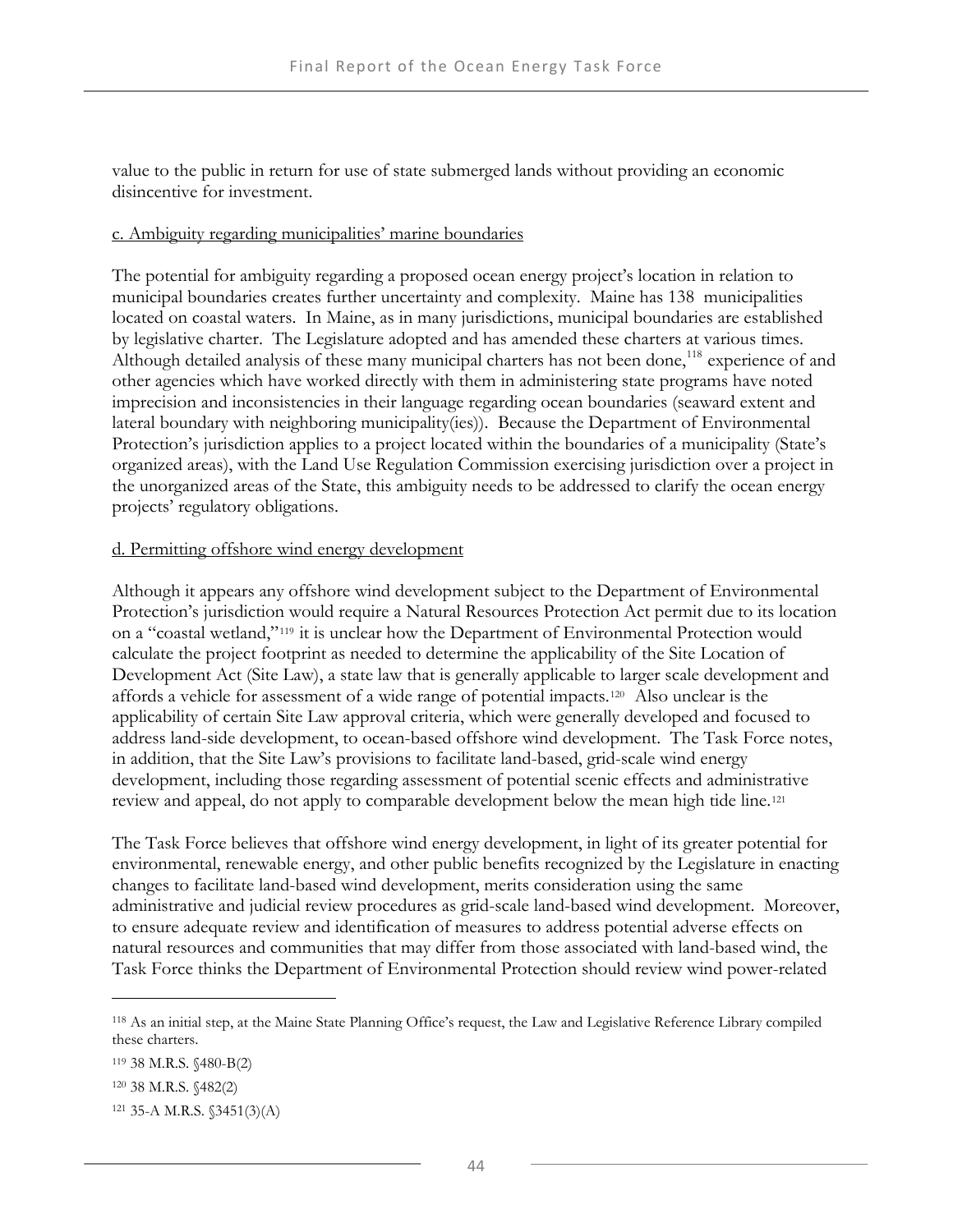value to the public in return for use of state submerged lands without providing an economic disincentive for investment.

c. Ambiguity regarding municipalities' marine boundaries

The potential for ambiguity regarding a proposed ocean energy project's location in relation to municipal boundaries creates further uncertainty and complexity. Maine has 138 municipalities located on coastal waters. In Maine, as in many jurisdictions, municipal boundaries are established by legislative charter. The Legislature adopted and has amended these charters at various times. Although detailed analysis of these many municipal charters has not been done,[118] experience of and other agencies which have worked directly with them in administering state programs have noted imprecision and inconsistencies in their language regarding ocean boundaries (seaward extent and lateral boundary with neighboring municipality(ies)). Because the Department of Environmental Protection's jurisdiction applies to a project located within the boundaries of a municipality (State's organized areas), with the Land Use Regulation Commission exercising jurisdiction over a project in the unorganized areas of the State, this ambiguity needs to be addressed to clarify the ocean energy projects' regulatory obligations.

d. Permitting offshore wind energy development

Although it appears any offshore wind development subject to the Department of Environmental Protection's jurisdiction would require a Natural Resources Protection Act permit due to its location on a "coastal wetland,"[119] it is unclear how the Department of Environmental Protection would calculate the project footprint as needed to determine the applicability of the Site Location of Development Act (Site Law), a state law that is generally applicable to larger scale development and affords a vehicle for assessment of a wide range of potential impacts.[120] Also unclear is the applicability of certain Site Law approval criteria, which were generally developed and focused to address land-side development, to ocean-based offshore wind development. The Task Force notes, in addition, that the Site Law's provisions to facilitate land-based, grid-scale wind energy development, including those regarding assessment of potential scenic effects and administrative review and appeal, do not apply to comparable development below the mean high tide line.[121]

The Task Force believes that offshore wind energy development, in light of its greater potential for environmental, renewable energy, and other public benefits recognized by the Legislature in enacting changes to facilitate land-based wind development, merits consideration using the same administrative and judicial review procedures as grid-scale land-based wind development. Moreover, to ensure adequate review and identification of measures to address potential adverse effects on natural resources and communities that may differ from those associated with land-based wind, the Task Force thinks the Department of Environmental Protection should review wind power-related

[118] As an initial step, at the Maine State Planning Office's request, the Law and Legislative Reference Library compiled these charters.

[119] 38 M.R.S. §480-B(2)

[120] 38 M.R.S. §482(2)

[121] 35-A M.R.S. §3451(3)(A)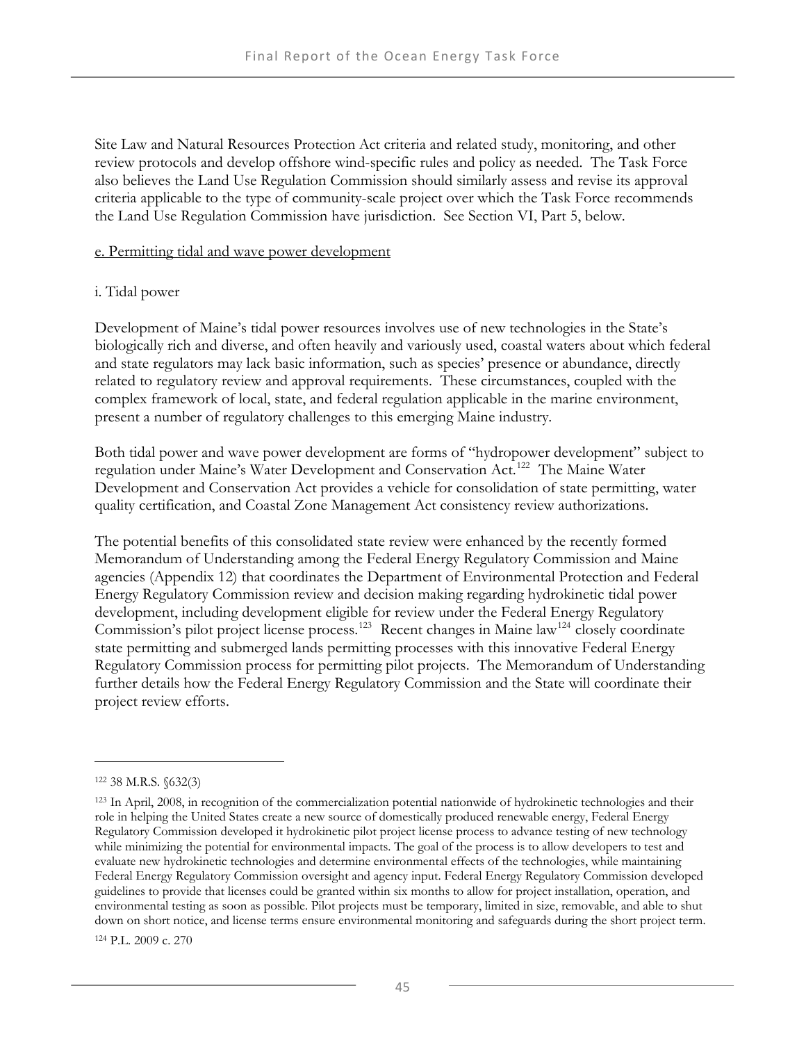Site Law and Natural Resources Protection Act criteria and related study, monitoring, and other review protocols and develop offshore wind-specific rules and policy as needed. The Task Force also believes the Land Use Regulation Commission should similarly assess and revise its approval criteria applicable to the type of community-scale project over which the Task Force recommends the Land Use Regulation Commission have jurisdiction. See Section VI, Part 5, below.

e. Permitting tidal and wave power development

i. Tidal power

Development of Maine's tidal power resources involves use of new technologies in the State's biologically rich and diverse, and often heavily and variously used, coastal waters about which federal and state regulators may lack basic information, such as species' presence or abundance, directly related to regulatory review and approval requirements. These circumstances, coupled with the complex framework of local, state, and federal regulation applicable in the marine environment, present a number of regulatory challenges to this emerging Maine industry.

Both tidal power and wave power development are forms of "hydropower development" subject to regulation under Maine's Water Development and Conservation Act.[122] The Maine Water Development and Conservation Act provides a vehicle for consolidation of state permitting, water quality certification, and Coastal Zone Management Act consistency review authorizations.

The potential benefits of this consolidated state review were enhanced by the recently formed Memorandum of Understanding among the Federal Energy Regulatory Commission and Maine agencies (Appendix 12) that coordinates the Department of Environmental Protection and Federal Energy Regulatory Commission review and decision making regarding hydrokinetic tidal power development, including development eligible for review under the Federal Energy Regulatory Commission's pilot project license process.[123] Recent changes in Maine law[124] closely coordinate state permitting and submerged lands permitting processes with this innovative Federal Energy Regulatory Commission process for permitting pilot projects. The Memorandum of Understanding further details how the Federal Energy Regulatory Commission and the State will coordinate their project review efforts.

---

[122] 38 M.R.S. §632(3)

[123] In April, 2008, in recognition of the commercialization potential nationwide of hydrokinetic technologies and their role in helping the United States create a new source of domestically produced renewable energy, Federal Energy Regulatory Commission developed it hydrokinetic pilot project license process to advance testing of new technology while minimizing the potential for environmental impacts. The goal of the process is to allow developers to test and evaluate new hydrokinetic technologies and determine environmental effects of the technologies, while maintaining Federal Energy Regulatory Commission oversight and agency input. Federal Energy Regulatory Commission developed guidelines to provide that licenses could be granted within six months to allow for project installation, operation, and environmental testing as soon as possible. Pilot projects must be temporary, limited in size, removable, and able to shut down on short notice, and license terms ensure environmental monitoring and safeguards during the short project term.

[124] P.L. 2009 c. 270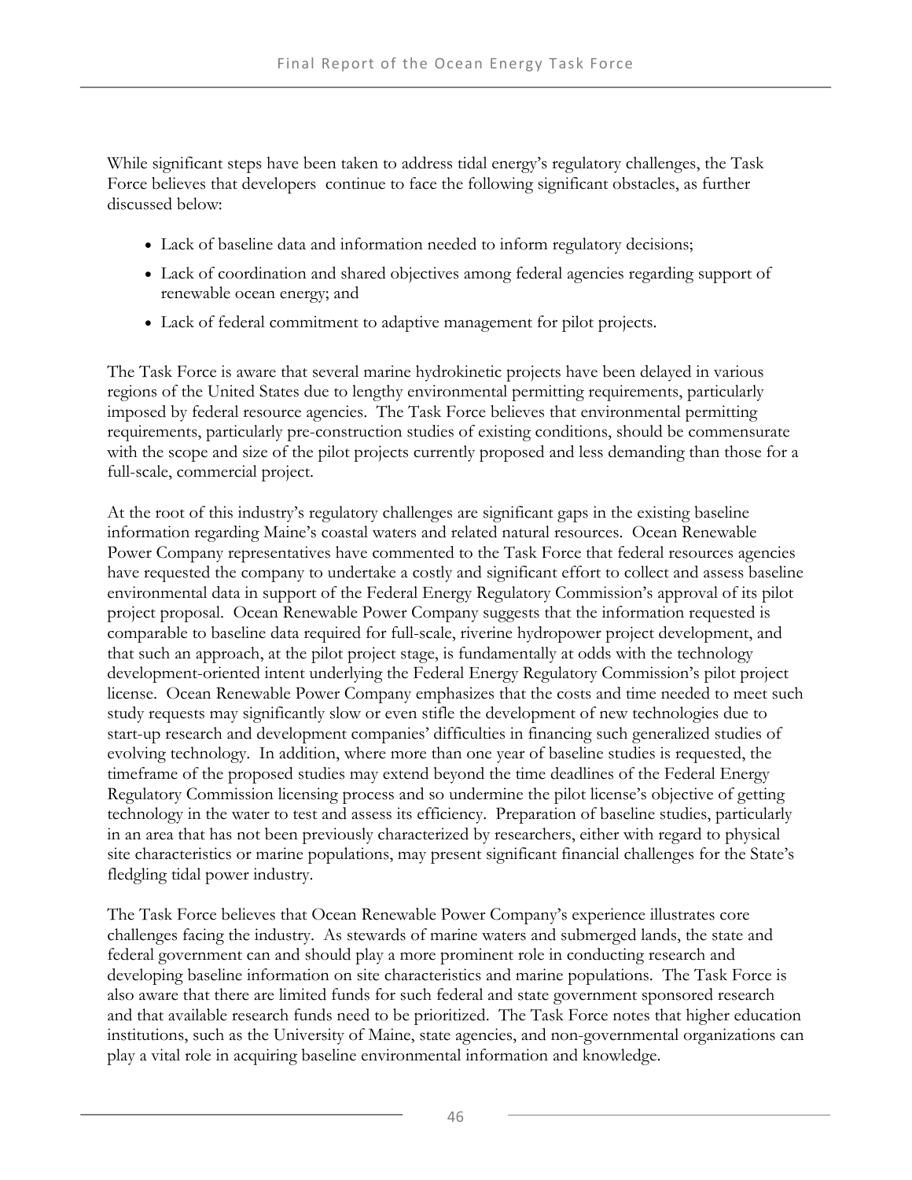While significant steps have been taken to address tidal energy's regulatory challenges, the Task Force believes that developers continue to face the following significant obstacles, as further discussed below:

- Lack of baseline data and information needed to inform regulatory decisions;
- Lack of coordination and shared objectives among federal agencies regarding support of renewable ocean energy; and
- Lack of federal commitment to adaptive management for pilot projects.

The Task Force is aware that several marine hydrokinetic projects have been delayed in various regions of the United States due to lengthy environmental permitting requirements, particularly imposed by federal resource agencies. The Task Force believes that environmental permitting requirements, particularly pre-construction studies of existing conditions, should be commensurate with the scope and size of the pilot projects currently proposed and less demanding than those for a full-scale, commercial project.

At the root of this industry's regulatory challenges are significant gaps in the existing baseline information regarding Maine's coastal waters and related natural resources. Ocean Renewable Power Company representatives have commented to the Task Force that federal resources agencies have requested the company to undertake a costly and significant effort to collect and assess baseline environmental data in support of the Federal Energy Regulatory Commission's approval of its pilot project proposal. Ocean Renewable Power Company suggests that the information requested is comparable to baseline data required for full-scale, riverine hydropower project development, and that such an approach, at the pilot project stage, is fundamentally at odds with the technology development-oriented intent underlying the Federal Energy Regulatory Commission's pilot project license. Ocean Renewable Power Company emphasizes that the costs and time needed to meet such study requests may significantly slow or even stifle the development of new technologies due to start-up research and development companies' difficulties in financing such generalized studies of evolving technology. In addition, where more than one year of baseline studies is requested, the timeframe of the proposed studies may extend beyond the time deadlines of the Federal Energy Regulatory Commission licensing process and so undermine the pilot license's objective of getting technology in the water to test and assess its efficiency. Preparation of baseline studies, particularly in an area that has not been previously characterized by researchers, either with regard to physical site characteristics or marine populations, may present significant financial challenges for the State's fledgling tidal power industry.

The Task Force believes that Ocean Renewable Power Company's experience illustrates core challenges facing the industry. As stewards of marine waters and submerged lands, the state and federal government can and should play a more prominent role in conducting research and developing baseline information on site characteristics and marine populations. The Task Force is also aware that there are limited funds for such federal and state government sponsored research and that available research funds need to be prioritized. The Task Force notes that higher education institutions, such as the University of Maine, state agencies, and non-governmental organizations can play a vital role in acquiring baseline environmental information and knowledge.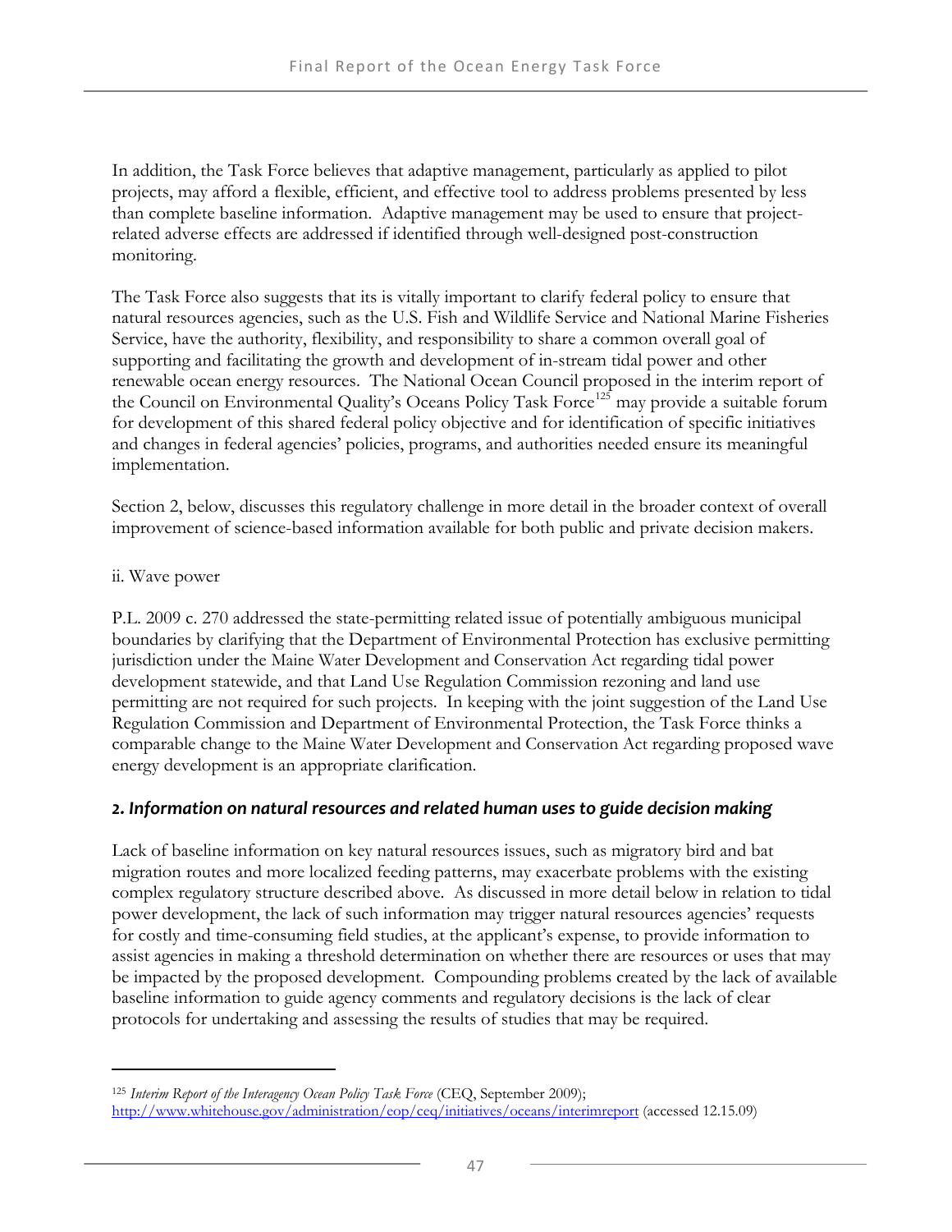In addition, the Task Force believes that adaptive management, particularly as applied to pilot projects, may afford a flexible, efficient, and effective tool to address problems presented by less than complete baseline information. Adaptive management may be used to ensure that project-related adverse effects are addressed if identified through well-designed post-construction monitoring.

The Task Force also suggests that its is vitally important to clarify federal policy to ensure that natural resources agencies, such as the U.S. Fish and Wildlife Service and National Marine Fisheries Service, have the authority, flexibility, and responsibility to share a common overall goal of supporting and facilitating the growth and development of in-stream tidal power and other renewable ocean energy resources. The National Ocean Council proposed in the interim report of the Council on Environmental Quality's Oceans Policy Task Force[125] may provide a suitable forum for development of this shared federal policy objective and for identification of specific initiatives and changes in federal agencies' policies, programs, and authorities needed ensure its meaningful implementation.

Section 2, below, discusses this regulatory challenge in more detail in the broader context of overall improvement of science-based information available for both public and private decision makers.

ii. Wave power

P.L. 2009 c. 270 addressed the state-permitting related issue of potentially ambiguous municipal boundaries by clarifying that the Department of Environmental Protection has exclusive permitting jurisdiction under the Maine Water Development and Conservation Act regarding tidal power development statewide, and that Land Use Regulation Commission rezoning and land use permitting are not required for such projects. In keeping with the joint suggestion of the Land Use Regulation Commission and Department of Environmental Protection, the Task Force thinks a comparable change to the Maine Water Development and Conservation Act regarding proposed wave energy development is an appropriate clarification.

### *2. Information on natural resources and related human uses to guide decision making*

Lack of baseline information on key natural resources issues, such as migratory bird and bat migration routes and more localized feeding patterns, may exacerbate problems with the existing complex regulatory structure described above. As discussed in more detail below in relation to tidal power development, the lack of such information may trigger natural resources agencies' requests for costly and time-consuming field studies, at the applicant's expense, to provide information to assist agencies in making a threshold determination on whether there are resources or uses that may be impacted by the proposed development. Compounding problems created by the lack of available baseline information to guide agency comments and regulatory decisions is the lack of clear protocols for undertaking and assessing the results of studies that may be required.

---

[125] *Interim Report of the Interagency Ocean Policy Task Force* (CEQ, September 2009); http://www.whitehouse.gov/administration/eop/ceq/initiatives/oceans/interimreport (accessed 12.15.09)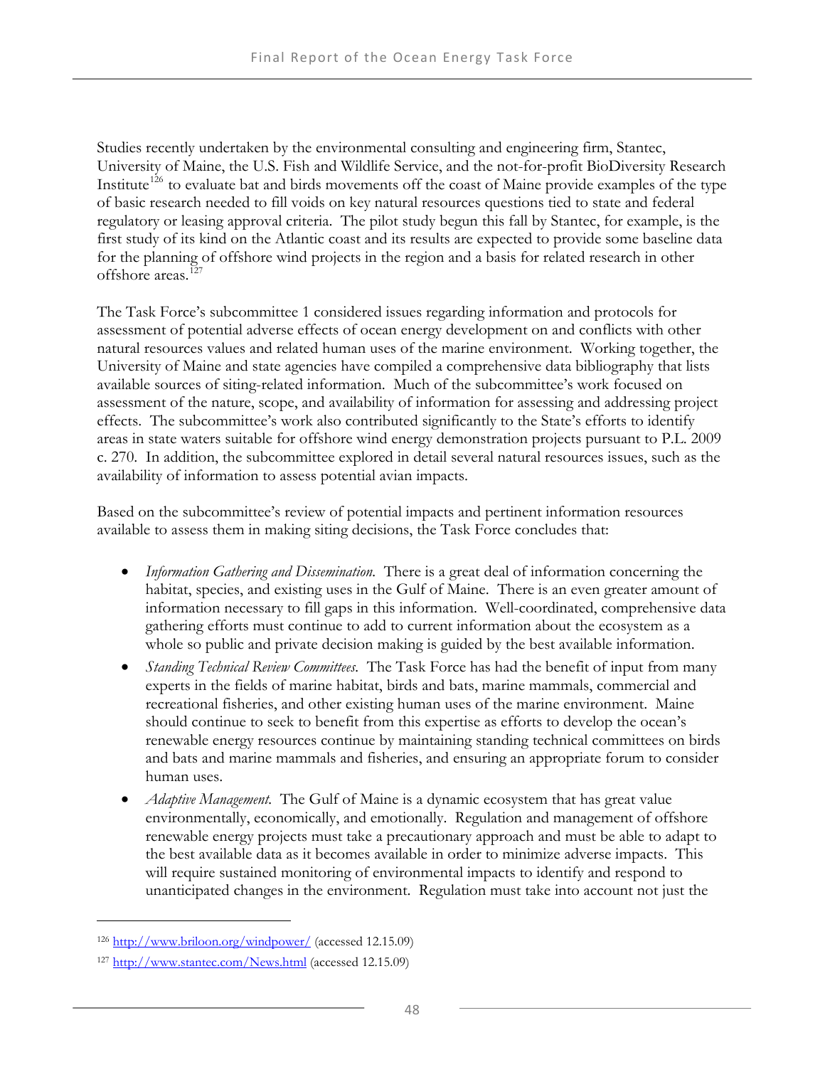Studies recently undertaken by the environmental consulting and engineering firm, Stantec, University of Maine, the U.S. Fish and Wildlife Service, and the not-for-profit BioDiversity Research Institute[126] to evaluate bat and birds movements off the coast of Maine provide examples of the type of basic research needed to fill voids on key natural resources questions tied to state and federal regulatory or leasing approval criteria. The pilot study begun this fall by Stantec, for example, is the first study of its kind on the Atlantic coast and its results are expected to provide some baseline data for the planning of offshore wind projects in the region and a basis for related research in other offshore areas.[127]

The Task Force's subcommittee 1 considered issues regarding information and protocols for assessment of potential adverse effects of ocean energy development on and conflicts with other natural resources values and related human uses of the marine environment. Working together, the University of Maine and state agencies have compiled a comprehensive data bibliography that lists available sources of siting-related information. Much of the subcommittee's work focused on assessment of the nature, scope, and availability of information for assessing and addressing project effects. The subcommittee's work also contributed significantly to the State's efforts to identify areas in state waters suitable for offshore wind energy demonstration projects pursuant to P.L. 2009 c. 270. In addition, the subcommittee explored in detail several natural resources issues, such as the availability of information to assess potential avian impacts.

Based on the subcommittee's review of potential impacts and pertinent information resources available to assess them in making siting decisions, the Task Force concludes that:

- *Information Gathering and Dissemination.* There is a great deal of information concerning the habitat, species, and existing uses in the Gulf of Maine. There is an even greater amount of information necessary to fill gaps in this information. Well-coordinated, comprehensive data gathering efforts must continue to add to current information about the ecosystem as a whole so public and private decision making is guided by the best available information.
- *Standing Technical Review Committees.* The Task Force has had the benefit of input from many experts in the fields of marine habitat, birds and bats, marine mammals, commercial and recreational fisheries, and other existing human uses of the marine environment. Maine should continue to seek to benefit from this expertise as efforts to develop the ocean's renewable energy resources continue by maintaining standing technical committees on birds and bats and marine mammals and fisheries, and ensuring an appropriate forum to consider human uses.
- *Adaptive Management.* The Gulf of Maine is a dynamic ecosystem that has great value environmentally, economically, and emotionally. Regulation and management of offshore renewable energy projects must take a precautionary approach and must be able to adapt to the best available data as it becomes available in order to minimize adverse impacts. This will require sustained monitoring of environmental impacts to identify and respond to unanticipated changes in the environment. Regulation must take into account not just the

---

[126] http://www.briloon.org/windpower/ (accessed 12.15.09)

[127] http://www.stantec.com/News.html (accessed 12.15.09)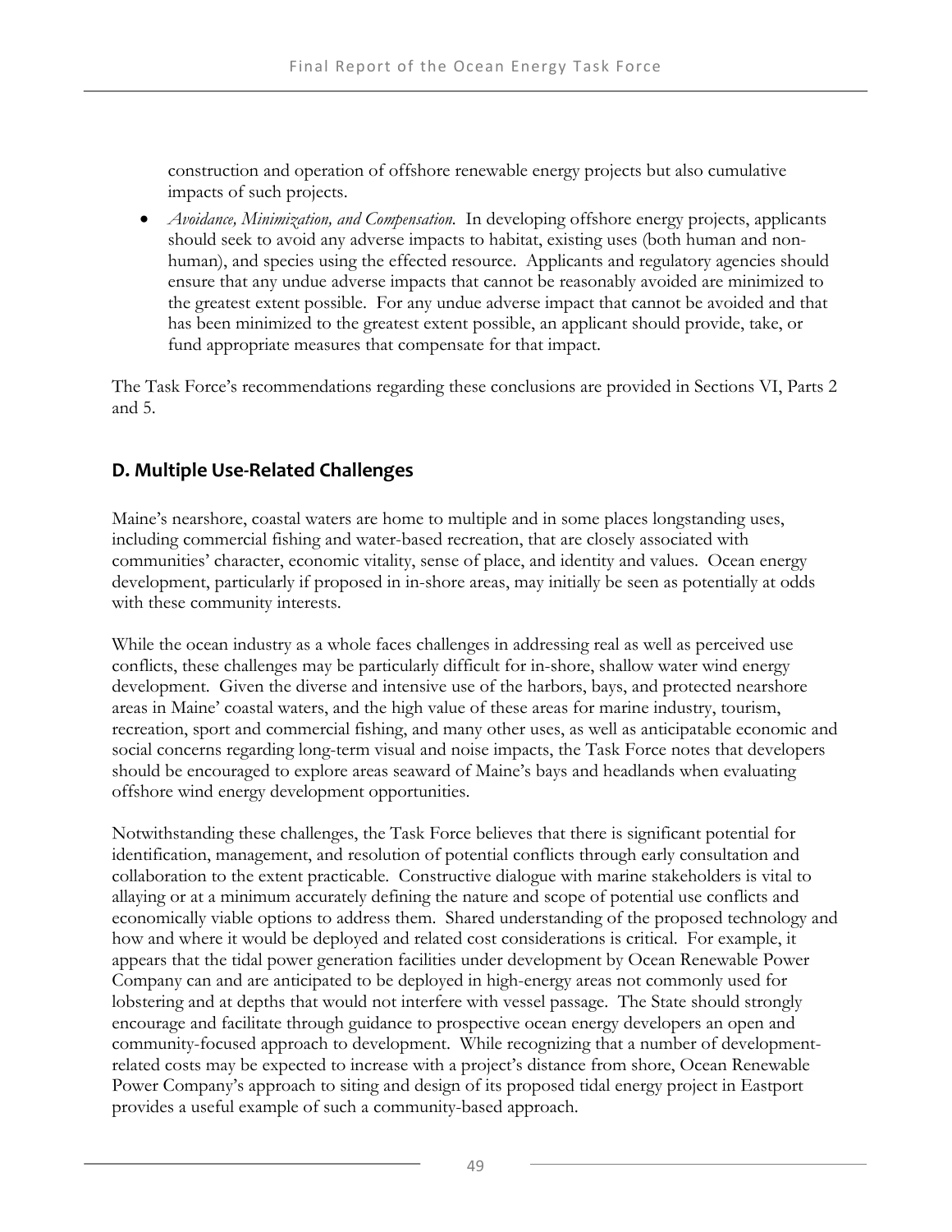construction and operation of offshore renewable energy projects but also cumulative impacts of such projects.

- *Avoidance, Minimization, and Compensation.* In developing offshore energy projects, applicants should seek to avoid any adverse impacts to habitat, existing uses (both human and non-human), and species using the effected resource. Applicants and regulatory agencies should ensure that any undue adverse impacts that cannot be reasonably avoided are minimized to the greatest extent possible. For any undue adverse impact that cannot be avoided and that has been minimized to the greatest extent possible, an applicant should provide, take, or fund appropriate measures that compensate for that impact.

The Task Force's recommendations regarding these conclusions are provided in Sections VI, Parts 2 and 5.

## D. Multiple Use-Related Challenges

Maine's nearshore, coastal waters are home to multiple and in some places longstanding uses, including commercial fishing and water-based recreation, that are closely associated with communities' character, economic vitality, sense of place, and identity and values. Ocean energy development, particularly if proposed in in-shore areas, may initially be seen as potentially at odds with these community interests.

While the ocean industry as a whole faces challenges in addressing real as well as perceived use conflicts, these challenges may be particularly difficult for in-shore, shallow water wind energy development. Given the diverse and intensive use of the harbors, bays, and protected nearshore areas in Maine' coastal waters, and the high value of these areas for marine industry, tourism, recreation, sport and commercial fishing, and many other uses, as well as anticipatable economic and social concerns regarding long-term visual and noise impacts, the Task Force notes that developers should be encouraged to explore areas seaward of Maine's bays and headlands when evaluating offshore wind energy development opportunities.

Notwithstanding these challenges, the Task Force believes that there is significant potential for identification, management, and resolution of potential conflicts through early consultation and collaboration to the extent practicable. Constructive dialogue with marine stakeholders is vital to allaying or at a minimum accurately defining the nature and scope of potential use conflicts and economically viable options to address them. Shared understanding of the proposed technology and how and where it would be deployed and related cost considerations is critical. For example, it appears that the tidal power generation facilities under development by Ocean Renewable Power Company can and are anticipated to be deployed in high-energy areas not commonly used for lobstering and at depths that would not interfere with vessel passage. The State should strongly encourage and facilitate through guidance to prospective ocean energy developers an open and community-focused approach to development. While recognizing that a number of development-related costs may be expected to increase with a project's distance from shore, Ocean Renewable Power Company's approach to siting and design of its proposed tidal energy project in Eastport provides a useful example of such a community-based approach.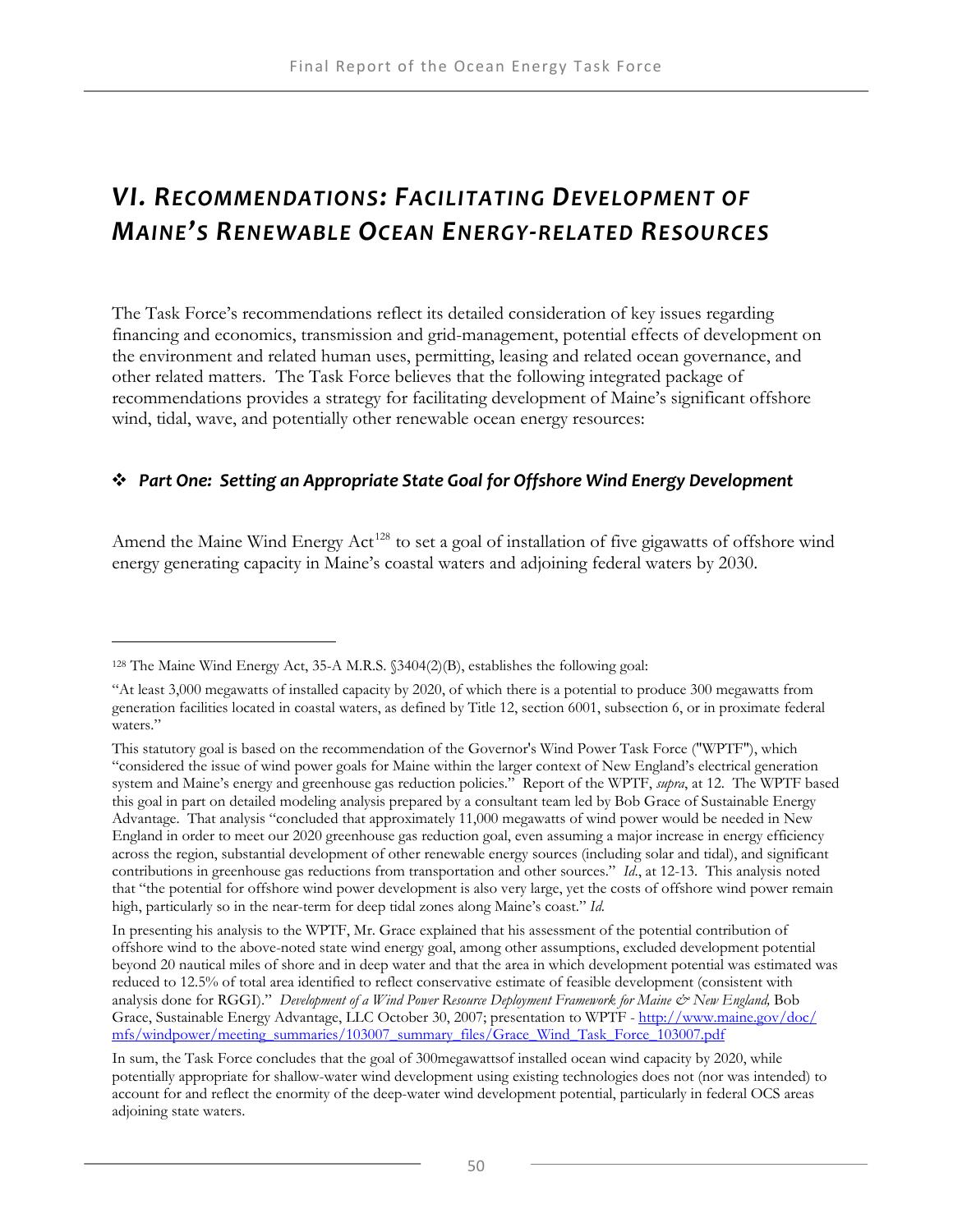# VI. Recommendations: Facilitating Development of Maine's Renewable Ocean Energy-related Resources

The Task Force's recommendations reflect its detailed consideration of key issues regarding financing and economics, transmission and grid-management, potential effects of development on the environment and related human uses, permitting, leasing and related ocean governance, and other related matters. The Task Force believes that the following integrated package of recommendations provides a strategy for facilitating development of Maine's significant offshore wind, tidal, wave, and potentially other renewable ocean energy resources:

### ❖ *Part One: Setting an Appropriate State Goal for Offshore Wind Energy Development*

Amend the Maine Wind Energy Act[128] to set a goal of installation of five gigawatts of offshore wind energy generating capacity in Maine's coastal waters and adjoining federal waters by 2030.

---

[128] The Maine Wind Energy Act, 35-A M.R.S. §3404(2)(B), establishes the following goal:

"At least 3,000 megawatts of installed capacity by 2020, of which there is a potential to produce 300 megawatts from generation facilities located in coastal waters, as defined by Title 12, section 6001, subsection 6, or in proximate federal waters."

This statutory goal is based on the recommendation of the Governor's Wind Power Task Force ("WPTF"), which "considered the issue of wind power goals for Maine within the larger context of New England's electrical generation system and Maine's energy and greenhouse gas reduction policies." Report of the WPTF, *supra*, at 12. The WPTF based this goal in part on detailed modeling analysis prepared by a consultant team led by Bob Grace of Sustainable Energy Advantage. That analysis "concluded that approximately 11,000 megawatts of wind power would be needed in New England in order to meet our 2020 greenhouse gas reduction goal, even assuming a major increase in energy efficiency across the region, substantial development of other renewable energy sources (including solar and tidal), and significant contributions in greenhouse gas reductions from transportation and other sources." *Id.*, at 12-13. This analysis noted that "the potential for offshore wind power development is also very large, yet the costs of offshore wind power remain high, particularly so in the near-term for deep tidal zones along Maine's coast." *Id.*

In presenting his analysis to the WPTF, Mr. Grace explained that his assessment of the potential contribution of offshore wind to the above-noted state wind energy goal, among other assumptions, excluded development potential beyond 20 nautical miles of shore and in deep water and that the area in which development potential was estimated was reduced to 12.5% of total area identified to reflect conservative estimate of feasible development (consistent with analysis done for RGGI)." *Development of a Wind Power Resource Deployment Framework for Maine & New England,* Bob Grace, Sustainable Energy Advantage, LLC October 30, 2007; presentation to WPTF - http://www.maine.gov/doc/mfs/windpower/meeting_summaries/103007_summary_files/Grace_Wind_Task_Force_103007.pdf

In sum, the Task Force concludes that the goal of 300megawattsof installed ocean wind capacity by 2020, while potentially appropriate for shallow-water wind development using existing technologies does not (nor was intended) to account for and reflect the enormity of the deep-water wind development potential, particularly in federal OCS areas adjoining state waters.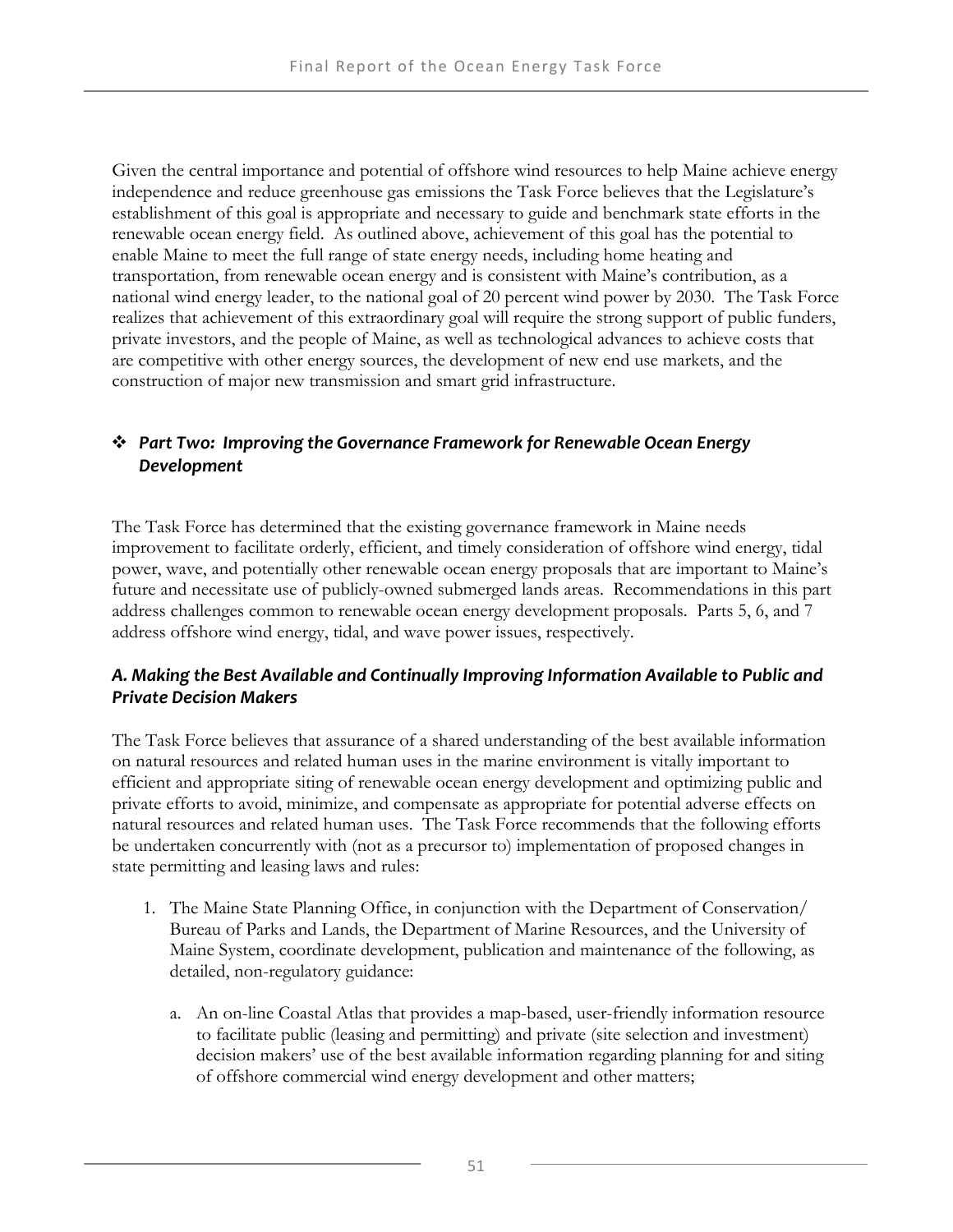Given the central importance and potential of offshore wind resources to help Maine achieve energy independence and reduce greenhouse gas emissions the Task Force believes that the Legislature's establishment of this goal is appropriate and necessary to guide and benchmark state efforts in the renewable ocean energy field. As outlined above, achievement of this goal has the potential to enable Maine to meet the full range of state energy needs, including home heating and transportation, from renewable ocean energy and is consistent with Maine's contribution, as a national wind energy leader, to the national goal of 20 percent wind power by 2030. The Task Force realizes that achievement of this extraordinary goal will require the strong support of public funders, private investors, and the people of Maine, as well as technological advances to achieve costs that are competitive with other energy sources, the development of new end use markets, and the construction of major new transmission and smart grid infrastructure.

## ❖ *Part Two: Improving the Governance Framework for Renewable Ocean Energy Development*

The Task Force has determined that the existing governance framework in Maine needs improvement to facilitate orderly, efficient, and timely consideration of offshore wind energy, tidal power, wave, and potentially other renewable ocean energy proposals that are important to Maine's future and necessitate use of publicly-owned submerged lands areas. Recommendations in this part address challenges common to renewable ocean energy development proposals. Parts 5, 6, and 7 address offshore wind energy, tidal, and wave power issues, respectively.

### *A. Making the Best Available and Continually Improving Information Available to Public and Private Decision Makers*

The Task Force believes that assurance of a shared understanding of the best available information on natural resources and related human uses in the marine environment is vitally important to efficient and appropriate siting of renewable ocean energy development and optimizing public and private efforts to avoid, minimize, and compensate as appropriate for potential adverse effects on natural resources and related human uses. The Task Force recommends that the following efforts be undertaken concurrently with (not as a precursor to) implementation of proposed changes in state permitting and leasing laws and rules:

1. The Maine State Planning Office, in conjunction with the Department of Conservation/ Bureau of Parks and Lands, the Department of Marine Resources, and the University of Maine System, coordinate development, publication and maintenance of the following, as detailed, non-regulatory guidance:

   a. An on-line Coastal Atlas that provides a map-based, user-friendly information resource to facilitate public (leasing and permitting) and private (site selection and investment) decision makers' use of the best available information regarding planning for and siting of offshore commercial wind energy development and other matters;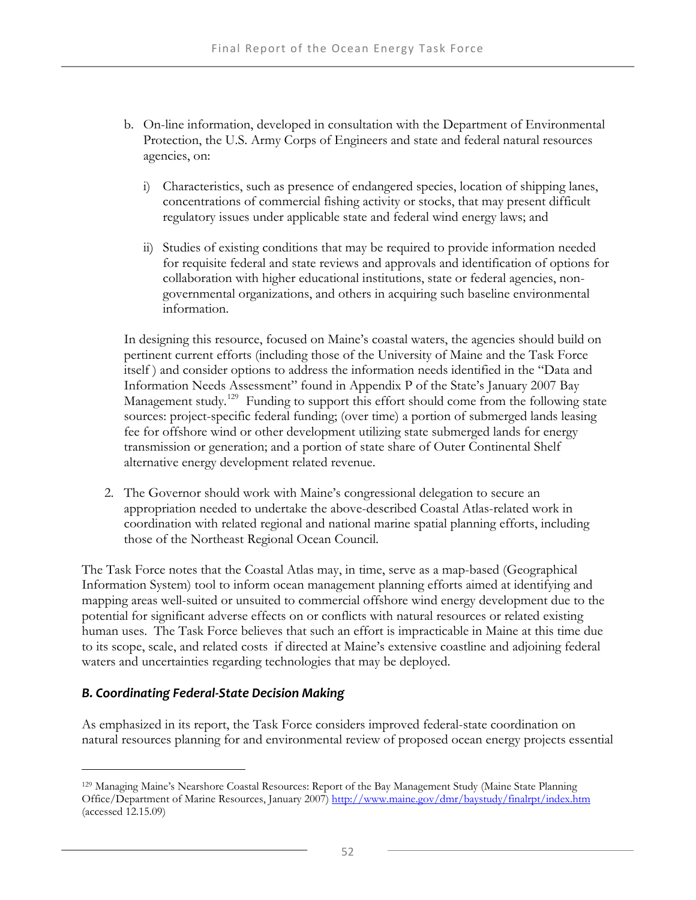b. On-line information, developed in consultation with the Department of Environmental Protection, the U.S. Army Corps of Engineers and state and federal natural resources agencies, on:

   i) Characteristics, such as presence of endangered species, location of shipping lanes, concentrations of commercial fishing activity or stocks, that may present difficult regulatory issues under applicable state and federal wind energy laws; and

   ii) Studies of existing conditions that may be required to provide information needed for requisite federal and state reviews and approvals and identification of options for collaboration with higher educational institutions, state or federal agencies, non-governmental organizations, and others in acquiring such baseline environmental information.

In designing this resource, focused on Maine's coastal waters, the agencies should build on pertinent current efforts (including those of the University of Maine and the Task Force itself ) and consider options to address the information needs identified in the "Data and Information Needs Assessment" found in Appendix P of the State's January 2007 Bay Management study.[129] Funding to support this effort should come from the following state sources: project-specific federal funding; (over time) a portion of submerged lands leasing fee for offshore wind or other development utilizing state submerged lands for energy transmission or generation; and a portion of state share of Outer Continental Shelf alternative energy development related revenue.

2. The Governor should work with Maine's congressional delegation to secure an appropriation needed to undertake the above-described Coastal Atlas-related work in coordination with related regional and national marine spatial planning efforts, including those of the Northeast Regional Ocean Council.

The Task Force notes that the Coastal Atlas may, in time, serve as a map-based (Geographical Information System) tool to inform ocean management planning efforts aimed at identifying and mapping areas well-suited or unsuited to commercial offshore wind energy development due to the potential for significant adverse effects on or conflicts with natural resources or related existing human uses. The Task Force believes that such an effort is impracticable in Maine at this time due to its scope, scale, and related costs if directed at Maine's extensive coastline and adjoining federal waters and uncertainties regarding technologies that may be deployed.

### *B. Coordinating Federal-State Decision Making*

As emphasized in its report, the Task Force considers improved federal-state coordination on natural resources planning for and environmental review of proposed ocean energy projects essential

---

[129] Managing Maine's Nearshore Coastal Resources: Report of the Bay Management Study (Maine State Planning Office/Department of Marine Resources, January 2007) http://www.maine.gov/dmr/baystudy/finalrpt/index.htm (accessed 12.15.09)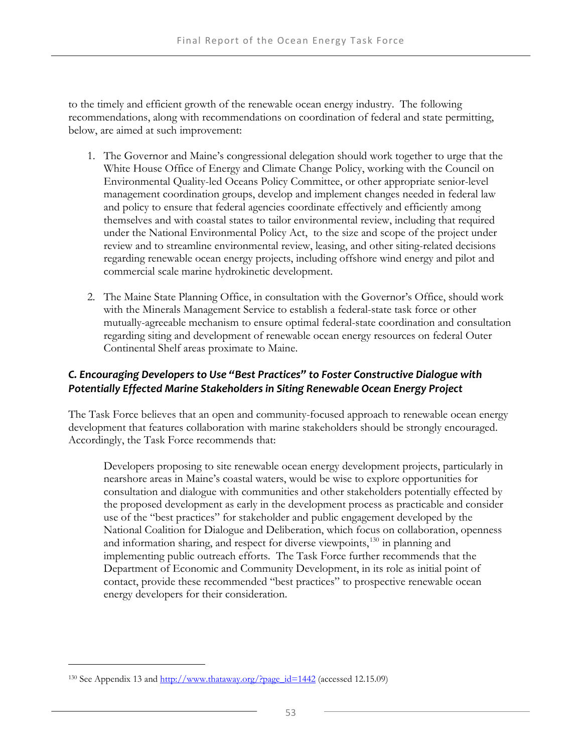to the timely and efficient growth of the renewable ocean energy industry. The following recommendations, along with recommendations on coordination of federal and state permitting, below, are aimed at such improvement:

1. The Governor and Maine's congressional delegation should work together to urge that the White House Office of Energy and Climate Change Policy, working with the Council on Environmental Quality-led Oceans Policy Committee, or other appropriate senior-level management coordination groups, develop and implement changes needed in federal law and policy to ensure that federal agencies coordinate effectively and efficiently among themselves and with coastal states to tailor environmental review, including that required under the National Environmental Policy Act, to the size and scope of the project under review and to streamline environmental review, leasing, and other siting-related decisions regarding renewable ocean energy projects, including offshore wind energy and pilot and commercial scale marine hydrokinetic development.

2. The Maine State Planning Office, in consultation with the Governor's Office, should work with the Minerals Management Service to establish a federal-state task force or other mutually-agreeable mechanism to ensure optimal federal-state coordination and consultation regarding siting and development of renewable ocean energy resources on federal Outer Continental Shelf areas proximate to Maine.

### *C. Encouraging Developers to Use "Best Practices" to Foster Constructive Dialogue with Potentially Effected Marine Stakeholders in Siting Renewable Ocean Energy Project*

The Task Force believes that an open and community-focused approach to renewable ocean energy development that features collaboration with marine stakeholders should be strongly encouraged. Accordingly, the Task Force recommends that:

> Developers proposing to site renewable ocean energy development projects, particularly in nearshore areas in Maine's coastal waters, would be wise to explore opportunities for consultation and dialogue with communities and other stakeholders potentially effected by the proposed development as early in the development process as practicable and consider use of the "best practices" for stakeholder and public engagement developed by the National Coalition for Dialogue and Deliberation, which focus on collaboration, openness and information sharing, and respect for diverse viewpoints,[130] in planning and implementing public outreach efforts. The Task Force further recommends that the Department of Economic and Community Development, in its role as initial point of contact, provide these recommended "best practices" to prospective renewable ocean energy developers for their consideration.

---

[130] See Appendix 13 and http://www.thataway.org/?page_id=1442 (accessed 12.15.09)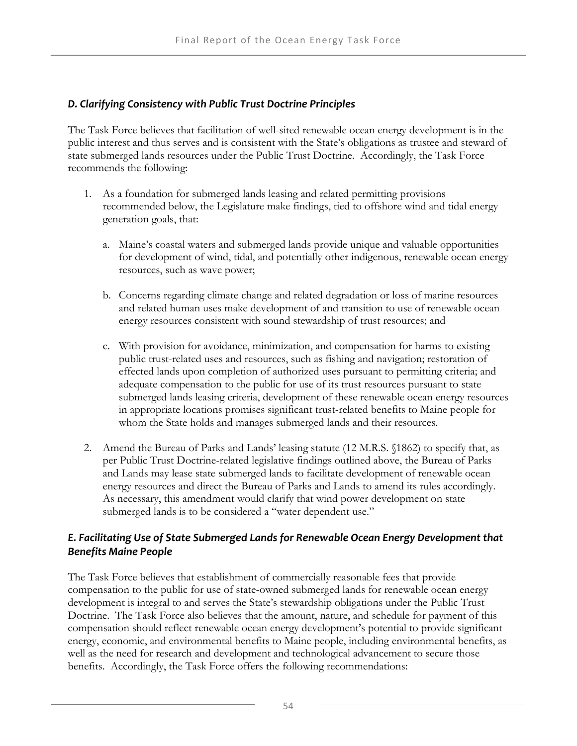### *D. Clarifying Consistency with Public Trust Doctrine Principles*

The Task Force believes that facilitation of well-sited renewable ocean energy development is in the public interest and thus serves and is consistent with the State's obligations as trustee and steward of state submerged lands resources under the Public Trust Doctrine. Accordingly, the Task Force recommends the following:

1. As a foundation for submerged lands leasing and related permitting provisions recommended below, the Legislature make findings, tied to offshore wind and tidal energy generation goals, that:

   a. Maine's coastal waters and submerged lands provide unique and valuable opportunities for development of wind, tidal, and potentially other indigenous, renewable ocean energy resources, such as wave power;

   b. Concerns regarding climate change and related degradation or loss of marine resources and related human uses make development of and transition to use of renewable ocean energy resources consistent with sound stewardship of trust resources; and

   c. With provision for avoidance, minimization, and compensation for harms to existing public trust-related uses and resources, such as fishing and navigation; restoration of effected lands upon completion of authorized uses pursuant to permitting criteria; and adequate compensation to the public for use of its trust resources pursuant to state submerged lands leasing criteria, development of these renewable ocean energy resources in appropriate locations promises significant trust-related benefits to Maine people for whom the State holds and manages submerged lands and their resources.

2. Amend the Bureau of Parks and Lands' leasing statute (12 M.R.S. §1862) to specify that, as per Public Trust Doctrine-related legislative findings outlined above, the Bureau of Parks and Lands may lease state submerged lands to facilitate development of renewable ocean energy resources and direct the Bureau of Parks and Lands to amend its rules accordingly. As necessary, this amendment would clarify that wind power development on state submerged lands is to be considered a "water dependent use."

### *E. Facilitating Use of State Submerged Lands for Renewable Ocean Energy Development that Benefits Maine People*

The Task Force believes that establishment of commercially reasonable fees that provide compensation to the public for use of state-owned submerged lands for renewable ocean energy development is integral to and serves the State's stewardship obligations under the Public Trust Doctrine. The Task Force also believes that the amount, nature, and schedule for payment of this compensation should reflect renewable ocean energy development's potential to provide significant energy, economic, and environmental benefits to Maine people, including environmental benefits, as well as the need for research and development and technological advancement to secure those benefits. Accordingly, the Task Force offers the following recommendations: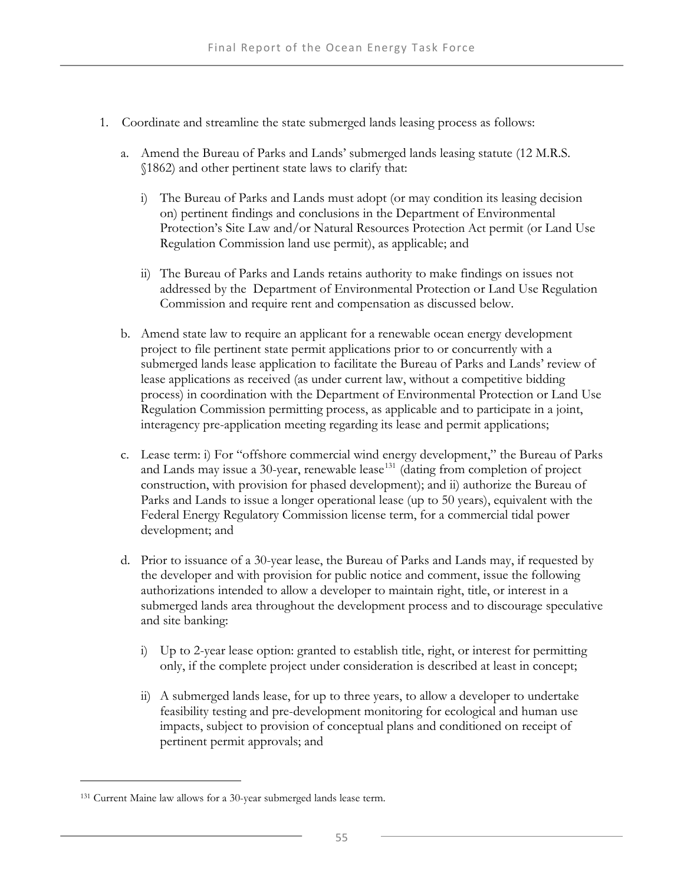1. Coordinate and streamline the state submerged lands leasing process as follows:

   a. Amend the Bureau of Parks and Lands' submerged lands leasing statute (12 M.R.S. §1862) and other pertinent state laws to clarify that:

      i) The Bureau of Parks and Lands must adopt (or may condition its leasing decision on) pertinent findings and conclusions in the Department of Environmental Protection's Site Law and/or Natural Resources Protection Act permit (or Land Use Regulation Commission land use permit), as applicable; and

      ii) The Bureau of Parks and Lands retains authority to make findings on issues not addressed by the Department of Environmental Protection or Land Use Regulation Commission and require rent and compensation as discussed below.

   b. Amend state law to require an applicant for a renewable ocean energy development project to file pertinent state permit applications prior to or concurrently with a submerged lands lease application to facilitate the Bureau of Parks and Lands' review of lease applications as received (as under current law, without a competitive bidding process) in coordination with the Department of Environmental Protection or Land Use Regulation Commission permitting process, as applicable and to participate in a joint, interagency pre-application meeting regarding its lease and permit applications;

   c. Lease term: i) For "offshore commercial wind energy development," the Bureau of Parks and Lands may issue a 30-year, renewable lease[131] (dating from completion of project construction, with provision for phased development); and ii) authorize the Bureau of Parks and Lands to issue a longer operational lease (up to 50 years), equivalent with the Federal Energy Regulatory Commission license term, for a commercial tidal power development; and

   d. Prior to issuance of a 30-year lease, the Bureau of Parks and Lands may, if requested by the developer and with provision for public notice and comment, issue the following authorizations intended to allow a developer to maintain right, title, or interest in a submerged lands area throughout the development process and to discourage speculative and site banking:

      i) Up to 2-year lease option: granted to establish title, right, or interest for permitting only, if the complete project under consideration is described at least in concept;

      ii) A submerged lands lease, for up to three years, to allow a developer to undertake feasibility testing and pre-development monitoring for ecological and human use impacts, subject to provision of conceptual plans and conditioned on receipt of pertinent permit approvals; and

---

[131] Current Maine law allows for a 30-year submerged lands lease term.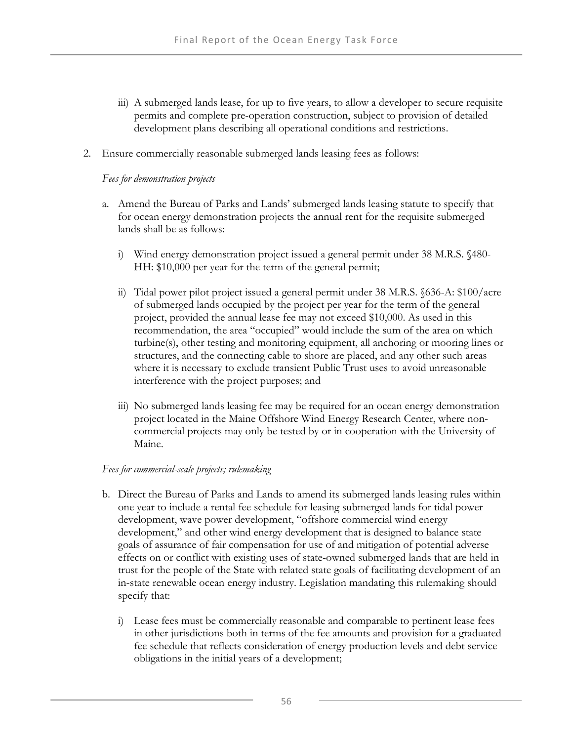iii) A submerged lands lease, for up to five years, to allow a developer to secure requisite permits and complete pre-operation construction, subject to provision of detailed development plans describing all operational conditions and restrictions.

2. Ensure commercially reasonable submerged lands leasing fees as follows:

*Fees for demonstration projects*

a. Amend the Bureau of Parks and Lands' submerged lands leasing statute to specify that for ocean energy demonstration projects the annual rent for the requisite submerged lands shall be as follows:

   i) Wind energy demonstration project issued a general permit under 38 M.R.S. §480-HH: $10,000 per year for the term of the general permit;

   ii) Tidal power pilot project issued a general permit under 38 M.R.S. §636-A: $100/acre of submerged lands occupied by the project per year for the term of the general project, provided the annual lease fee may not exceed $10,000. As used in this recommendation, the area "occupied" would include the sum of the area on which turbine(s), other testing and monitoring equipment, all anchoring or mooring lines or structures, and the connecting cable to shore are placed, and any other such areas where it is necessary to exclude transient Public Trust uses to avoid unreasonable interference with the project purposes; and

   iii) No submerged lands leasing fee may be required for an ocean energy demonstration project located in the Maine Offshore Wind Energy Research Center, where non-commercial projects may only be tested by or in cooperation with the University of Maine.

*Fees for commercial-scale projects; rulemaking*

b. Direct the Bureau of Parks and Lands to amend its submerged lands leasing rules within one year to include a rental fee schedule for leasing submerged lands for tidal power development, wave power development, "offshore commercial wind energy development," and other wind energy development that is designed to balance state goals of assurance of fair compensation for use of and mitigation of potential adverse effects on or conflict with existing uses of state-owned submerged lands that are held in trust for the people of the State with related state goals of facilitating development of an in-state renewable ocean energy industry. Legislation mandating this rulemaking should specify that:

   i) Lease fees must be commercially reasonable and comparable to pertinent lease fees in other jurisdictions both in terms of the fee amounts and provision for a graduated fee schedule that reflects consideration of energy production levels and debt service obligations in the initial years of a development;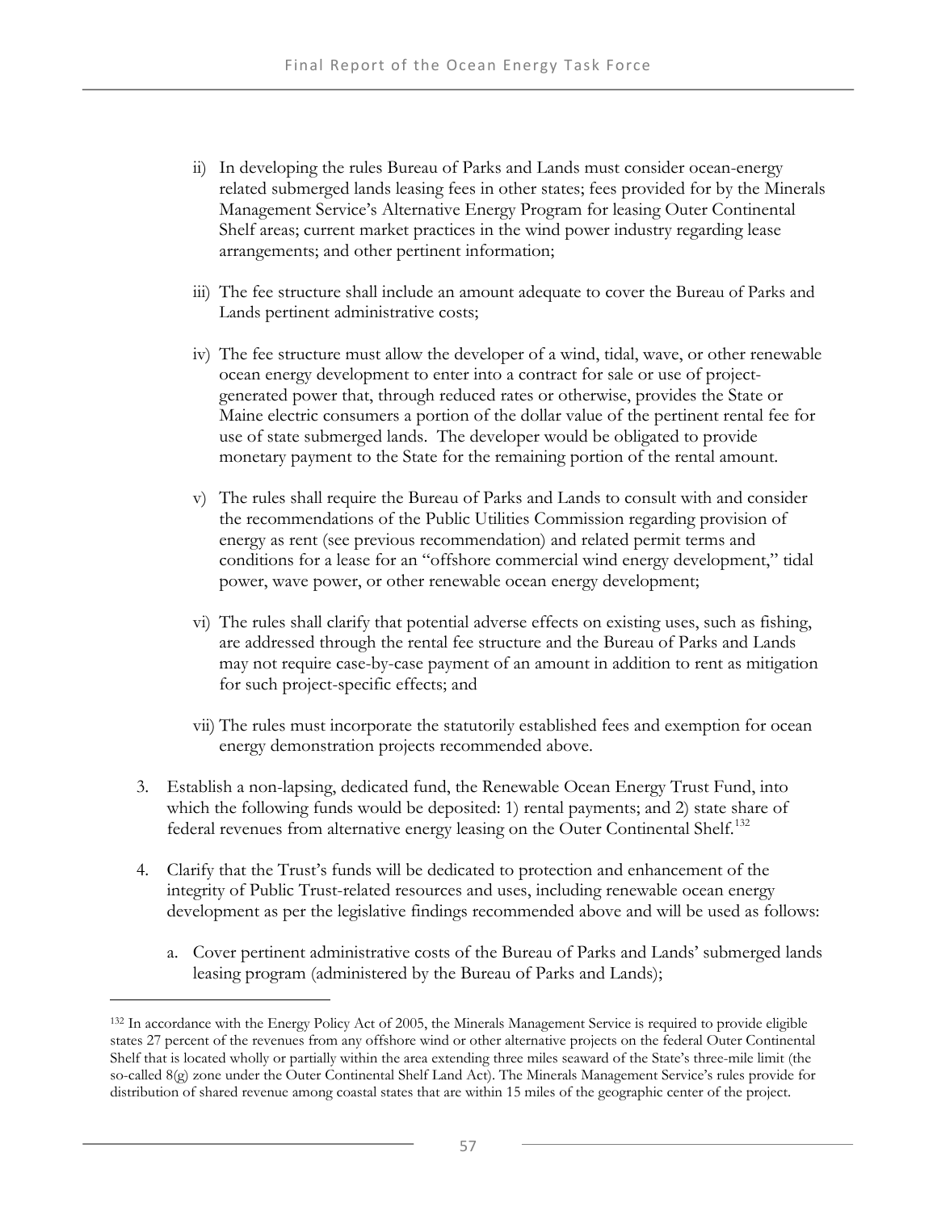ii) In developing the rules Bureau of Parks and Lands must consider ocean-energy related submerged lands leasing fees in other states; fees provided for by the Minerals Management Service's Alternative Energy Program for leasing Outer Continental Shelf areas; current market practices in the wind power industry regarding lease arrangements; and other pertinent information;

iii) The fee structure shall include an amount adequate to cover the Bureau of Parks and Lands pertinent administrative costs;

iv) The fee structure must allow the developer of a wind, tidal, wave, or other renewable ocean energy development to enter into a contract for sale or use of project-generated power that, through reduced rates or otherwise, provides the State or Maine electric consumers a portion of the dollar value of the pertinent rental fee for use of state submerged lands. The developer would be obligated to provide monetary payment to the State for the remaining portion of the rental amount.

v) The rules shall require the Bureau of Parks and Lands to consult with and consider the recommendations of the Public Utilities Commission regarding provision of energy as rent (see previous recommendation) and related permit terms and conditions for a lease for an "offshore commercial wind energy development," tidal power, wave power, or other renewable ocean energy development;

vi) The rules shall clarify that potential adverse effects on existing uses, such as fishing, are addressed through the rental fee structure and the Bureau of Parks and Lands may not require case-by-case payment of an amount in addition to rent as mitigation for such project-specific effects; and

vii) The rules must incorporate the statutorily established fees and exemption for ocean energy demonstration projects recommended above.

3. Establish a non-lapsing, dedicated fund, the Renewable Ocean Energy Trust Fund, into which the following funds would be deposited: 1) rental payments; and 2) state share of federal revenues from alternative energy leasing on the Outer Continental Shelf.[132]

4. Clarify that the Trust's funds will be dedicated to protection and enhancement of the integrity of Public Trust-related resources and uses, including renewable ocean energy development as per the legislative findings recommended above and will be used as follows:

   a. Cover pertinent administrative costs of the Bureau of Parks and Lands' submerged lands leasing program (administered by the Bureau of Parks and Lands);

---

[132] In accordance with the Energy Policy Act of 2005, the Minerals Management Service is required to provide eligible states 27 percent of the revenues from any offshore wind or other alternative projects on the federal Outer Continental Shelf that is located wholly or partially within the area extending three miles seaward of the State's three-mile limit (the so-called 8(g) zone under the Outer Continental Shelf Land Act). The Minerals Management Service's rules provide for distribution of shared revenue among coastal states that are within 15 miles of the geographic center of the project.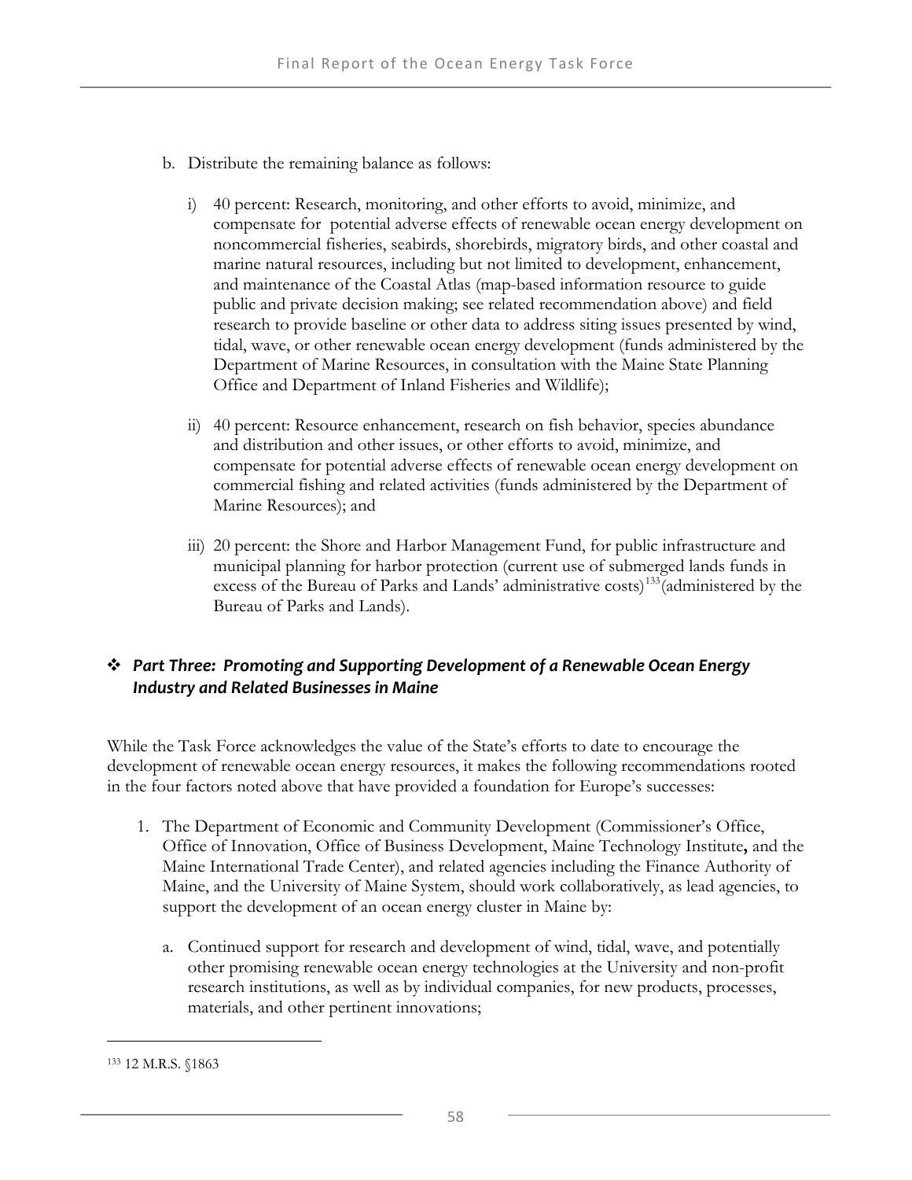b. Distribute the remaining balance as follows:

   i) 40 percent: Research, monitoring, and other efforts to avoid, minimize, and compensate for potential adverse effects of renewable ocean energy development on noncommercial fisheries, seabirds, shorebirds, migratory birds, and other coastal and marine natural resources, including but not limited to development, enhancement, and maintenance of the Coastal Atlas (map-based information resource to guide public and private decision making; see related recommendation above) and field research to provide baseline or other data to address siting issues presented by wind, tidal, wave, or other renewable ocean energy development (funds administered by the Department of Marine Resources, in consultation with the Maine State Planning Office and Department of Inland Fisheries and Wildlife);

   ii) 40 percent: Resource enhancement, research on fish behavior, species abundance and distribution and other issues, or other efforts to avoid, minimize, and compensate for potential adverse effects of renewable ocean energy development on commercial fishing and related activities (funds administered by the Department of Marine Resources); and

   iii) 20 percent: the Shore and Harbor Management Fund, for public infrastructure and municipal planning for harbor protection (current use of submerged lands funds in excess of the Bureau of Parks and Lands' administrative costs)[133](administered by the Bureau of Parks and Lands).

## ❖ *Part Three: Promoting and Supporting Development of a Renewable Ocean Energy Industry and Related Businesses in Maine*

While the Task Force acknowledges the value of the State's efforts to date to encourage the development of renewable ocean energy resources, it makes the following recommendations rooted in the four factors noted above that have provided a foundation for Europe's successes:

1. The Department of Economic and Community Development (Commissioner's Office, Office of Innovation, Office of Business Development, Maine Technology Institute**,** and the Maine International Trade Center), and related agencies including the Finance Authority of Maine, and the University of Maine System, should work collaboratively, as lead agencies, to support the development of an ocean energy cluster in Maine by:

   a. Continued support for research and development of wind, tidal, wave, and potentially other promising renewable ocean energy technologies at the University and non-profit research institutions, as well as by individual companies, for new products, processes, materials, and other pertinent innovations;

---

[133] 12 M.R.S. §1863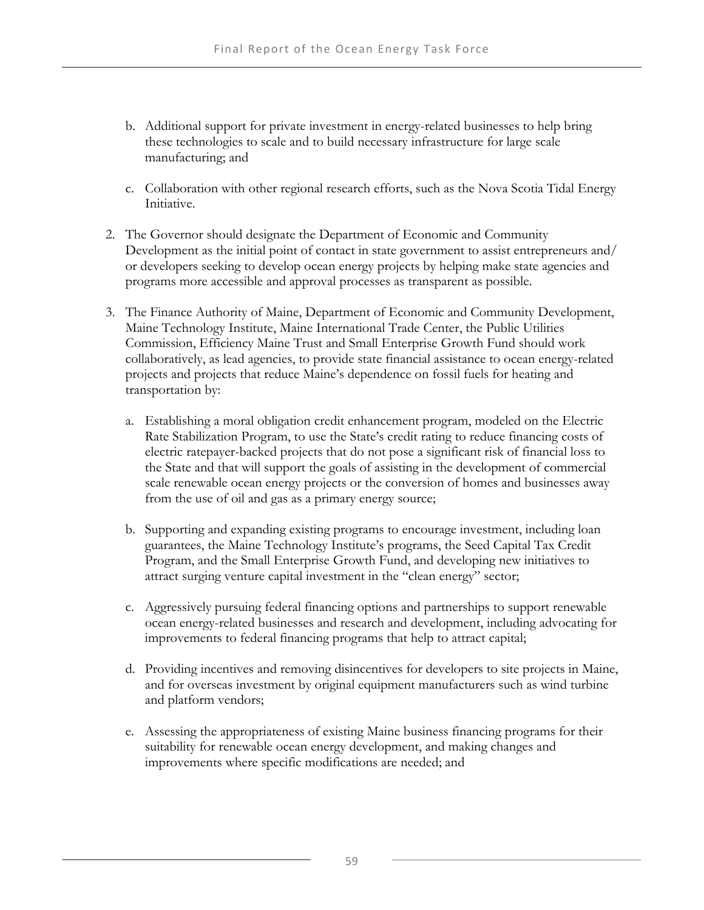b. Additional support for private investment in energy-related businesses to help bring these technologies to scale and to build necessary infrastructure for large scale manufacturing; and

   c. Collaboration with other regional research efforts, such as the Nova Scotia Tidal Energy Initiative.

2. The Governor should designate the Department of Economic and Community Development as the initial point of contact in state government to assist entrepreneurs and/or developers seeking to develop ocean energy projects by helping make state agencies and programs more accessible and approval processes as transparent as possible.

3. The Finance Authority of Maine, Department of Economic and Community Development, Maine Technology Institute, Maine International Trade Center, the Public Utilities Commission, Efficiency Maine Trust and Small Enterprise Growth Fund should work collaboratively, as lead agencies, to provide state financial assistance to ocean energy-related projects and projects that reduce Maine's dependence on fossil fuels for heating and transportation by:

   a. Establishing a moral obligation credit enhancement program, modeled on the Electric Rate Stabilization Program, to use the State's credit rating to reduce financing costs of electric ratepayer-backed projects that do not pose a significant risk of financial loss to the State and that will support the goals of assisting in the development of commercial scale renewable ocean energy projects or the conversion of homes and businesses away from the use of oil and gas as a primary energy source;

   b. Supporting and expanding existing programs to encourage investment, including loan guarantees, the Maine Technology Institute's programs, the Seed Capital Tax Credit Program, and the Small Enterprise Growth Fund, and developing new initiatives to attract surging venture capital investment in the "clean energy" sector;

   c. Aggressively pursuing federal financing options and partnerships to support renewable ocean energy-related businesses and research and development, including advocating for improvements to federal financing programs that help to attract capital;

   d. Providing incentives and removing disincentives for developers to site projects in Maine, and for overseas investment by original equipment manufacturers such as wind turbine and platform vendors;

   e. Assessing the appropriateness of existing Maine business financing programs for their suitability for renewable ocean energy development, and making changes and improvements where specific modifications are needed; and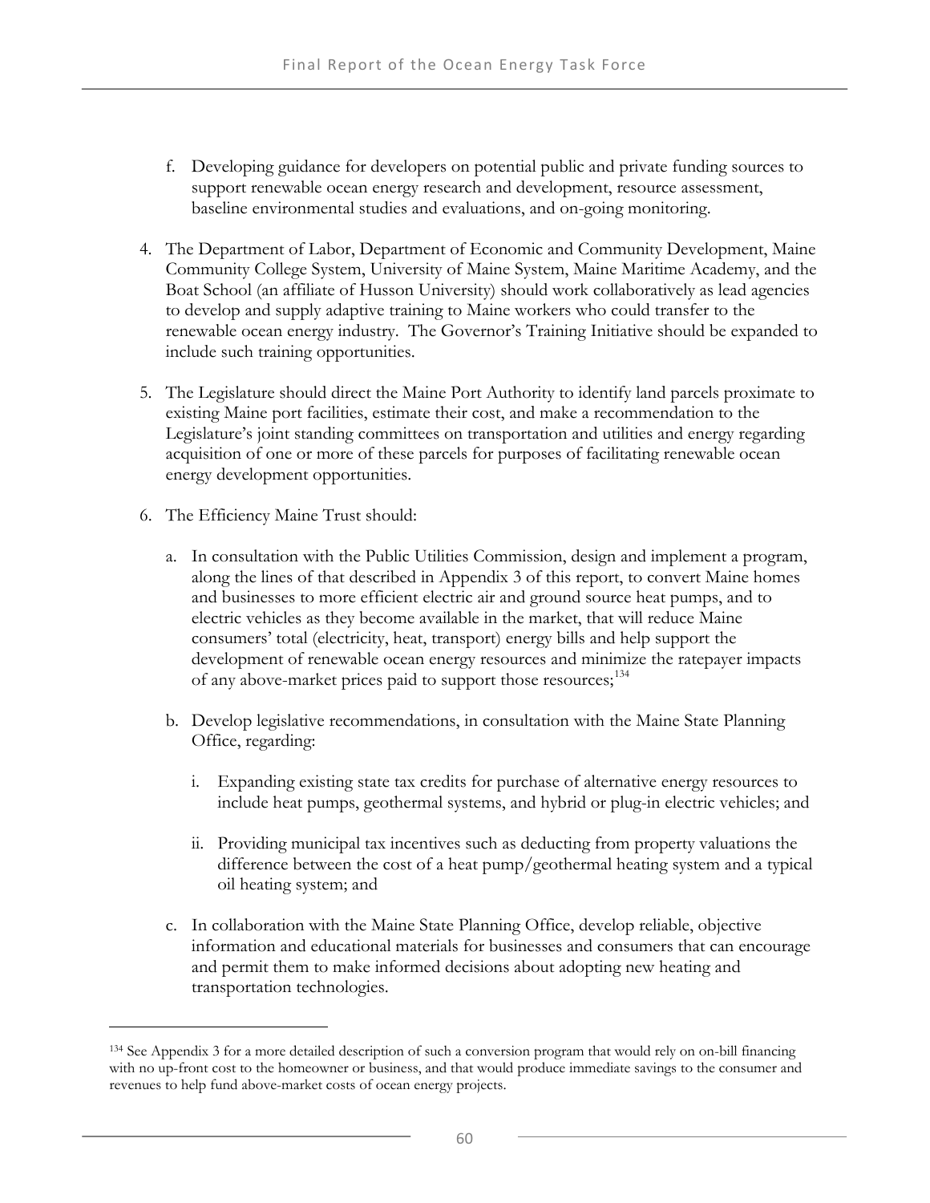f. Developing guidance for developers on potential public and private funding sources to support renewable ocean energy research and development, resource assessment, baseline environmental studies and evaluations, and on-going monitoring.

4. The Department of Labor, Department of Economic and Community Development, Maine Community College System, University of Maine System, Maine Maritime Academy, and the Boat School (an affiliate of Husson University) should work collaboratively as lead agencies to develop and supply adaptive training to Maine workers who could transfer to the renewable ocean energy industry. The Governor's Training Initiative should be expanded to include such training opportunities.

5. The Legislature should direct the Maine Port Authority to identify land parcels proximate to existing Maine port facilities, estimate their cost, and make a recommendation to the Legislature's joint standing committees on transportation and utilities and energy regarding acquisition of one or more of these parcels for purposes of facilitating renewable ocean energy development opportunities.

6. The Efficiency Maine Trust should:

   a. In consultation with the Public Utilities Commission, design and implement a program, along the lines of that described in Appendix 3 of this report, to convert Maine homes and businesses to more efficient electric air and ground source heat pumps, and to electric vehicles as they become available in the market, that will reduce Maine consumers' total (electricity, heat, transport) energy bills and help support the development of renewable ocean energy resources and minimize the ratepayer impacts of any above-market prices paid to support those resources;[134]

   b. Develop legislative recommendations, in consultation with the Maine State Planning Office, regarding:

      i. Expanding existing state tax credits for purchase of alternative energy resources to include heat pumps, geothermal systems, and hybrid or plug-in electric vehicles; and

      ii. Providing municipal tax incentives such as deducting from property valuations the difference between the cost of a heat pump/geothermal heating system and a typical oil heating system; and

   c. In collaboration with the Maine State Planning Office, develop reliable, objective information and educational materials for businesses and consumers that can encourage and permit them to make informed decisions about adopting new heating and transportation technologies.

---

[134] See Appendix 3 for a more detailed description of such a conversion program that would rely on on-bill financing with no up-front cost to the homeowner or business, and that would produce immediate savings to the consumer and revenues to help fund above-market costs of ocean energy projects.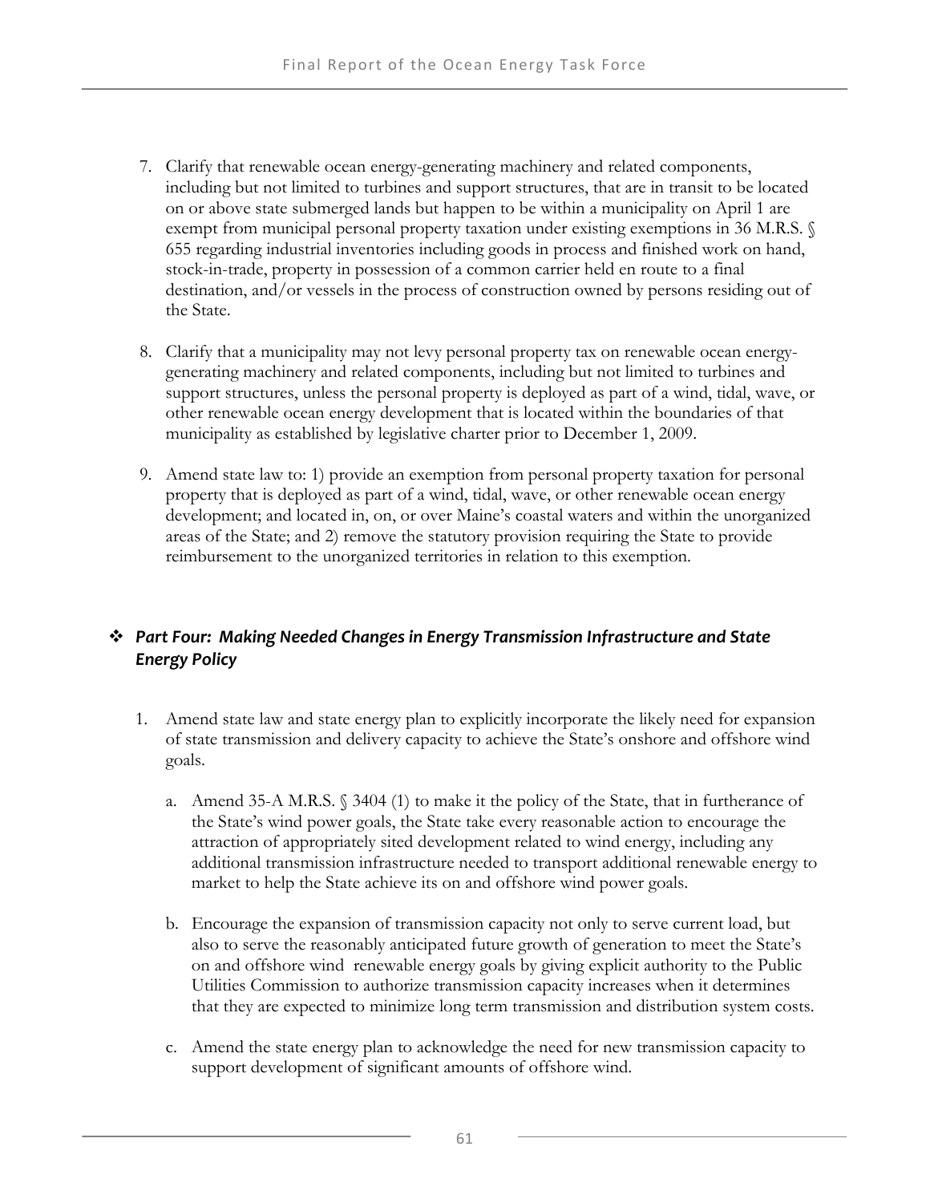7. Clarify that renewable ocean energy-generating machinery and related components, including but not limited to turbines and support structures, that are in transit to be located on or above state submerged lands but happen to be within a municipality on April 1 are exempt from municipal personal property taxation under existing exemptions in 36 M.R.S. § 655 regarding industrial inventories including goods in process and finished work on hand, stock-in-trade, property in possession of a common carrier held en route to a final destination, and/or vessels in the process of construction owned by persons residing out of the State.

8. Clarify that a municipality may not levy personal property tax on renewable ocean energy-generating machinery and related components, including but not limited to turbines and support structures, unless the personal property is deployed as part of a wind, tidal, wave, or other renewable ocean energy development that is located within the boundaries of that municipality as established by legislative charter prior to December 1, 2009.

9. Amend state law to: 1) provide an exemption from personal property taxation for personal property that is deployed as part of a wind, tidal, wave, or other renewable ocean energy development; and located in, on, or over Maine's coastal waters and within the unorganized areas of the State; and 2) remove the statutory provision requiring the State to provide reimbursement to the unorganized territories in relation to this exemption.

## ❖ *Part Four: Making Needed Changes in Energy Transmission Infrastructure and State Energy Policy*

1. Amend state law and state energy plan to explicitly incorporate the likely need for expansion of state transmission and delivery capacity to achieve the State's onshore and offshore wind goals.

   a. Amend 35-A M.R.S. § 3404 (1) to make it the policy of the State, that in furtherance of the State's wind power goals, the State take every reasonable action to encourage the attraction of appropriately sited development related to wind energy, including any additional transmission infrastructure needed to transport additional renewable energy to market to help the State achieve its on and offshore wind power goals.

   b. Encourage the expansion of transmission capacity not only to serve current load, but also to serve the reasonably anticipated future growth of generation to meet the State's on and offshore wind renewable energy goals by giving explicit authority to the Public Utilities Commission to authorize transmission capacity increases when it determines that they are expected to minimize long term transmission and distribution system costs.

   c. Amend the state energy plan to acknowledge the need for new transmission capacity to support development of significant amounts of offshore wind.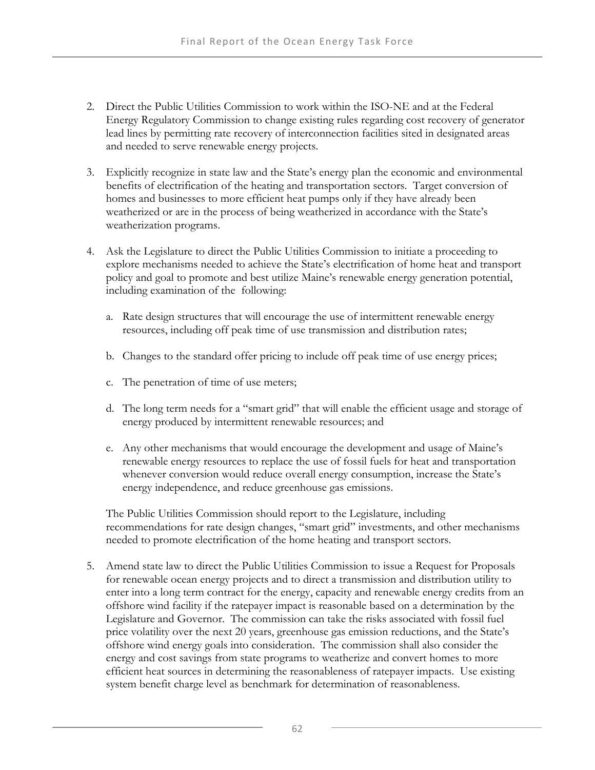2. Direct the Public Utilities Commission to work within the ISO-NE and at the Federal Energy Regulatory Commission to change existing rules regarding cost recovery of generator lead lines by permitting rate recovery of interconnection facilities sited in designated areas and needed to serve renewable energy projects.

3. Explicitly recognize in state law and the State's energy plan the economic and environmental benefits of electrification of the heating and transportation sectors. Target conversion of homes and businesses to more efficient heat pumps only if they have already been weatherized or are in the process of being weatherized in accordance with the State's weatherization programs.

4. Ask the Legislature to direct the Public Utilities Commission to initiate a proceeding to explore mechanisms needed to achieve the State's electrification of home heat and transport policy and goal to promote and best utilize Maine's renewable energy generation potential, including examination of the following:

   a. Rate design structures that will encourage the use of intermittent renewable energy resources, including off peak time of use transmission and distribution rates;

   b. Changes to the standard offer pricing to include off peak time of use energy prices;

   c. The penetration of time of use meters;

   d. The long term needs for a "smart grid" that will enable the efficient usage and storage of energy produced by intermittent renewable resources; and

   e. Any other mechanisms that would encourage the development and usage of Maine's renewable energy resources to replace the use of fossil fuels for heat and transportation whenever conversion would reduce overall energy consumption, increase the State's energy independence, and reduce greenhouse gas emissions.

   The Public Utilities Commission should report to the Legislature, including recommendations for rate design changes, "smart grid" investments, and other mechanisms needed to promote electrification of the home heating and transport sectors.

5. Amend state law to direct the Public Utilities Commission to issue a Request for Proposals for renewable ocean energy projects and to direct a transmission and distribution utility to enter into a long term contract for the energy, capacity and renewable energy credits from an offshore wind facility if the ratepayer impact is reasonable based on a determination by the Legislature and Governor. The commission can take the risks associated with fossil fuel price volatility over the next 20 years, greenhouse gas emission reductions, and the State's offshore wind energy goals into consideration. The commission shall also consider the energy and cost savings from state programs to weatherize and convert homes to more efficient heat sources in determining the reasonableness of ratepayer impacts. Use existing system benefit charge level as benchmark for determination of reasonableness.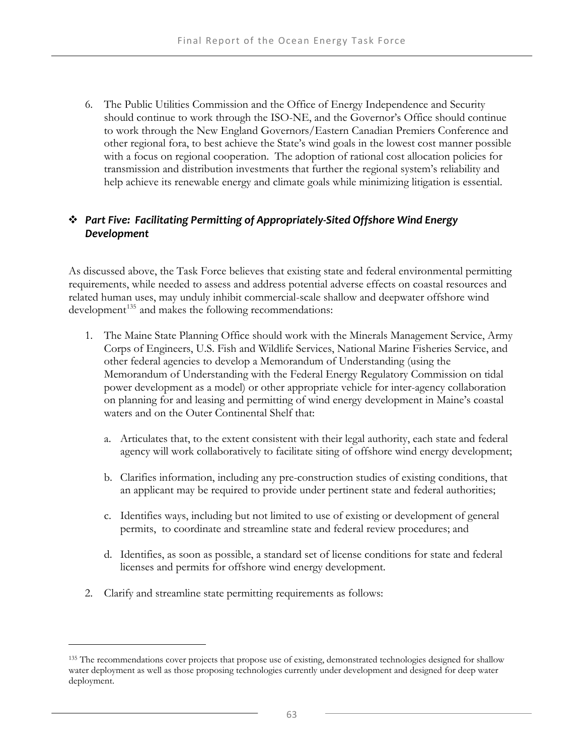6. The Public Utilities Commission and the Office of Energy Independence and Security should continue to work through the ISO-NE, and the Governor's Office should continue to work through the New England Governors/Eastern Canadian Premiers Conference and other regional fora, to best achieve the State's wind goals in the lowest cost manner possible with a focus on regional cooperation. The adoption of rational cost allocation policies for transmission and distribution investments that further the regional system's reliability and help achieve its renewable energy and climate goals while minimizing litigation is essential.

### ❖ *Part Five: Facilitating Permitting of Appropriately-Sited Offshore Wind Energy Development*

As discussed above, the Task Force believes that existing state and federal environmental permitting requirements, while needed to assess and address potential adverse effects on coastal resources and related human uses, may unduly inhibit commercial-scale shallow and deepwater offshore wind development[135] and makes the following recommendations:

1. The Maine State Planning Office should work with the Minerals Management Service, Army Corps of Engineers, U.S. Fish and Wildlife Services, National Marine Fisheries Service, and other federal agencies to develop a Memorandum of Understanding (using the Memorandum of Understanding with the Federal Energy Regulatory Commission on tidal power development as a model) or other appropriate vehicle for inter-agency collaboration on planning for and leasing and permitting of wind energy development in Maine's coastal waters and on the Outer Continental Shelf that:

   a. Articulates that, to the extent consistent with their legal authority, each state and federal agency will work collaboratively to facilitate siting of offshore wind energy development;

   b. Clarifies information, including any pre-construction studies of existing conditions, that an applicant may be required to provide under pertinent state and federal authorities;

   c. Identifies ways, including but not limited to use of existing or development of general permits, to coordinate and streamline state and federal review procedures; and

   d. Identifies, as soon as possible, a standard set of license conditions for state and federal licenses and permits for offshore wind energy development.

2. Clarify and streamline state permitting requirements as follows:

---

[135] The recommendations cover projects that propose use of existing, demonstrated technologies designed for shallow water deployment as well as those proposing technologies currently under development and designed for deep water deployment.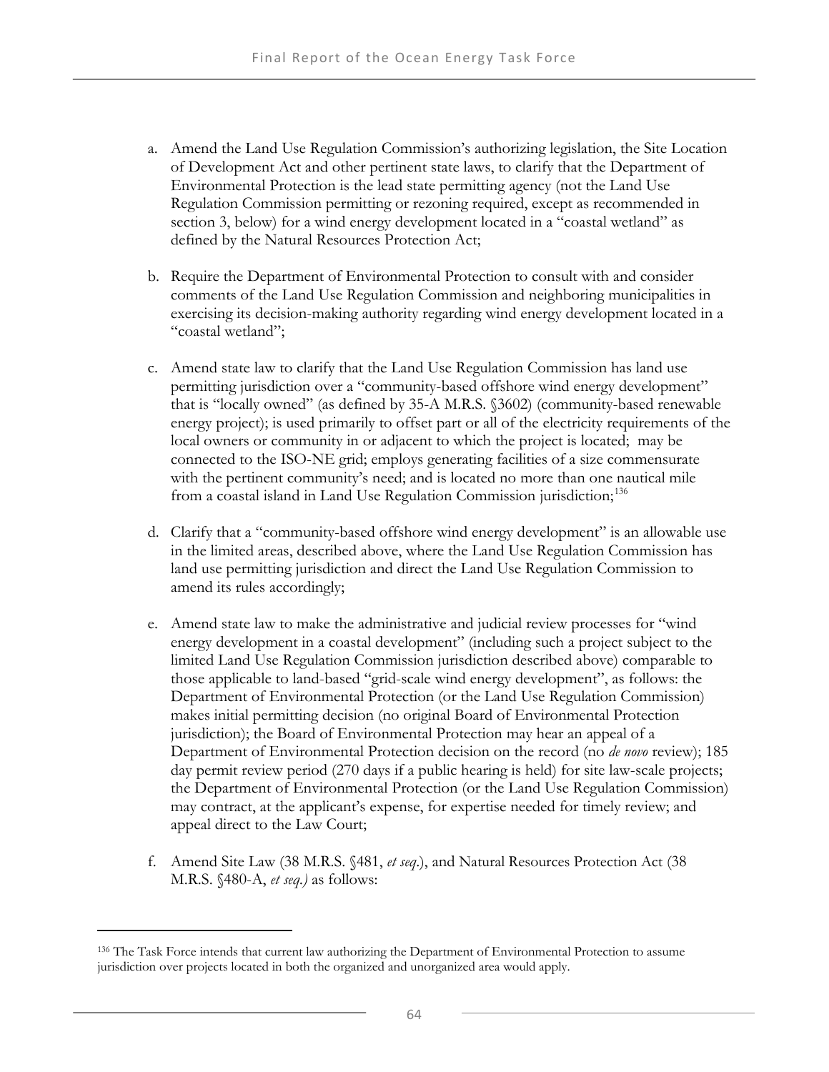a. Amend the Land Use Regulation Commission's authorizing legislation, the Site Location of Development Act and other pertinent state laws, to clarify that the Department of Environmental Protection is the lead state permitting agency (not the Land Use Regulation Commission permitting or rezoning required, except as recommended in section 3, below) for a wind energy development located in a "coastal wetland" as defined by the Natural Resources Protection Act;

b. Require the Department of Environmental Protection to consult with and consider comments of the Land Use Regulation Commission and neighboring municipalities in exercising its decision-making authority regarding wind energy development located in a "coastal wetland";

c. Amend state law to clarify that the Land Use Regulation Commission has land use permitting jurisdiction over a "community-based offshore wind energy development" that is "locally owned" (as defined by 35-A M.R.S. §3602) (community-based renewable energy project); is used primarily to offset part or all of the electricity requirements of the local owners or community in or adjacent to which the project is located; may be connected to the ISO-NE grid; employs generating facilities of a size commensurate with the pertinent community's need; and is located no more than one nautical mile from a coastal island in Land Use Regulation Commission jurisdiction;[136]

d. Clarify that a "community-based offshore wind energy development" is an allowable use in the limited areas, described above, where the Land Use Regulation Commission has land use permitting jurisdiction and direct the Land Use Regulation Commission to amend its rules accordingly;

e. Amend state law to make the administrative and judicial review processes for "wind energy development in a coastal development" (including such a project subject to the limited Land Use Regulation Commission jurisdiction described above) comparable to those applicable to land-based "grid-scale wind energy development", as follows: the Department of Environmental Protection (or the Land Use Regulation Commission) makes initial permitting decision (no original Board of Environmental Protection jurisdiction); the Board of Environmental Protection may hear an appeal of a Department of Environmental Protection decision on the record (no *de novo* review); 185 day permit review period (270 days if a public hearing is held) for site law-scale projects; the Department of Environmental Protection (or the Land Use Regulation Commission) may contract, at the applicant's expense, for expertise needed for timely review; and appeal direct to the Law Court;

f. Amend Site Law (38 M.R.S. §481, *et seq*.), and Natural Resources Protection Act (38 M.R.S. §480-A, *et seq.)* as follows:

---

[136] The Task Force intends that current law authorizing the Department of Environmental Protection to assume jurisdiction over projects located in both the organized and unorganized area would apply.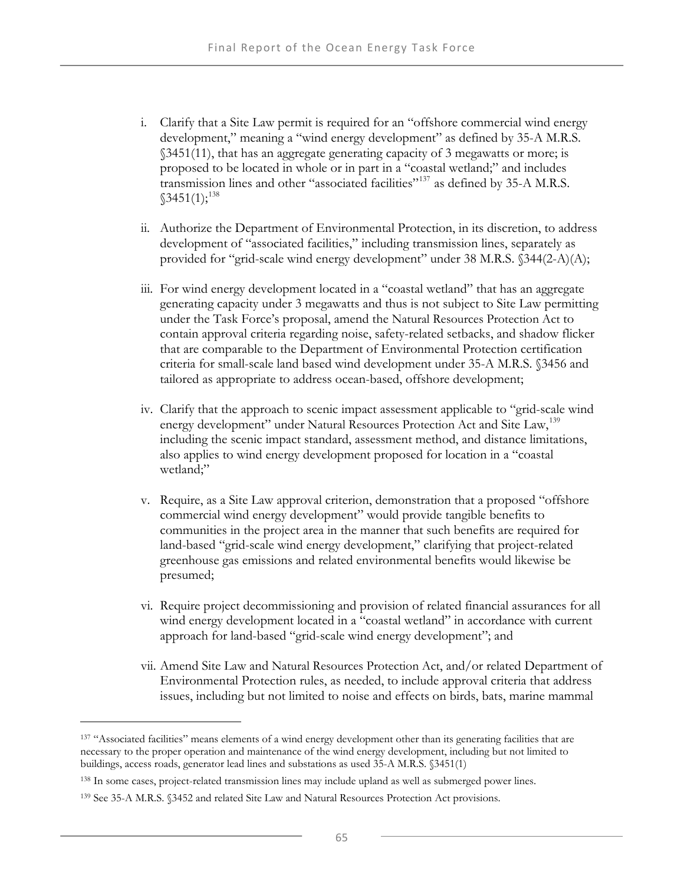i. Clarify that a Site Law permit is required for an "offshore commercial wind energy development," meaning a "wind energy development" as defined by 35-A M.R.S. §3451(11), that has an aggregate generating capacity of 3 megawatts or more; is proposed to be located in whole or in part in a "coastal wetland;" and includes transmission lines and other "associated facilities"[137] as defined by 35-A M.R.S. §3451(1);[138]

ii. Authorize the Department of Environmental Protection, in its discretion, to address development of "associated facilities," including transmission lines, separately as provided for "grid-scale wind energy development" under 38 M.R.S. §344(2-A)(A);

iii. For wind energy development located in a "coastal wetland" that has an aggregate generating capacity under 3 megawatts and thus is not subject to Site Law permitting under the Task Force's proposal, amend the Natural Resources Protection Act to contain approval criteria regarding noise, safety-related setbacks, and shadow flicker that are comparable to the Department of Environmental Protection certification criteria for small-scale land based wind development under 35-A M.R.S. §3456 and tailored as appropriate to address ocean-based, offshore development;

iv. Clarify that the approach to scenic impact assessment applicable to "grid-scale wind energy development" under Natural Resources Protection Act and Site Law,[139] including the scenic impact standard, assessment method, and distance limitations, also applies to wind energy development proposed for location in a "coastal wetland;"

v. Require, as a Site Law approval criterion, demonstration that a proposed "offshore commercial wind energy development" would provide tangible benefits to communities in the project area in the manner that such benefits are required for land-based "grid-scale wind energy development," clarifying that project-related greenhouse gas emissions and related environmental benefits would likewise be presumed;

vi. Require project decommissioning and provision of related financial assurances for all wind energy development located in a "coastal wetland" in accordance with current approach for land-based "grid-scale wind energy development"; and

vii. Amend Site Law and Natural Resources Protection Act, and/or related Department of Environmental Protection rules, as needed, to include approval criteria that address issues, including but not limited to noise and effects on birds, bats, marine mammal

---

[137] "Associated facilities" means elements of a wind energy development other than its generating facilities that are necessary to the proper operation and maintenance of the wind energy development, including but not limited to buildings, access roads, generator lead lines and substations as used 35-A M.R.S. §3451(1)

[138] In some cases, project-related transmission lines may include upland as well as submerged power lines.

[139] See 35-A M.R.S. §3452 and related Site Law and Natural Resources Protection Act provisions.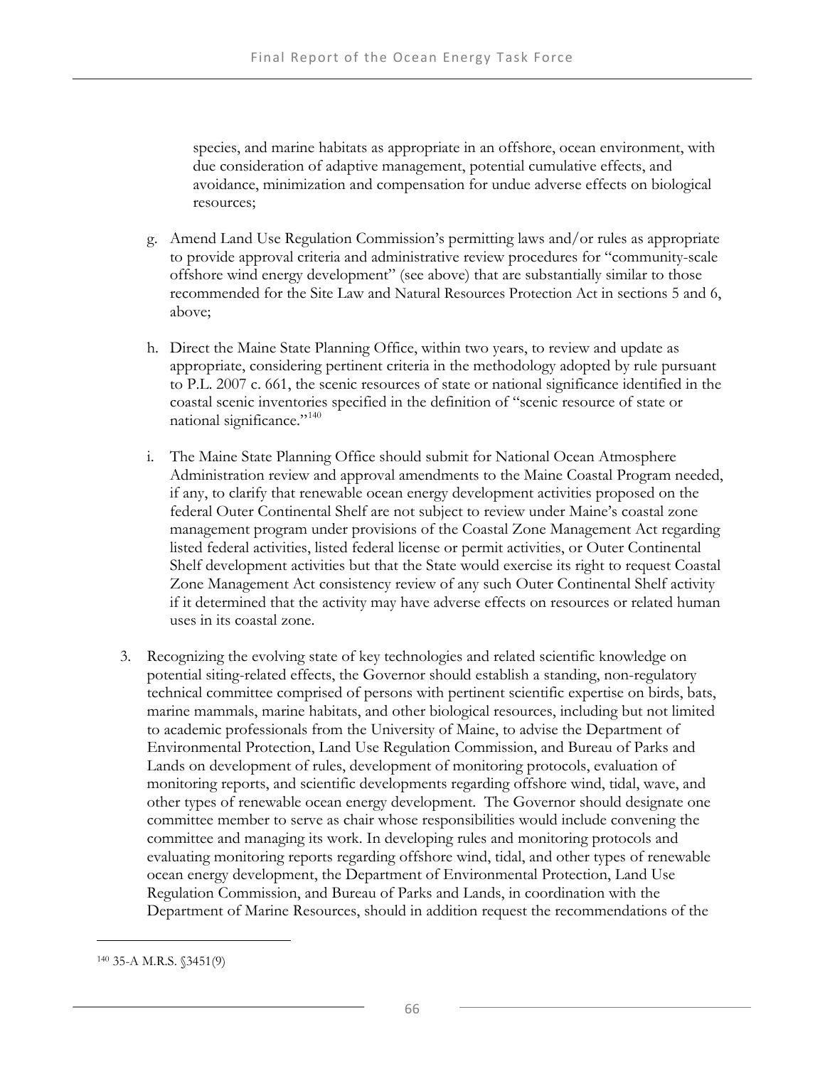species, and marine habitats as appropriate in an offshore, ocean environment, with due consideration of adaptive management, potential cumulative effects, and avoidance, minimization and compensation for undue adverse effects on biological resources;

g. Amend Land Use Regulation Commission's permitting laws and/or rules as appropriate to provide approval criteria and administrative review procedures for "community-scale offshore wind energy development" (see above) that are substantially similar to those recommended for the Site Law and Natural Resources Protection Act in sections 5 and 6, above;

h. Direct the Maine State Planning Office, within two years, to review and update as appropriate, considering pertinent criteria in the methodology adopted by rule pursuant to P.L. 2007 c. 661, the scenic resources of state or national significance identified in the coastal scenic inventories specified in the definition of "scenic resource of state or national significance."[140]

i. The Maine State Planning Office should submit for National Ocean Atmosphere Administration review and approval amendments to the Maine Coastal Program needed, if any, to clarify that renewable ocean energy development activities proposed on the federal Outer Continental Shelf are not subject to review under Maine's coastal zone management program under provisions of the Coastal Zone Management Act regarding listed federal activities, listed federal license or permit activities, or Outer Continental Shelf development activities but that the State would exercise its right to request Coastal Zone Management Act consistency review of any such Outer Continental Shelf activity if it determined that the activity may have adverse effects on resources or related human uses in its coastal zone.

3. Recognizing the evolving state of key technologies and related scientific knowledge on potential siting-related effects, the Governor should establish a standing, non-regulatory technical committee comprised of persons with pertinent scientific expertise on birds, bats, marine mammals, marine habitats, and other biological resources, including but not limited to academic professionals from the University of Maine, to advise the Department of Environmental Protection, Land Use Regulation Commission, and Bureau of Parks and Lands on development of rules, development of monitoring protocols, evaluation of monitoring reports, and scientific developments regarding offshore wind, tidal, wave, and other types of renewable ocean energy development. The Governor should designate one committee member to serve as chair whose responsibilities would include convening the committee and managing its work. In developing rules and monitoring protocols and evaluating monitoring reports regarding offshore wind, tidal, and other types of renewable ocean energy development, the Department of Environmental Protection, Land Use Regulation Commission, and Bureau of Parks and Lands, in coordination with the Department of Marine Resources, should in addition request the recommendations of the

[140] 35-A M.R.S. §3451(9)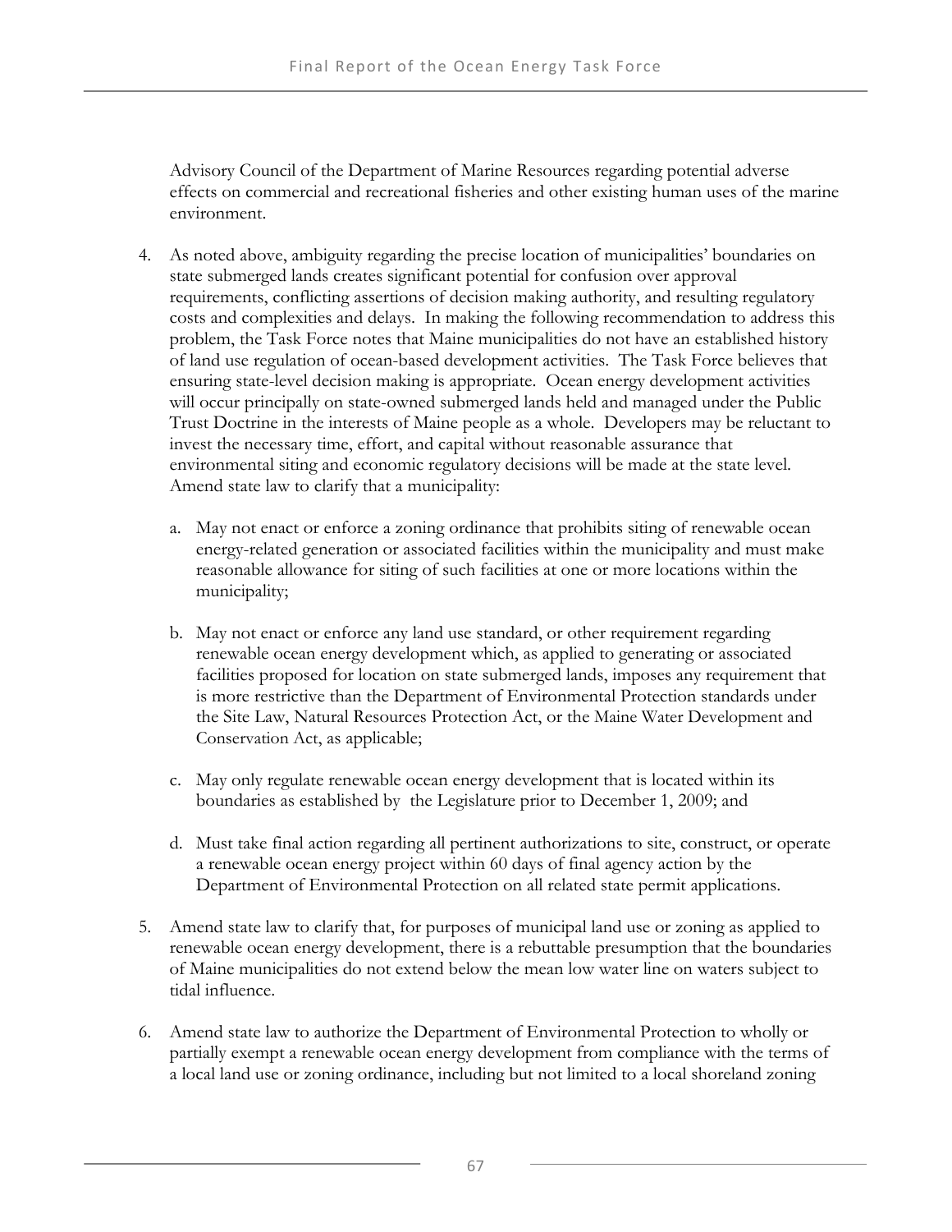Advisory Council of the Department of Marine Resources regarding potential adverse effects on commercial and recreational fisheries and other existing human uses of the marine environment.

4. As noted above, ambiguity regarding the precise location of municipalities' boundaries on state submerged lands creates significant potential for confusion over approval requirements, conflicting assertions of decision making authority, and resulting regulatory costs and complexities and delays. In making the following recommendation to address this problem, the Task Force notes that Maine municipalities do not have an established history of land use regulation of ocean-based development activities. The Task Force believes that ensuring state-level decision making is appropriate. Ocean energy development activities will occur principally on state-owned submerged lands held and managed under the Public Trust Doctrine in the interests of Maine people as a whole. Developers may be reluctant to invest the necessary time, effort, and capital without reasonable assurance that environmental siting and economic regulatory decisions will be made at the state level. Amend state law to clarify that a municipality:

   a. May not enact or enforce a zoning ordinance that prohibits siting of renewable ocean energy-related generation or associated facilities within the municipality and must make reasonable allowance for siting of such facilities at one or more locations within the municipality;

   b. May not enact or enforce any land use standard, or other requirement regarding renewable ocean energy development which, as applied to generating or associated facilities proposed for location on state submerged lands, imposes any requirement that is more restrictive than the Department of Environmental Protection standards under the Site Law, Natural Resources Protection Act, or the Maine Water Development and Conservation Act, as applicable;

   c. May only regulate renewable ocean energy development that is located within its boundaries as established by the Legislature prior to December 1, 2009; and

   d. Must take final action regarding all pertinent authorizations to site, construct, or operate a renewable ocean energy project within 60 days of final agency action by the Department of Environmental Protection on all related state permit applications.

5. Amend state law to clarify that, for purposes of municipal land use or zoning as applied to renewable ocean energy development, there is a rebuttable presumption that the boundaries of Maine municipalities do not extend below the mean low water line on waters subject to tidal influence.

6. Amend state law to authorize the Department of Environmental Protection to wholly or partially exempt a renewable ocean energy development from compliance with the terms of a local land use or zoning ordinance, including but not limited to a local shoreland zoning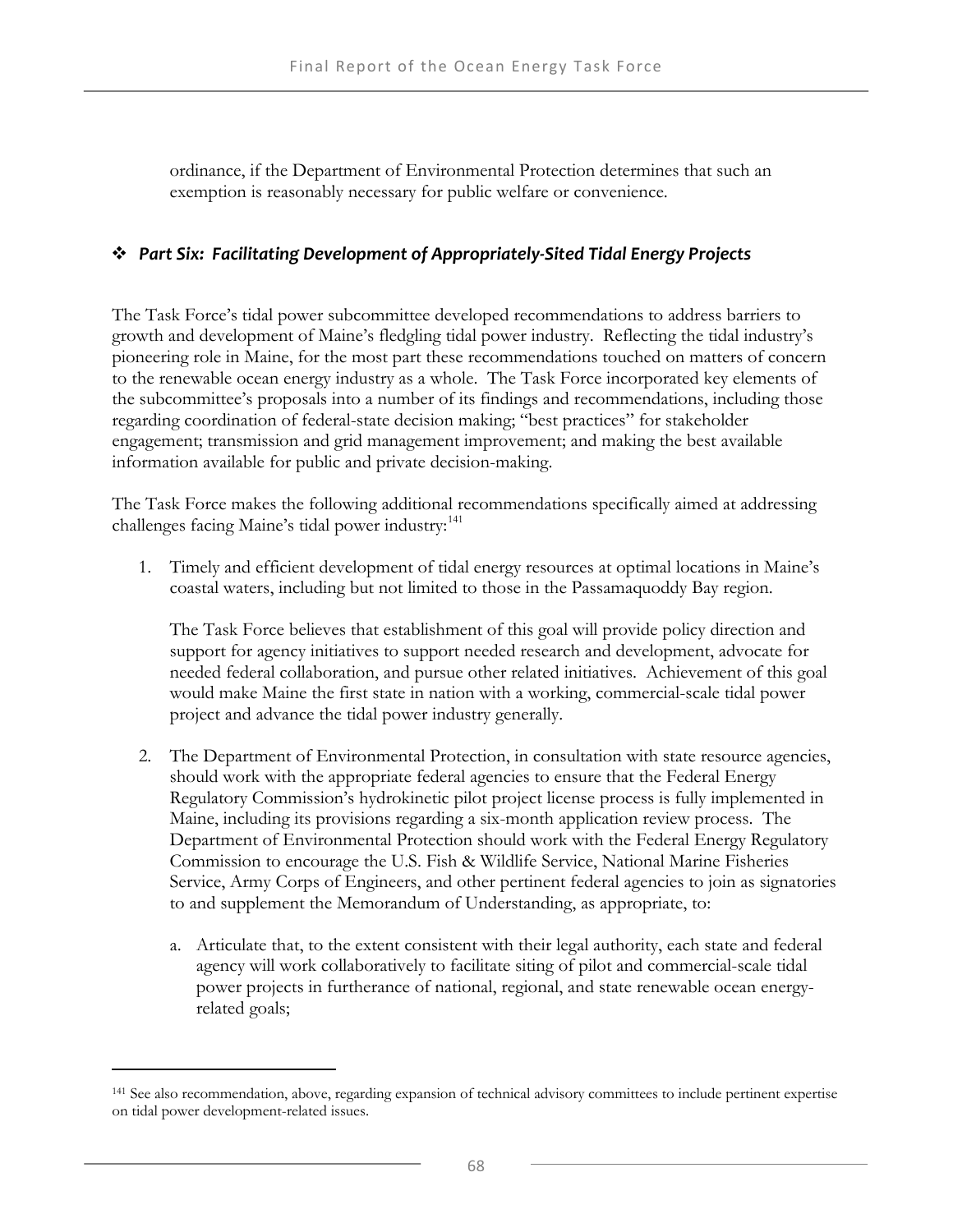ordinance, if the Department of Environmental Protection determines that such an exemption is reasonably necessary for public welfare or convenience.

## ❖ *Part Six: Facilitating Development of Appropriately-Sited Tidal Energy Projects*

The Task Force's tidal power subcommittee developed recommendations to address barriers to growth and development of Maine's fledgling tidal power industry. Reflecting the tidal industry's pioneering role in Maine, for the most part these recommendations touched on matters of concern to the renewable ocean energy industry as a whole. The Task Force incorporated key elements of the subcommittee's proposals into a number of its findings and recommendations, including those regarding coordination of federal-state decision making; "best practices" for stakeholder engagement; transmission and grid management improvement; and making the best available information available for public and private decision-making.

The Task Force makes the following additional recommendations specifically aimed at addressing challenges facing Maine's tidal power industry:[141]

1. Timely and efficient development of tidal energy resources at optimal locations in Maine's coastal waters, including but not limited to those in the Passamaquoddy Bay region.

   The Task Force believes that establishment of this goal will provide policy direction and support for agency initiatives to support needed research and development, advocate for needed federal collaboration, and pursue other related initiatives. Achievement of this goal would make Maine the first state in nation with a working, commercial-scale tidal power project and advance the tidal power industry generally.

2. The Department of Environmental Protection, in consultation with state resource agencies, should work with the appropriate federal agencies to ensure that the Federal Energy Regulatory Commission's hydrokinetic pilot project license process is fully implemented in Maine, including its provisions regarding a six-month application review process. The Department of Environmental Protection should work with the Federal Energy Regulatory Commission to encourage the U.S. Fish & Wildlife Service, National Marine Fisheries Service, Army Corps of Engineers, and other pertinent federal agencies to join as signatories to and supplement the Memorandum of Understanding, as appropriate, to:

   a. Articulate that, to the extent consistent with their legal authority, each state and federal agency will work collaboratively to facilitate siting of pilot and commercial-scale tidal power projects in furtherance of national, regional, and state renewable ocean energy-related goals;

[141] See also recommendation, above, regarding expansion of technical advisory committees to include pertinent expertise on tidal power development-related issues.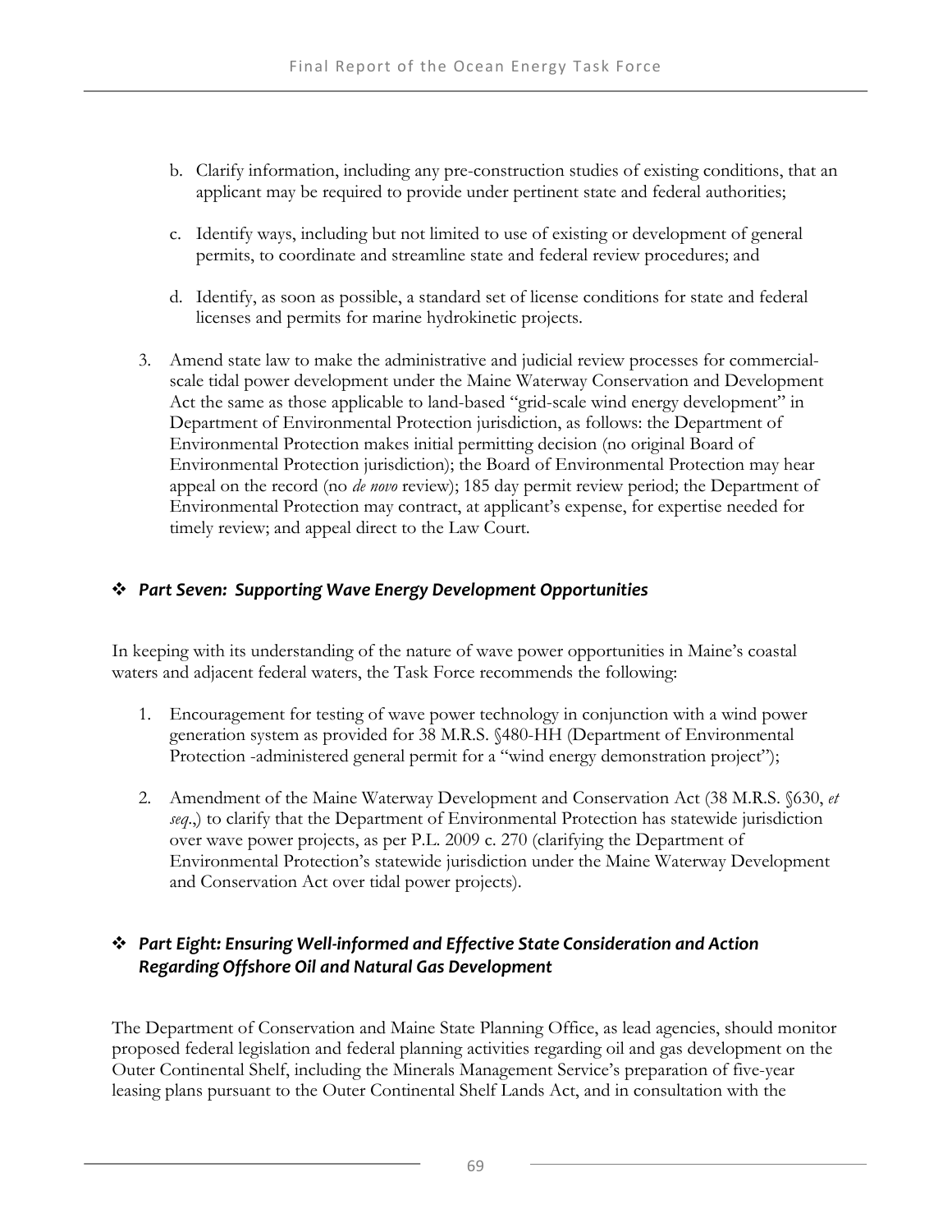b. Clarify information, including any pre-construction studies of existing conditions, that an applicant may be required to provide under pertinent state and federal authorities;

c. Identify ways, including but not limited to use of existing or development of general permits, to coordinate and streamline state and federal review procedures; and

d. Identify, as soon as possible, a standard set of license conditions for state and federal licenses and permits for marine hydrokinetic projects.

3. Amend state law to make the administrative and judicial review processes for commercial-scale tidal power development under the Maine Waterway Conservation and Development Act the same as those applicable to land-based "grid-scale wind energy development" in Department of Environmental Protection jurisdiction, as follows: the Department of Environmental Protection makes initial permitting decision (no original Board of Environmental Protection jurisdiction); the Board of Environmental Protection may hear appeal on the record (no *de novo* review); 185 day permit review period; the Department of Environmental Protection may contract, at applicant's expense, for expertise needed for timely review; and appeal direct to the Law Court.

## ❖ *Part Seven: Supporting Wave Energy Development Opportunities*

In keeping with its understanding of the nature of wave power opportunities in Maine's coastal waters and adjacent federal waters, the Task Force recommends the following:

1. Encouragement for testing of wave power technology in conjunction with a wind power generation system as provided for 38 M.R.S. §480-HH (Department of Environmental Protection -administered general permit for a "wind energy demonstration project");

2. Amendment of the Maine Waterway Development and Conservation Act (38 M.R.S. §630, *et seq*.,) to clarify that the Department of Environmental Protection has statewide jurisdiction over wave power projects, as per P.L. 2009 c. 270 (clarifying the Department of Environmental Protection's statewide jurisdiction under the Maine Waterway Development and Conservation Act over tidal power projects).

## ❖ *Part Eight: Ensuring Well-informed and Effective State Consideration and Action Regarding Offshore Oil and Natural Gas Development*

The Department of Conservation and Maine State Planning Office, as lead agencies, should monitor proposed federal legislation and federal planning activities regarding oil and gas development on the Outer Continental Shelf, including the Minerals Management Service's preparation of five-year leasing plans pursuant to the Outer Continental Shelf Lands Act, and in consultation with the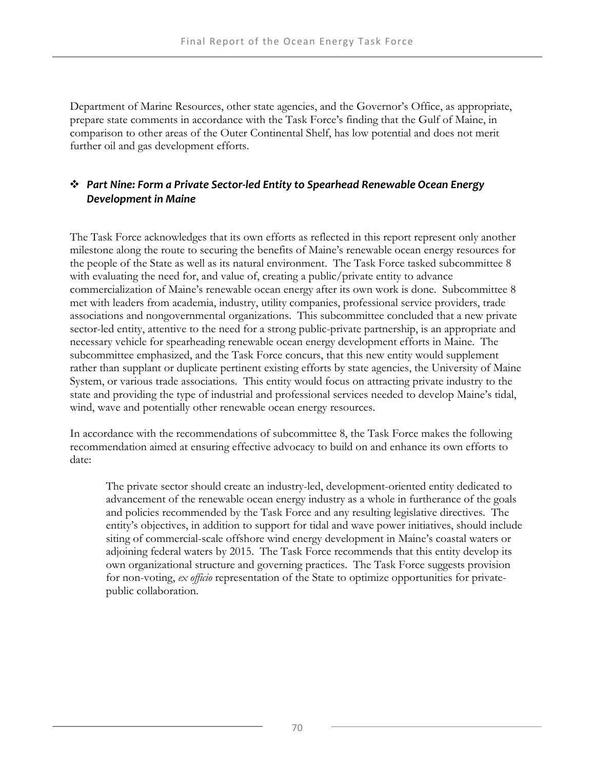Department of Marine Resources, other state agencies, and the Governor's Office, as appropriate, prepare state comments in accordance with the Task Force's finding that the Gulf of Maine, in comparison to other areas of the Outer Continental Shelf, has low potential and does not merit further oil and gas development efforts.

### ❖ *Part Nine: Form a Private Sector-led Entity to Spearhead Renewable Ocean Energy Development in Maine*

The Task Force acknowledges that its own efforts as reflected in this report represent only another milestone along the route to securing the benefits of Maine's renewable ocean energy resources for the people of the State as well as its natural environment. The Task Force tasked subcommittee 8 with evaluating the need for, and value of, creating a public/private entity to advance commercialization of Maine's renewable ocean energy after its own work is done. Subcommittee 8 met with leaders from academia, industry, utility companies, professional service providers, trade associations and nongovernmental organizations. This subcommittee concluded that a new private sector-led entity, attentive to the need for a strong public-private partnership, is an appropriate and necessary vehicle for spearheading renewable ocean energy development efforts in Maine. The subcommittee emphasized, and the Task Force concurs, that this new entity would supplement rather than supplant or duplicate pertinent existing efforts by state agencies, the University of Maine System, or various trade associations. This entity would focus on attracting private industry to the state and providing the type of industrial and professional services needed to develop Maine's tidal, wind, wave and potentially other renewable ocean energy resources.

In accordance with the recommendations of subcommittee 8, the Task Force makes the following recommendation aimed at ensuring effective advocacy to build on and enhance its own efforts to date:

> The private sector should create an industry-led, development-oriented entity dedicated to advancement of the renewable ocean energy industry as a whole in furtherance of the goals and policies recommended by the Task Force and any resulting legislative directives. The entity's objectives, in addition to support for tidal and wave power initiatives, should include siting of commercial-scale offshore wind energy development in Maine's coastal waters or adjoining federal waters by 2015. The Task Force recommends that this entity develop its own organizational structure and governing practices. The Task Force suggests provision for non-voting, *ex officio* representation of the State to optimize opportunities for private-public collaboration.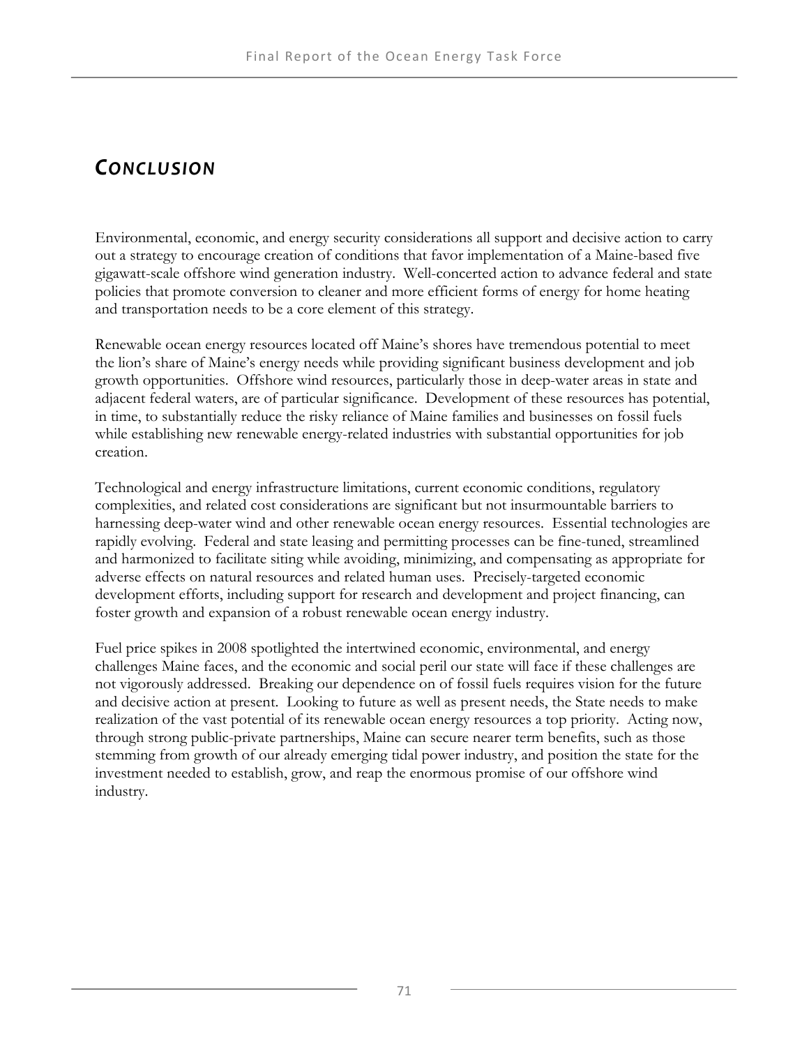## *Conclusion*

Environmental, economic, and energy security considerations all support and decisive action to carry out a strategy to encourage creation of conditions that favor implementation of a Maine-based five gigawatt-scale offshore wind generation industry. Well-concerted action to advance federal and state policies that promote conversion to cleaner and more efficient forms of energy for home heating and transportation needs to be a core element of this strategy.

Renewable ocean energy resources located off Maine's shores have tremendous potential to meet the lion's share of Maine's energy needs while providing significant business development and job growth opportunities. Offshore wind resources, particularly those in deep-water areas in state and adjacent federal waters, are of particular significance. Development of these resources has potential, in time, to substantially reduce the risky reliance of Maine families and businesses on fossil fuels while establishing new renewable energy-related industries with substantial opportunities for job creation.

Technological and energy infrastructure limitations, current economic conditions, regulatory complexities, and related cost considerations are significant but not insurmountable barriers to harnessing deep-water wind and other renewable ocean energy resources. Essential technologies are rapidly evolving. Federal and state leasing and permitting processes can be fine-tuned, streamlined and harmonized to facilitate siting while avoiding, minimizing, and compensating as appropriate for adverse effects on natural resources and related human uses. Precisely-targeted economic development efforts, including support for research and development and project financing, can foster growth and expansion of a robust renewable ocean energy industry.

Fuel price spikes in 2008 spotlighted the intertwined economic, environmental, and energy challenges Maine faces, and the economic and social peril our state will face if these challenges are not vigorously addressed. Breaking our dependence on of fossil fuels requires vision for the future and decisive action at present. Looking to future as well as present needs, the State needs to make realization of the vast potential of its renewable ocean energy resources a top priority. Acting now, through strong public-private partnerships, Maine can secure nearer term benefits, such as those stemming from growth of our already emerging tidal power industry, and position the state for the investment needed to establish, grow, and reap the enormous promise of our offshore wind industry.